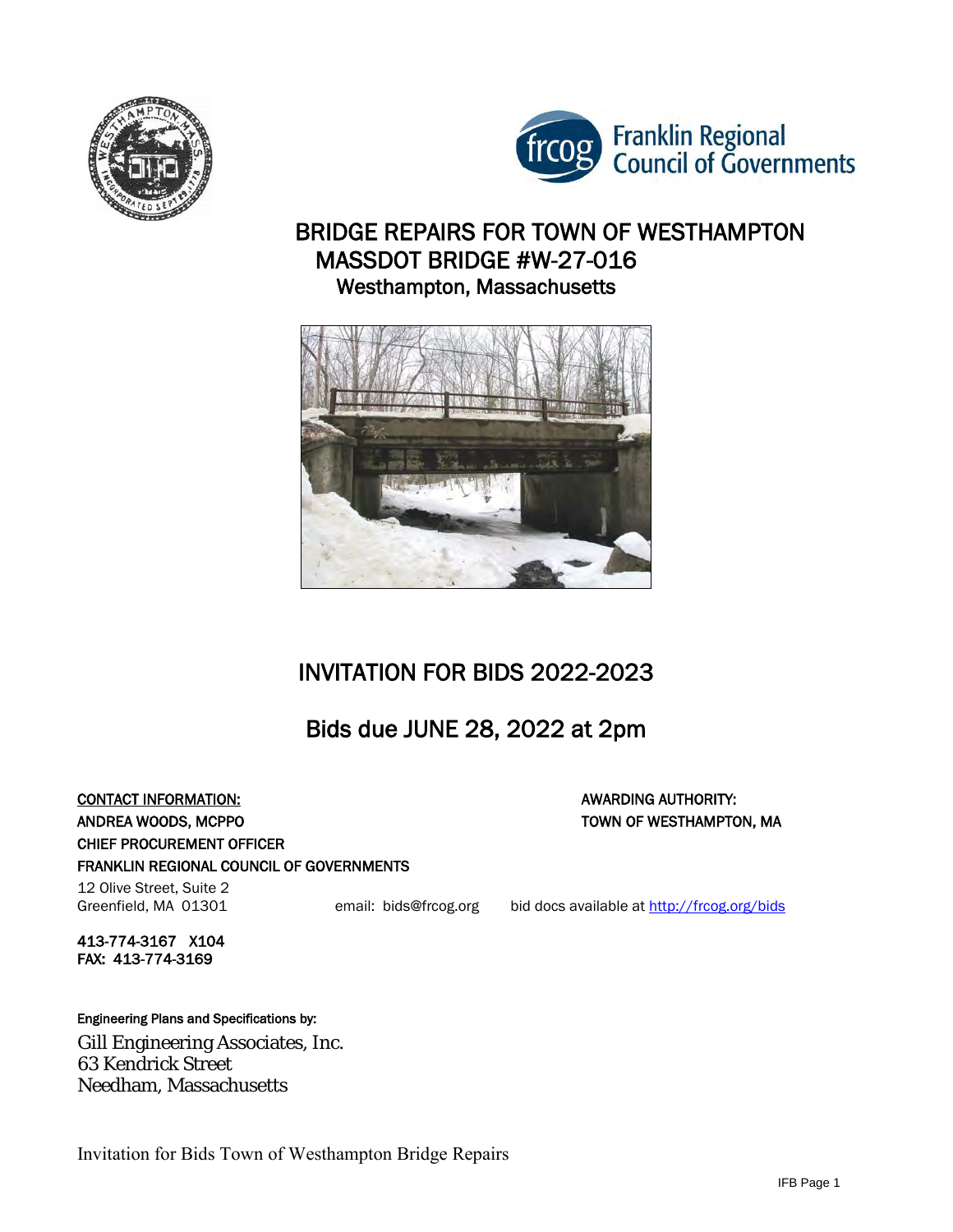# BRIDGE REPAIRS FOR TOWN OF WESTHAMPTON

## MASSDOT BRIDGE #W-27-016

### Westhampton, Massachusetts

## INVITATION FOR BIDS 2022-2023

## Bids due JUNE 28, 2022 at 2pm

**CONTACT INFORMATION:**

**ANDREA WOODS, MCPPO**
**CHIEF PROCUREMENT OFFICER**
**FRANKLIN REGIONAL COUNCIL OF GOVERNMENTS**
12 Olive Street, Suite 2
Greenfield, MA 01301

email: bids@frcog.org

bid docs available at http://frcog.org/bids

**413-774-3167 X104**
**FAX: 413-774-3169**

**AWARDING AUTHORITY:**
**TOWN OF WESTHAMPTON, MA**

**Engineering Plans and Specifications by:**

Gill Engineering Associates, Inc.
63 Kendrick Street
Needham, Massachusetts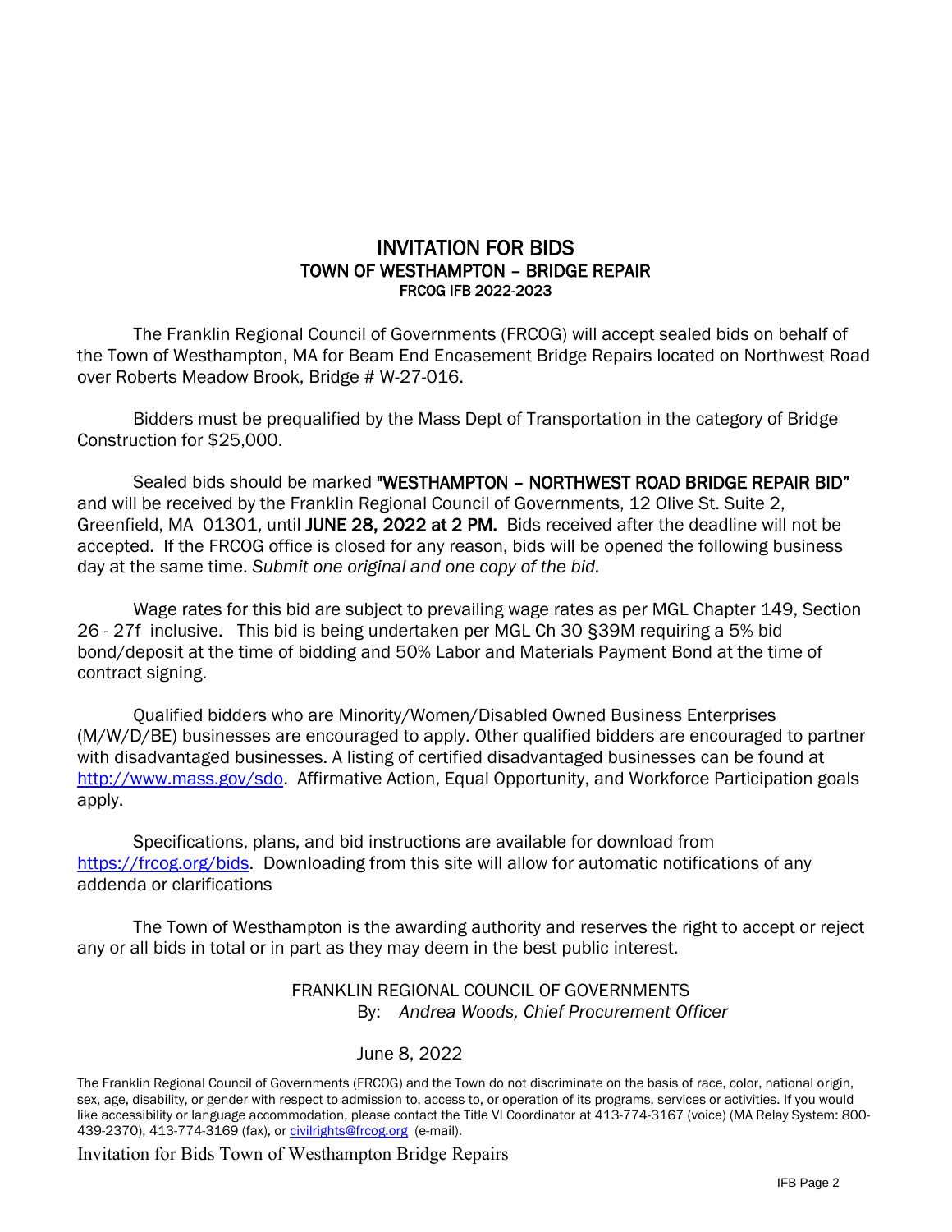# INVITATION FOR BIDS
## TOWN OF WESTHAMPTON – BRIDGE REPAIR
### FRCOG IFB 2022-2023

The Franklin Regional Council of Governments (FRCOG) will accept sealed bids on behalf of the Town of Westhampton, MA for Beam End Encasement Bridge Repairs located on Northwest Road over Roberts Meadow Brook, Bridge # W-27-016.

Bidders must be prequalified by the Mass Dept of Transportation in the category of Bridge Construction for $25,000.

Sealed bids should be marked **"WESTHAMPTON – NORTHWEST ROAD BRIDGE REPAIR BID"** and will be received by the Franklin Regional Council of Governments, 12 Olive St. Suite 2, Greenfield, MA 01301, until **JUNE 28, 2022 at 2 PM.** Bids received after the deadline will not be accepted. If the FRCOG office is closed for any reason, bids will be opened the following business day at the same time. *Submit one original and one copy of the bid.*

Wage rates for this bid are subject to prevailing wage rates as per MGL Chapter 149, Section 26 - 27f inclusive. This bid is being undertaken per MGL Ch 30 §39M requiring a 5% bid bond/deposit at the time of bidding and 50% Labor and Materials Payment Bond at the time of contract signing.

Qualified bidders who are Minority/Women/Disabled Owned Business Enterprises (M/W/D/BE) businesses are encouraged to apply. Other qualified bidders are encouraged to partner with disadvantaged businesses. A listing of certified disadvantaged businesses can be found at http://www.mass.gov/sdo. Affirmative Action, Equal Opportunity, and Workforce Participation goals apply.

Specifications, plans, and bid instructions are available for download from https://frcog.org/bids. Downloading from this site will allow for automatic notifications of any addenda or clarifications

The Town of Westhampton is the awarding authority and reserves the right to accept or reject any or all bids in total or in part as they may deem in the best public interest.

FRANKLIN REGIONAL COUNCIL OF GOVERNMENTS
By: *Andrea Woods, Chief Procurement Officer*

June 8, 2022

The Franklin Regional Council of Governments (FRCOG) and the Town do not discriminate on the basis of race, color, national origin, sex, age, disability, or gender with respect to admission to, access to, or operation of its programs, services or activities. If you would like accessibility or language accommodation, please contact the Title VI Coordinator at 413-774-3167 (voice) (MA Relay System: 800-439-2370), 413-774-3169 (fax), or civilrights@frcog.org (e-mail).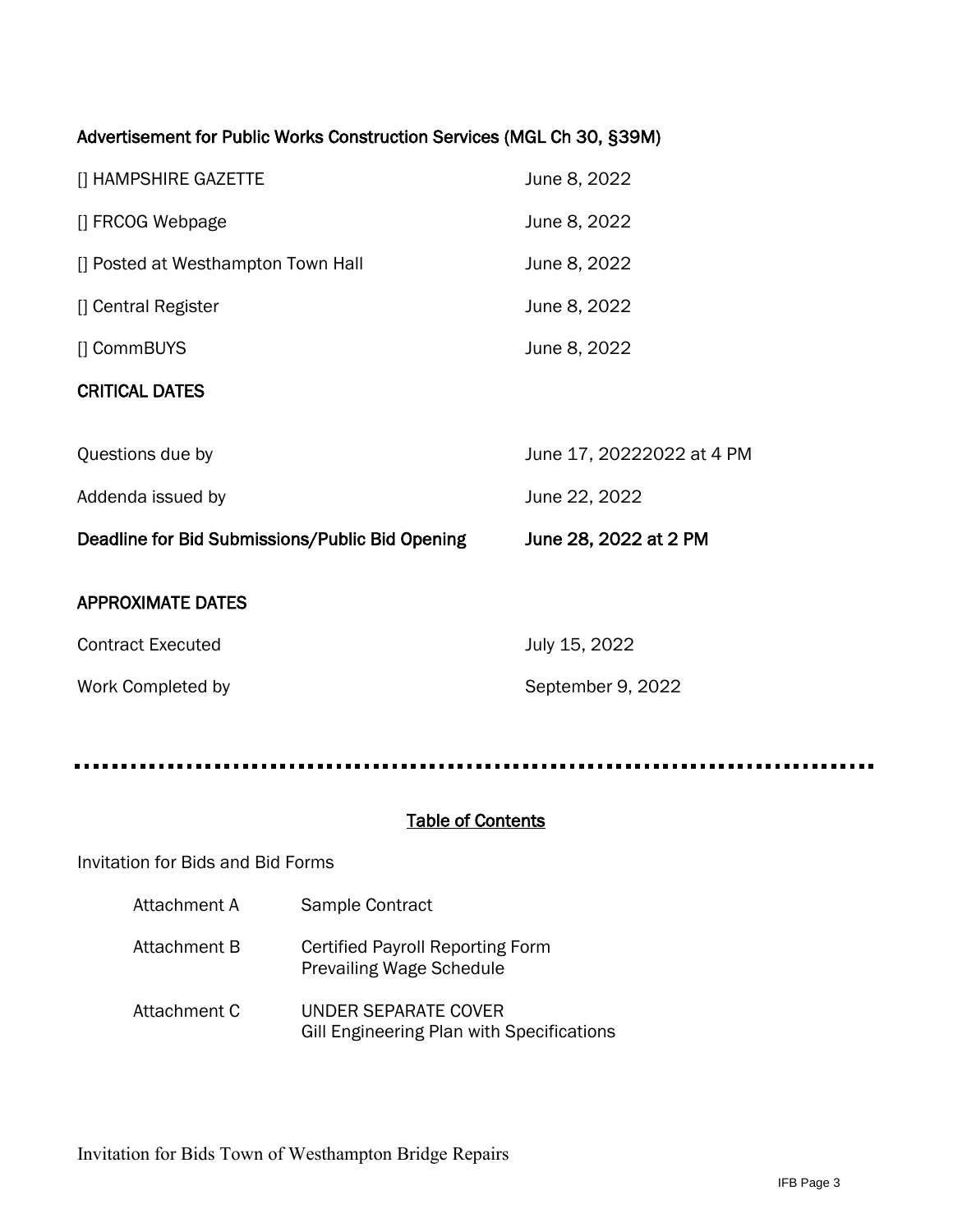## Advertisement for Public Works Construction Services (MGL Ch 30, §39M)

| | |
|---|---|
| [] HAMPSHIRE GAZETTE | June 8, 2022 |
| [] FRCOG Webpage | June 8, 2022 |
| [] Posted at Westhampton Town Hall | June 8, 2022 |
| [] Central Register | June 8, 2022 |
| [] CommBUYS | June 8, 2022 |

## CRITICAL DATES

| | |
|---|---|
| Questions due by | June 17, 20222022 at 4 PM |
| Addenda issued by | June 22, 2022 |
| **Deadline for Bid Submissions/Public Bid Opening** | **June 28, 2022 at 2 PM** |

## APPROXIMATE DATES

| | |
|---|---|
| Contract Executed | July 15, 2022 |
| Work Completed by | September 9, 2022 |

---

## Table of Contents

Invitation for Bids and Bid Forms

| | |
|---|---|
| Attachment A | Sample Contract |
| Attachment B | Certified Payroll Reporting Form<br>Prevailing Wage Schedule |
| Attachment C | UNDER SEPARATE COVER<br>Gill Engineering Plan with Specifications |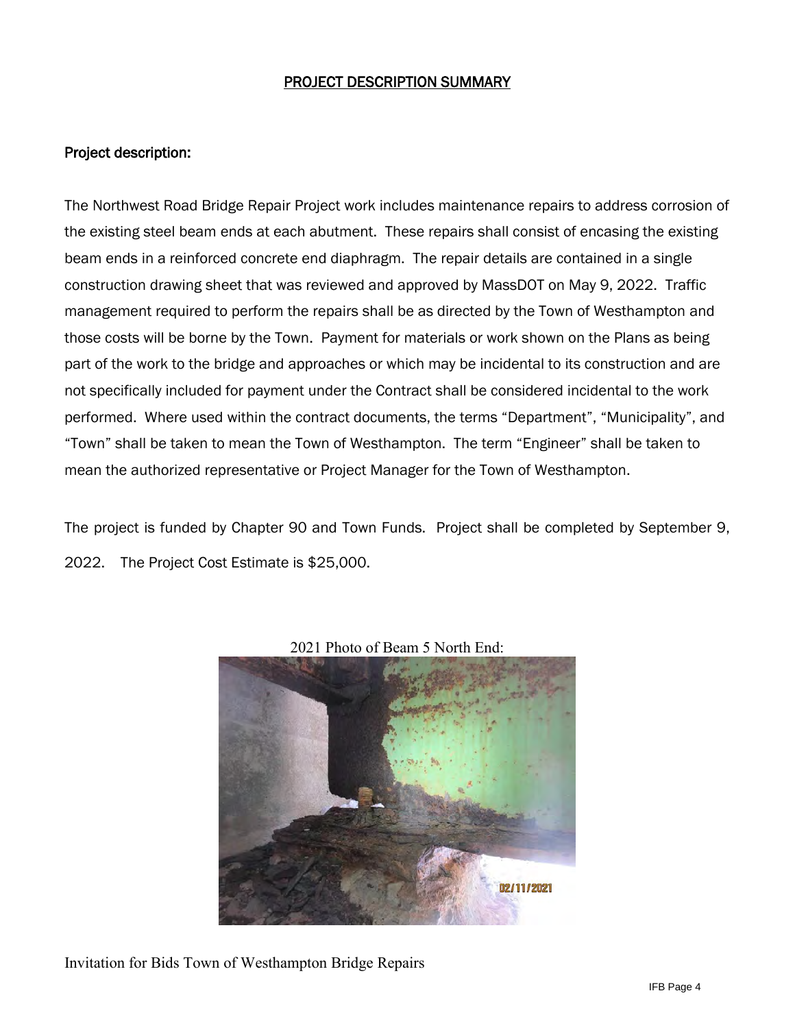# PROJECT DESCRIPTION SUMMARY

## Project description:

The Northwest Road Bridge Repair Project work includes maintenance repairs to address corrosion of the existing steel beam ends at each abutment. These repairs shall consist of encasing the existing beam ends in a reinforced concrete end diaphragm. The repair details are contained in a single construction drawing sheet that was reviewed and approved by MassDOT on May 9, 2022. Traffic management required to perform the repairs shall be as directed by the Town of Westhampton and those costs will be borne by the Town. Payment for materials or work shown on the Plans as being part of the work to the bridge and approaches or which may be incidental to its construction and are not specifically included for payment under the Contract shall be considered incidental to the work performed. Where used within the contract documents, the terms "Department", "Municipality", and "Town" shall be taken to mean the Town of Westhampton. The term "Engineer" shall be taken to mean the authorized representative or Project Manager for the Town of Westhampton.

The project is funded by Chapter 90 and Town Funds. Project shall be completed by September 9, 2022. The Project Cost Estimate is $25,000.

2021 Photo of Beam 5 North End:

Invitation for Bids Town of Westhampton Bridge Repairs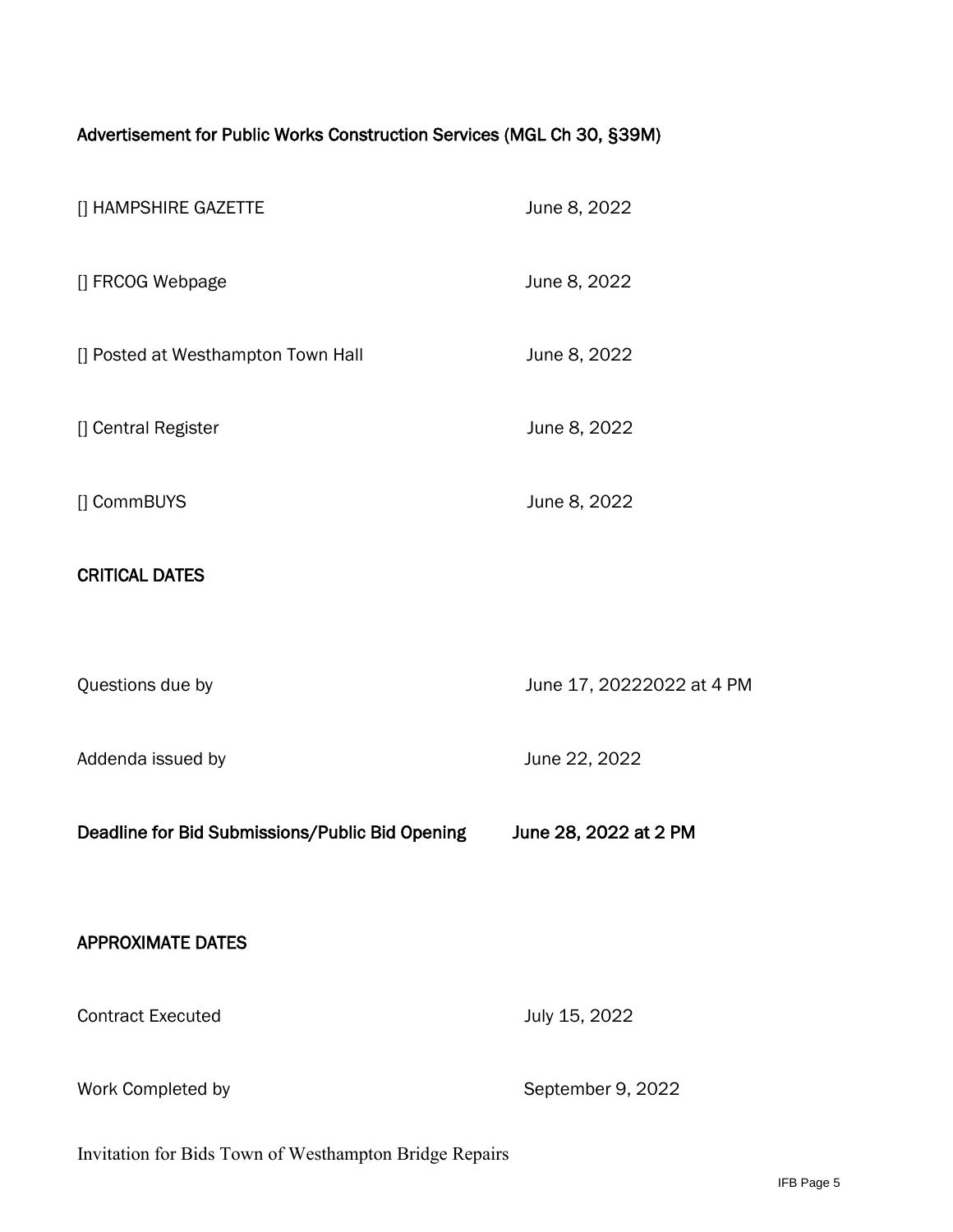## Advertisement for Public Works Construction Services (MGL Ch 30, §39M)

| | |
|---|---|
| [] HAMPSHIRE GAZETTE | June 8, 2022 |
| [] FRCOG Webpage | June 8, 2022 |
| [] Posted at Westhampton Town Hall | June 8, 2022 |
| [] Central Register | June 8, 2022 |
| [] CommBUYS | June 8, 2022 |

## CRITICAL DATES

| | |
|---|---|
| Questions due by | June 17, 20222022 at 4 PM |
| Addenda issued by | June 22, 2022 |
| **Deadline for Bid Submissions/Public Bid Opening** | **June 28, 2022 at 2 PM** |

## APPROXIMATE DATES

| | |
|---|---|
| Contract Executed | July 15, 2022 |
| Work Completed by | September 9, 2022 |

Invitation for Bids Town of Westhampton Bridge Repairs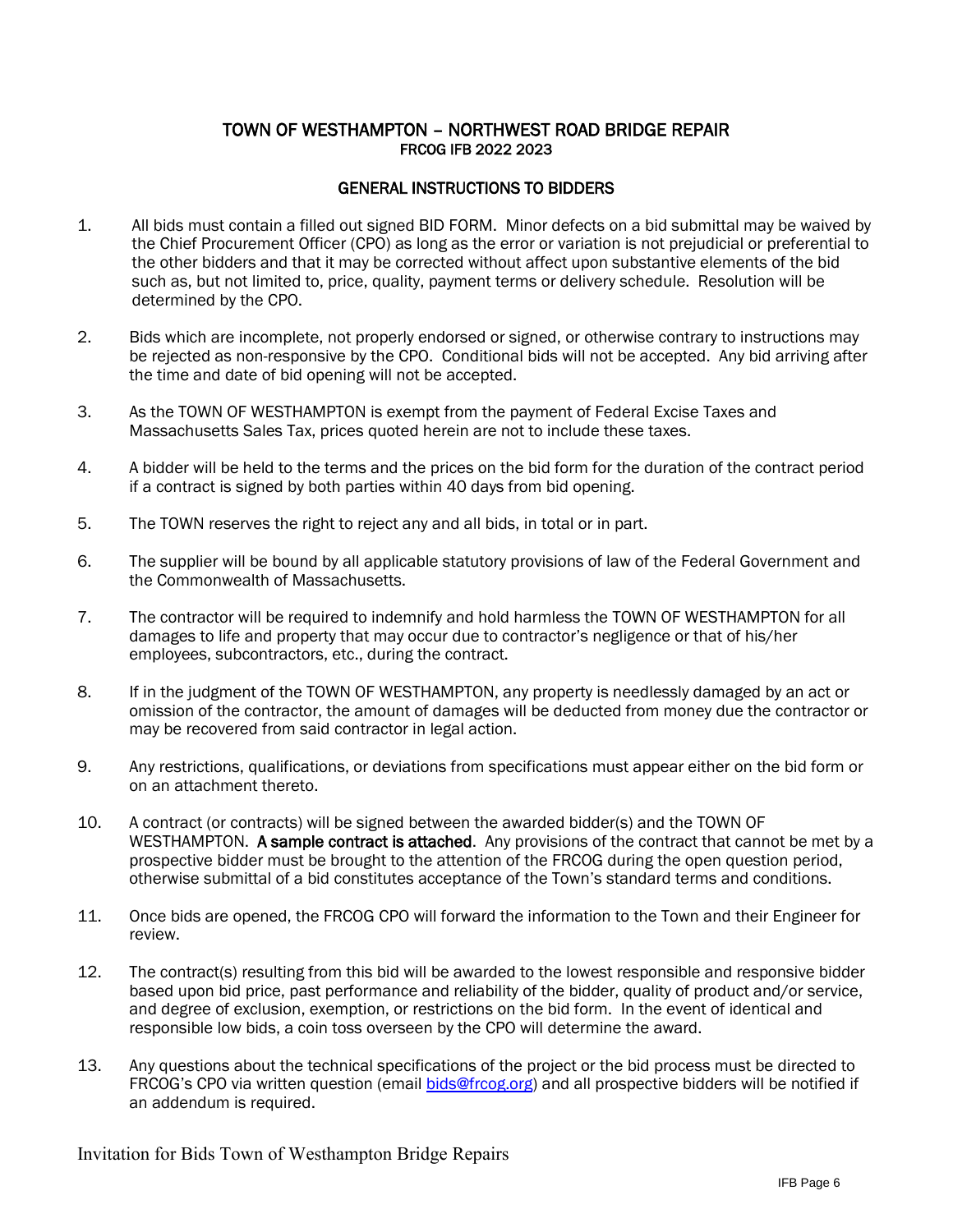## TOWN OF WESTHAMPTON – NORTHWEST ROAD BRIDGE REPAIR
### FRCOG IFB 2022 2023

### GENERAL INSTRUCTIONS TO BIDDERS

1. All bids must contain a filled out signed BID FORM. Minor defects on a bid submittal may be waived by the Chief Procurement Officer (CPO) as long as the error or variation is not prejudicial or preferential to the other bidders and that it may be corrected without affect upon substantive elements of the bid such as, but not limited to, price, quality, payment terms or delivery schedule. Resolution will be determined by the CPO.

2. Bids which are incomplete, not properly endorsed or signed, or otherwise contrary to instructions may be rejected as non-responsive by the CPO. Conditional bids will not be accepted. Any bid arriving after the time and date of bid opening will not be accepted.

3. As the TOWN OF WESTHAMPTON is exempt from the payment of Federal Excise Taxes and Massachusetts Sales Tax, prices quoted herein are not to include these taxes.

4. A bidder will be held to the terms and the prices on the bid form for the duration of the contract period if a contract is signed by both parties within 40 days from bid opening.

5. The TOWN reserves the right to reject any and all bids, in total or in part.

6. The supplier will be bound by all applicable statutory provisions of law of the Federal Government and the Commonwealth of Massachusetts.

7. The contractor will be required to indemnify and hold harmless the TOWN OF WESTHAMPTON for all damages to life and property that may occur due to contractor's negligence or that of his/her employees, subcontractors, etc., during the contract.

8. If in the judgment of the TOWN OF WESTHAMPTON, any property is needlessly damaged by an act or omission of the contractor, the amount of damages will be deducted from money due the contractor or may be recovered from said contractor in legal action.

9. Any restrictions, qualifications, or deviations from specifications must appear either on the bid form or on an attachment thereto.

10. A contract (or contracts) will be signed between the awarded bidder(s) and the TOWN OF WESTHAMPTON. **A sample contract is attached**. Any provisions of the contract that cannot be met by a prospective bidder must be brought to the attention of the FRCOG during the open question period, otherwise submittal of a bid constitutes acceptance of the Town's standard terms and conditions.

11. Once bids are opened, the FRCOG CPO will forward the information to the Town and their Engineer for review.

12. The contract(s) resulting from this bid will be awarded to the lowest responsible and responsive bidder based upon bid price, past performance and reliability of the bidder, quality of product and/or service, and degree of exclusion, exemption, or restrictions on the bid form. In the event of identical and responsible low bids, a coin toss overseen by the CPO will determine the award.

13. Any questions about the technical specifications of the project or the bid process must be directed to FRCOG's CPO via written question (email bids@frcog.org) and all prospective bidders will be notified if an addendum is required.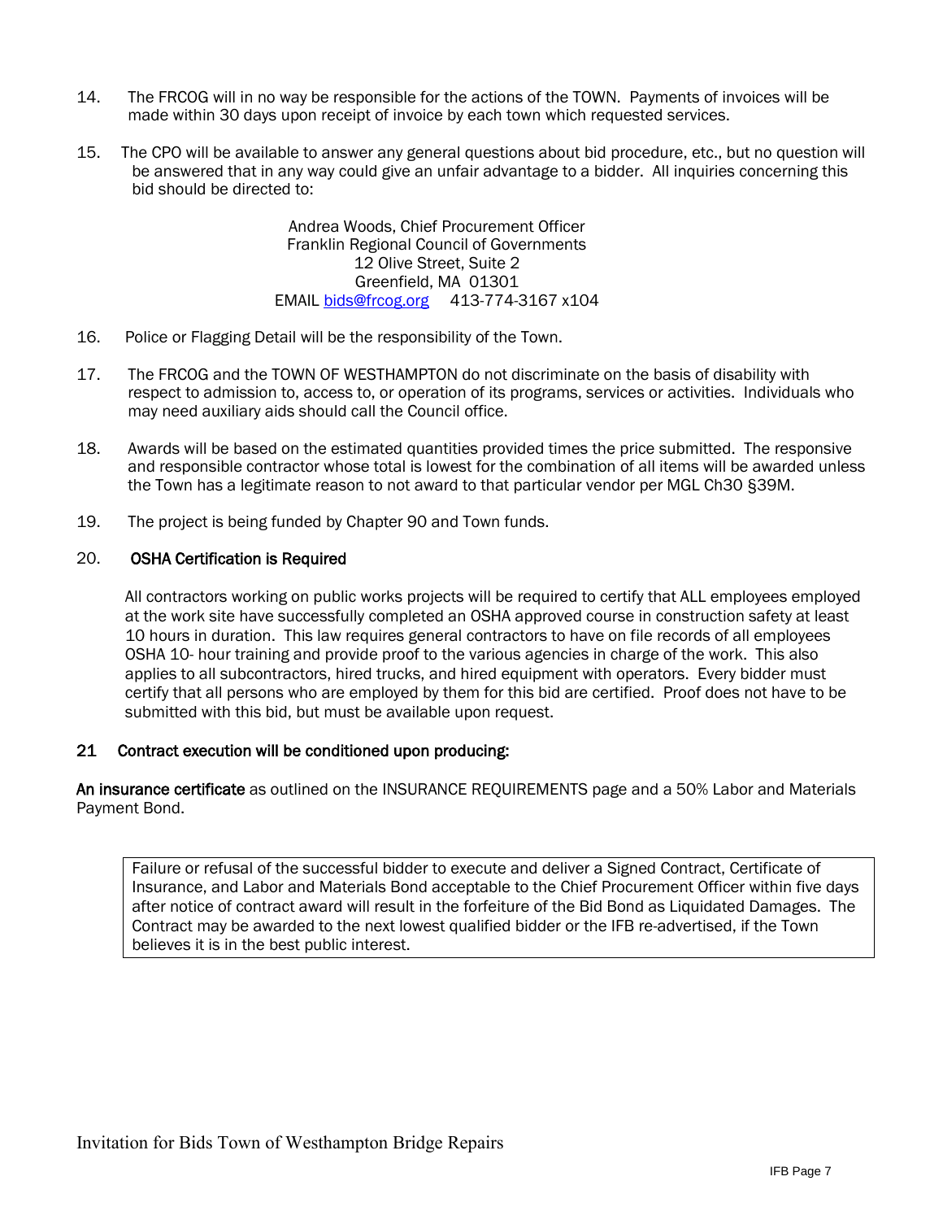14. The FRCOG will in no way be responsible for the actions of the TOWN. Payments of invoices will be made within 30 days upon receipt of invoice by each town which requested services.

15. The CPO will be available to answer any general questions about bid procedure, etc., but no question will be answered that in any way could give an unfair advantage to a bidder. All inquiries concerning this bid should be directed to:

    Andrea Woods, Chief Procurement Officer
    Franklin Regional Council of Governments
    12 Olive Street, Suite 2
    Greenfield, MA 01301
    EMAIL bids@frcog.org 413-774-3167 x104

16. Police or Flagging Detail will be the responsibility of the Town.

17. The FRCOG and the TOWN OF WESTHAMPTON do not discriminate on the basis of disability with respect to admission to, access to, or operation of its programs, services or activities. Individuals who may need auxiliary aids should call the Council office.

18. Awards will be based on the estimated quantities provided times the price submitted. The responsive and responsible contractor whose total is lowest for the combination of all items will be awarded unless the Town has a legitimate reason to not award to that particular vendor per MGL Ch30 §39M.

19. The project is being funded by Chapter 90 and Town funds.

20. **OSHA Certification is Required**

    All contractors working on public works projects will be required to certify that ALL employees employed at the work site have successfully completed an OSHA approved course in construction safety at least 10 hours in duration. This law requires general contractors to have on file records of all employees OSHA 10- hour training and provide proof to the various agencies in charge of the work. This also applies to all subcontractors, hired trucks, and hired equipment with operators. Every bidder must certify that all persons who are employed by them for this bid are certified. Proof does not have to be submitted with this bid, but must be available upon request.

**21 Contract execution will be conditioned upon producing:**

**An insurance certificate** as outlined on the INSURANCE REQUIREMENTS page and a 50% Labor and Materials Payment Bond.

> Failure or refusal of the successful bidder to execute and deliver a Signed Contract, Certificate of Insurance, and Labor and Materials Bond acceptable to the Chief Procurement Officer within five days after notice of contract award will result in the forfeiture of the Bid Bond as Liquidated Damages. The Contract may be awarded to the next lowest qualified bidder or the IFB re-advertised, if the Town believes it is in the best public interest.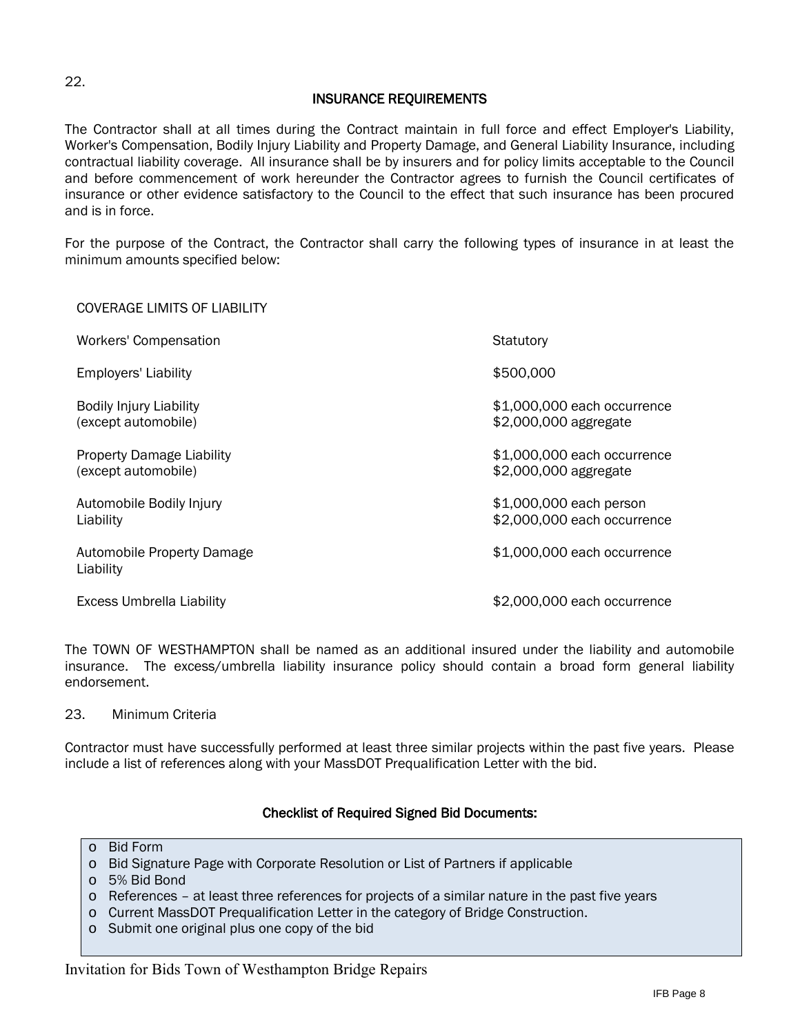22.

## INSURANCE REQUIREMENTS

The Contractor shall at all times during the Contract maintain in full force and effect Employer's Liability, Worker's Compensation, Bodily Injury Liability and Property Damage, and General Liability Insurance, including contractual liability coverage. All insurance shall be by insurers and for policy limits acceptable to the Council and before commencement of work hereunder the Contractor agrees to furnish the Council certificates of insurance or other evidence satisfactory to the Council to the effect that such insurance has been procured and is in force.

For the purpose of the Contract, the Contractor shall carry the following types of insurance in at least the minimum amounts specified below:

| COVERAGE LIMITS OF LIABILITY | |
|---|---|
| Workers' Compensation | Statutory |
| Employers' Liability | $500,000 |
| Bodily Injury Liability (except automobile) | $1,000,000 each occurrence<br>$2,000,000 aggregate |
| Property Damage Liability (except automobile) | $1,000,000 each occurrence<br>$2,000,000 aggregate |
| Automobile Bodily Injury Liability | $1,000,000 each person<br>$2,000,000 each occurrence |
| Automobile Property Damage Liability | $1,000,000 each occurrence |
| Excess Umbrella Liability | $2,000,000 each occurrence |

The TOWN OF WESTHAMPTON shall be named as an additional insured under the liability and automobile insurance. The excess/umbrella liability insurance policy should contain a broad form general liability endorsement.

23. Minimum Criteria

Contractor must have successfully performed at least three similar projects within the past five years. Please include a list of references along with your MassDOT Prequalification Letter with the bid.

### Checklist of Required Signed Bid Documents:

- Bid Form
- Bid Signature Page with Corporate Resolution or List of Partners if applicable
- 5% Bid Bond
- References – at least three references for projects of a similar nature in the past five years
- Current MassDOT Prequalification Letter in the category of Bridge Construction.
- Submit one original plus one copy of the bid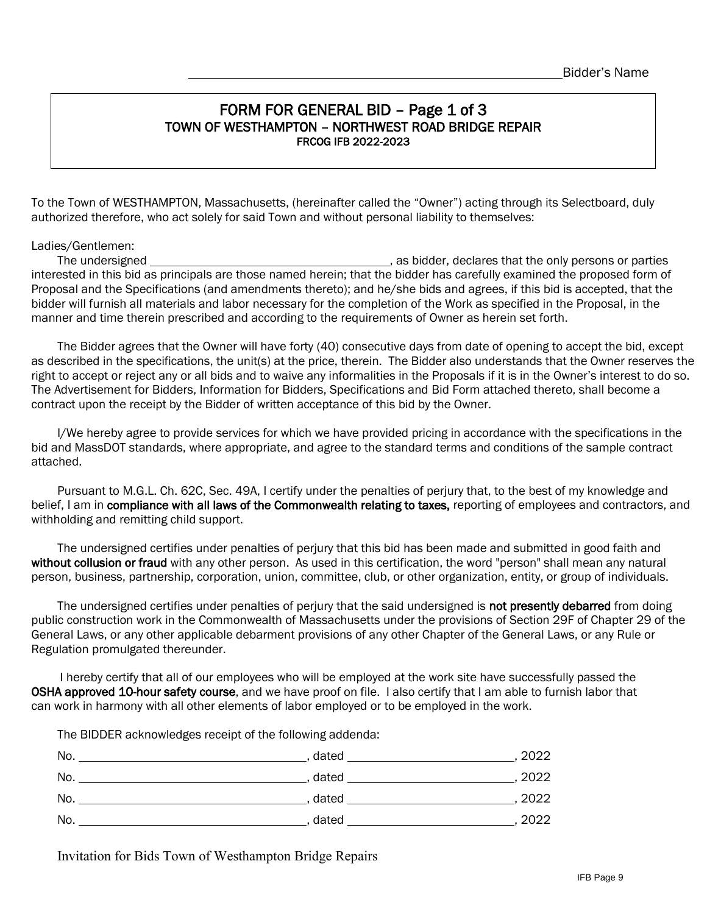______________________________________________Bidder's Name

# FORM FOR GENERAL BID – Page 1 of 3
## TOWN OF WESTHAMPTON – NORTHWEST ROAD BRIDGE REPAIR
### FRCOG IFB 2022-2023

To the Town of WESTHAMPTON, Massachusetts, (hereinafter called the "Owner") acting through its Selectboard, duly authorized therefore, who act solely for said Town and without personal liability to themselves:

Ladies/Gentlemen:

The undersigned ______________________________, as bidder, declares that the only persons or parties interested in this bid as principals are those named herein; that the bidder has carefully examined the proposed form of Proposal and the Specifications (and amendments thereto); and he/she bids and agrees, if this bid is accepted, that the bidder will furnish all materials and labor necessary for the completion of the Work as specified in the Proposal, in the manner and time therein prescribed and according to the requirements of Owner as herein set forth.

The Bidder agrees that the Owner will have forty (40) consecutive days from date of opening to accept the bid, except as described in the specifications, the unit(s) at the price, therein. The Bidder also understands that the Owner reserves the right to accept or reject any or all bids and to waive any informalities in the Proposals if it is in the Owner's interest to do so. The Advertisement for Bidders, Information for Bidders, Specifications and Bid Form attached thereto, shall become a contract upon the receipt by the Bidder of written acceptance of this bid by the Owner.

I/We hereby agree to provide services for which we have provided pricing in accordance with the specifications in the bid and MassDOT standards, where appropriate, and agree to the standard terms and conditions of the sample contract attached.

Pursuant to M.G.L. Ch. 62C, Sec. 49A, I certify under the penalties of perjury that, to the best of my knowledge and belief, I am in **compliance with all laws of the Commonwealth relating to taxes,** reporting of employees and contractors, and withholding and remitting child support.

The undersigned certifies under penalties of perjury that this bid has been made and submitted in good faith and **without collusion or fraud** with any other person. As used in this certification, the word "person" shall mean any natural person, business, partnership, corporation, union, committee, club, or other organization, entity, or group of individuals.

The undersigned certifies under penalties of perjury that the said undersigned is **not presently debarred** from doing public construction work in the Commonwealth of Massachusetts under the provisions of Section 29F of Chapter 29 of the General Laws, or any other applicable debarment provisions of any other Chapter of the General Laws, or any Rule or Regulation promulgated thereunder.

I hereby certify that all of our employees who will be employed at the work site have successfully passed the **OSHA approved 10-hour safety course**, and we have proof on file. I also certify that I am able to furnish labor that can work in harmony with all other elements of labor employed or to be employed in the work.

The BIDDER acknowledges receipt of the following addenda:

No. ______________________________, dated ______________________, 2022

No. ______________________________, dated ______________________, 2022

No. ______________________________, dated ______________________, 2022

No. ______________________________, dated ______________________, 2022

Invitation for Bids Town of Westhampton Bridge Repairs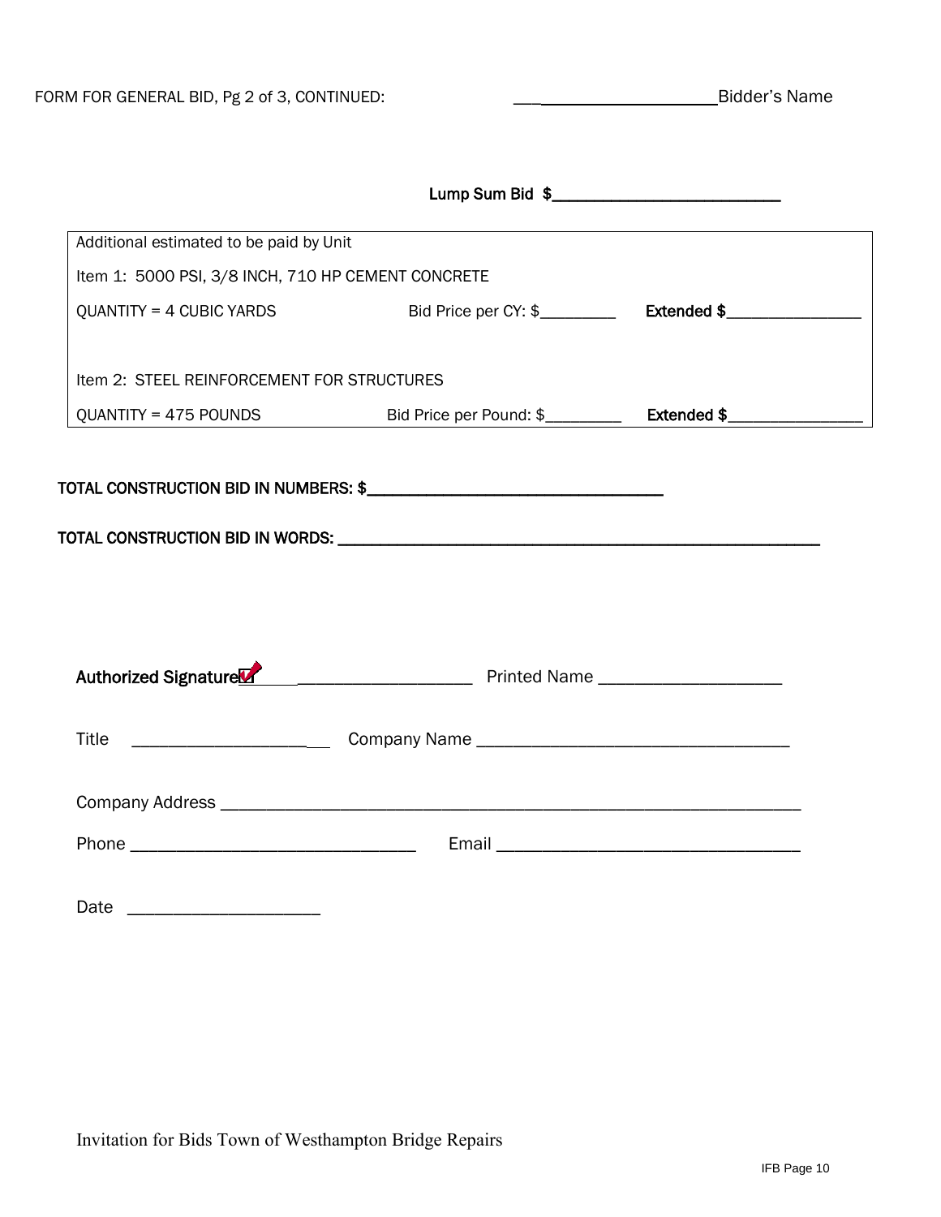FORM FOR GENERAL BID, Pg 2 of 3, CONTINUED: ______________________ Bidder's Name

**Lump Sum Bid $___________________________**

| Additional estimated to be paid by Unit | | |
|---|---|---|
| Item 1: 5000 PSI, 3/8 INCH, 710 HP CEMENT CONCRETE | | |
| QUANTITY = 4 CUBIC YARDS | Bid Price per CY: $_________ | **Extended $**________________ |
| | | |
| Item 2: STEEL REINFORCEMENT FOR STRUCTURES | | |
| QUANTITY = 475 POUNDS | Bid Price per Pound: $_________ | **Extended $**________________ |

**TOTAL CONSTRUCTION BID IN NUMBERS: $___________________________________**

**TOTAL CONSTRUCTION BID IN WORDS: ___________________________________________________________**

**Authorized Signature** ______________________ Printed Name ____________________

Title ______________________ Company Name __________________________________

Company Address _________________________________________________________________

Phone _______________________________ Email _________________________________

Date _____________________

Invitation for Bids Town of Westhampton Bridge Repairs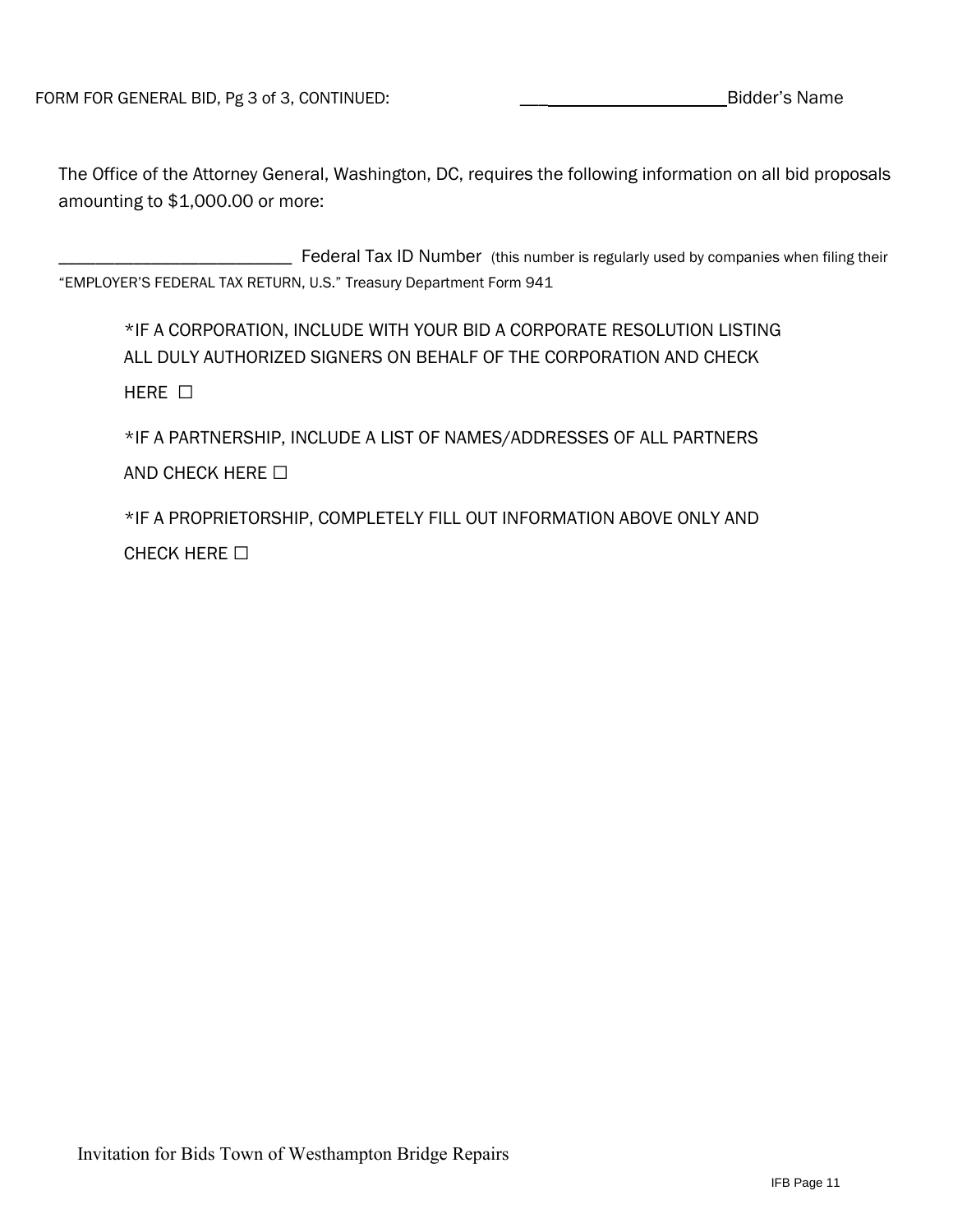FORM FOR GENERAL BID, Pg 3 of 3, CONTINUED: ______________________Bidder's Name

The Office of the Attorney General, Washington, DC, requires the following information on all bid proposals amounting to $1,000.00 or more:

_________________________ Federal Tax ID Number (this number is regularly used by companies when filing their "EMPLOYER'S FEDERAL TAX RETURN, U.S." Treasury Department Form 941

*IF A CORPORATION, INCLUDE WITH YOUR BID A CORPORATE RESOLUTION LISTING ALL DULY AUTHORIZED SIGNERS ON BEHALF OF THE CORPORATION AND CHECK HERE ☐

*IF A PARTNERSHIP, INCLUDE A LIST OF NAMES/ADDRESSES OF ALL PARTNERS AND CHECK HERE ☐

*IF A PROPRIETORSHIP, COMPLETELY FILL OUT INFORMATION ABOVE ONLY AND CHECK HERE ☐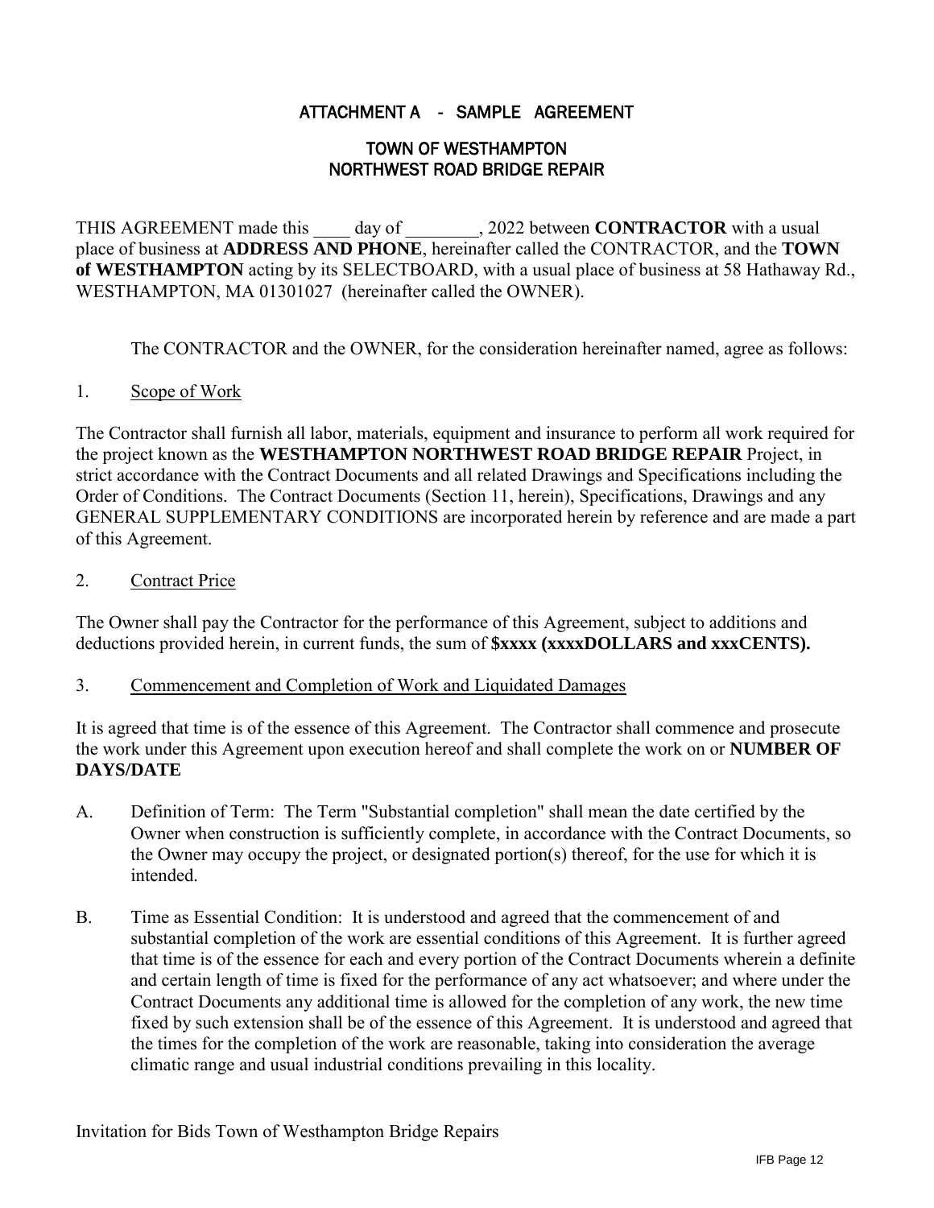# ATTACHMENT A - SAMPLE AGREEMENT

## TOWN OF WESTHAMPTON
## NORTHWEST ROAD BRIDGE REPAIR

THIS AGREEMENT made this ____ day of ________, 2022 between **CONTRACTOR** with a usual place of business at **ADDRESS AND PHONE**, hereinafter called the CONTRACTOR, and the **TOWN of WESTHAMPTON** acting by its SELECTBOARD, with a usual place of business at 58 Hathaway Rd., WESTHAMPTON, MA 01301027 (hereinafter called the OWNER).

The CONTRACTOR and the OWNER, for the consideration hereinafter named, agree as follows:

1. Scope of Work

The Contractor shall furnish all labor, materials, equipment and insurance to perform all work required for the project known as the **WESTHAMPTON NORTHWEST ROAD BRIDGE REPAIR** Project, in strict accordance with the Contract Documents and all related Drawings and Specifications including the Order of Conditions. The Contract Documents (Section 11, herein), Specifications, Drawings and any GENERAL SUPPLEMENTARY CONDITIONS are incorporated herein by reference and are made a part of this Agreement.

2. Contract Price

The Owner shall pay the Contractor for the performance of this Agreement, subject to additions and deductions provided herein, in current funds, the sum of **$xxxx (xxxxDOLLARS and xxxCENTS).**

3. Commencement and Completion of Work and Liquidated Damages

It is agreed that time is of the essence of this Agreement. The Contractor shall commence and prosecute the work under this Agreement upon execution hereof and shall complete the work on or **NUMBER OF DAYS/DATE**

A. Definition of Term: The Term "Substantial completion" shall mean the date certified by the Owner when construction is sufficiently complete, in accordance with the Contract Documents, so the Owner may occupy the project, or designated portion(s) thereof, for the use for which it is intended.

B. Time as Essential Condition: It is understood and agreed that the commencement of and substantial completion of the work are essential conditions of this Agreement. It is further agreed that time is of the essence for each and every portion of the Contract Documents wherein a definite and certain length of time is fixed for the performance of any act whatsoever; and where under the Contract Documents any additional time is allowed for the completion of any work, the new time fixed by such extension shall be of the essence of this Agreement. It is understood and agreed that the times for the completion of the work are reasonable, taking into consideration the average climatic range and usual industrial conditions prevailing in this locality.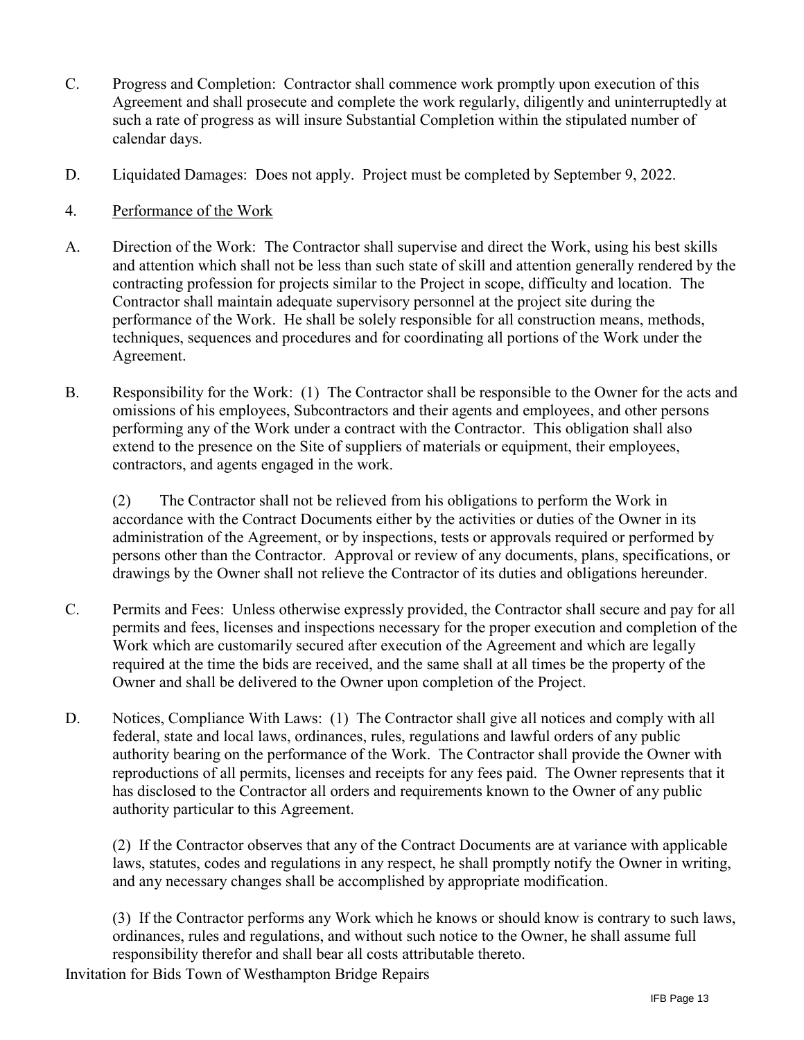C. Progress and Completion: Contractor shall commence work promptly upon execution of this Agreement and shall prosecute and complete the work regularly, diligently and uninterruptedly at such a rate of progress as will insure Substantial Completion within the stipulated number of calendar days.

D. Liquidated Damages: Does not apply. Project must be completed by September 9, 2022.

4. Performance of the Work

A. Direction of the Work: The Contractor shall supervise and direct the Work, using his best skills and attention which shall not be less than such state of skill and attention generally rendered by the contracting profession for projects similar to the Project in scope, difficulty and location. The Contractor shall maintain adequate supervisory personnel at the project site during the performance of the Work. He shall be solely responsible for all construction means, methods, techniques, sequences and procedures and for coordinating all portions of the Work under the Agreement.

B. Responsibility for the Work: (1) The Contractor shall be responsible to the Owner for the acts and omissions of his employees, Subcontractors and their agents and employees, and other persons performing any of the Work under a contract with the Contractor. This obligation shall also extend to the presence on the Site of suppliers of materials or equipment, their employees, contractors, and agents engaged in the work.

(2) The Contractor shall not be relieved from his obligations to perform the Work in accordance with the Contract Documents either by the activities or duties of the Owner in its administration of the Agreement, or by inspections, tests or approvals required or performed by persons other than the Contractor. Approval or review of any documents, plans, specifications, or drawings by the Owner shall not relieve the Contractor of its duties and obligations hereunder.

C. Permits and Fees: Unless otherwise expressly provided, the Contractor shall secure and pay for all permits and fees, licenses and inspections necessary for the proper execution and completion of the Work which are customarily secured after execution of the Agreement and which are legally required at the time the bids are received, and the same shall at all times be the property of the Owner and shall be delivered to the Owner upon completion of the Project.

D. Notices, Compliance With Laws: (1) The Contractor shall give all notices and comply with all federal, state and local laws, ordinances, rules, regulations and lawful orders of any public authority bearing on the performance of the Work. The Contractor shall provide the Owner with reproductions of all permits, licenses and receipts for any fees paid. The Owner represents that it has disclosed to the Contractor all orders and requirements known to the Owner of any public authority particular to this Agreement.

(2) If the Contractor observes that any of the Contract Documents are at variance with applicable laws, statutes, codes and regulations in any respect, he shall promptly notify the Owner in writing, and any necessary changes shall be accomplished by appropriate modification.

(3) If the Contractor performs any Work which he knows or should know is contrary to such laws, ordinances, rules and regulations, and without such notice to the Owner, he shall assume full responsibility therefor and shall bear all costs attributable thereto.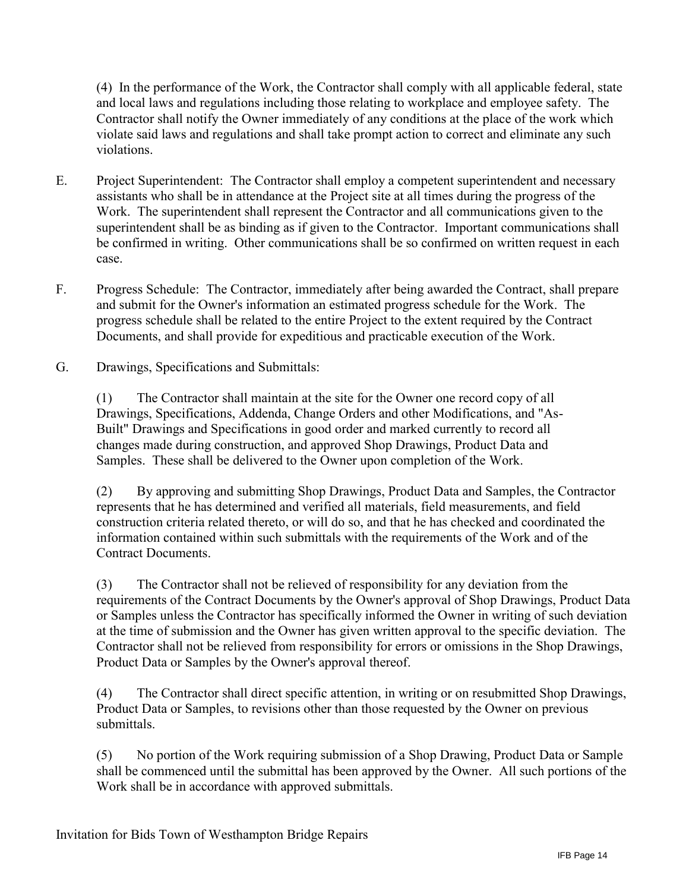(4) In the performance of the Work, the Contractor shall comply with all applicable federal, state and local laws and regulations including those relating to workplace and employee safety. The Contractor shall notify the Owner immediately of any conditions at the place of the work which violate said laws and regulations and shall take prompt action to correct and eliminate any such violations.

E. Project Superintendent: The Contractor shall employ a competent superintendent and necessary assistants who shall be in attendance at the Project site at all times during the progress of the Work. The superintendent shall represent the Contractor and all communications given to the superintendent shall be as binding as if given to the Contractor. Important communications shall be confirmed in writing. Other communications shall be so confirmed on written request in each case.

F. Progress Schedule: The Contractor, immediately after being awarded the Contract, shall prepare and submit for the Owner's information an estimated progress schedule for the Work. The progress schedule shall be related to the entire Project to the extent required by the Contract Documents, and shall provide for expeditious and practicable execution of the Work.

G. Drawings, Specifications and Submittals:

(1) The Contractor shall maintain at the site for the Owner one record copy of all Drawings, Specifications, Addenda, Change Orders and other Modifications, and "As-Built" Drawings and Specifications in good order and marked currently to record all changes made during construction, and approved Shop Drawings, Product Data and Samples. These shall be delivered to the Owner upon completion of the Work.

(2) By approving and submitting Shop Drawings, Product Data and Samples, the Contractor represents that he has determined and verified all materials, field measurements, and field construction criteria related thereto, or will do so, and that he has checked and coordinated the information contained within such submittals with the requirements of the Work and of the Contract Documents.

(3) The Contractor shall not be relieved of responsibility for any deviation from the requirements of the Contract Documents by the Owner's approval of Shop Drawings, Product Data or Samples unless the Contractor has specifically informed the Owner in writing of such deviation at the time of submission and the Owner has given written approval to the specific deviation. The Contractor shall not be relieved from responsibility for errors or omissions in the Shop Drawings, Product Data or Samples by the Owner's approval thereof.

(4) The Contractor shall direct specific attention, in writing or on resubmitted Shop Drawings, Product Data or Samples, to revisions other than those requested by the Owner on previous submittals.

(5) No portion of the Work requiring submission of a Shop Drawing, Product Data or Sample shall be commenced until the submittal has been approved by the Owner. All such portions of the Work shall be in accordance with approved submittals.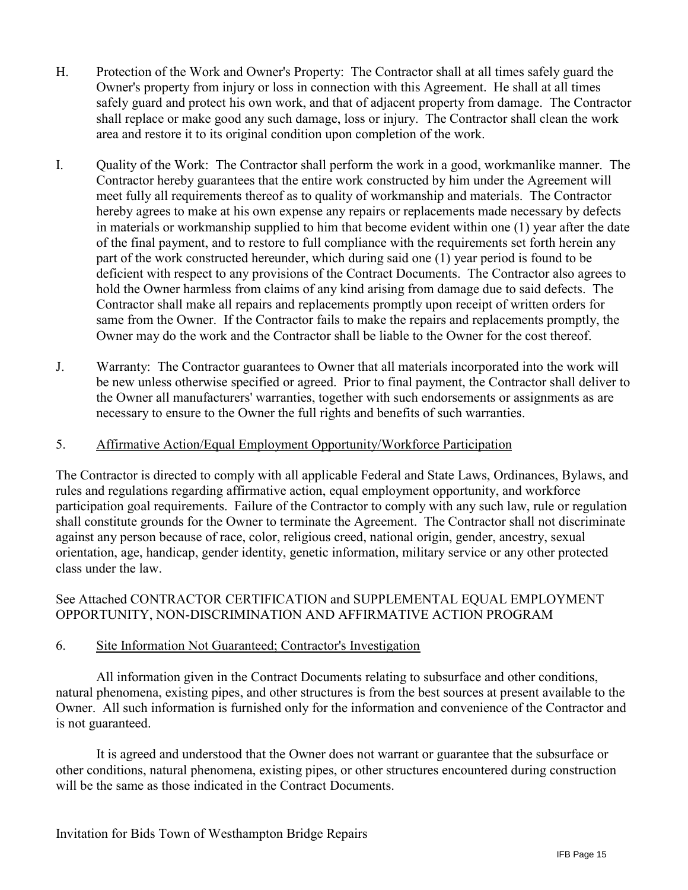H. Protection of the Work and Owner's Property: The Contractor shall at all times safely guard the Owner's property from injury or loss in connection with this Agreement. He shall at all times safely guard and protect his own work, and that of adjacent property from damage. The Contractor shall replace or make good any such damage, loss or injury. The Contractor shall clean the work area and restore it to its original condition upon completion of the work.

I. Quality of the Work: The Contractor shall perform the work in a good, workmanlike manner. The Contractor hereby guarantees that the entire work constructed by him under the Agreement will meet fully all requirements thereof as to quality of workmanship and materials. The Contractor hereby agrees to make at his own expense any repairs or replacements made necessary by defects in materials or workmanship supplied to him that become evident within one (1) year after the date of the final payment, and to restore to full compliance with the requirements set forth herein any part of the work constructed hereunder, which during said one (1) year period is found to be deficient with respect to any provisions of the Contract Documents. The Contractor also agrees to hold the Owner harmless from claims of any kind arising from damage due to said defects. The Contractor shall make all repairs and replacements promptly upon receipt of written orders for same from the Owner. If the Contractor fails to make the repairs and replacements promptly, the Owner may do the work and the Contractor shall be liable to the Owner for the cost thereof.

J. Warranty: The Contractor guarantees to Owner that all materials incorporated into the work will be new unless otherwise specified or agreed. Prior to final payment, the Contractor shall deliver to the Owner all manufacturers' warranties, together with such endorsements or assignments as are necessary to ensure to the Owner the full rights and benefits of such warranties.

5. <u>Affirmative Action/Equal Employment Opportunity/Workforce Participation</u>

The Contractor is directed to comply with all applicable Federal and State Laws, Ordinances, Bylaws, and rules and regulations regarding affirmative action, equal employment opportunity, and workforce participation goal requirements. Failure of the Contractor to comply with any such law, rule or regulation shall constitute grounds for the Owner to terminate the Agreement. The Contractor shall not discriminate against any person because of race, color, religious creed, national origin, gender, ancestry, sexual orientation, age, handicap, gender identity, genetic information, military service or any other protected class under the law.

See Attached CONTRACTOR CERTIFICATION and SUPPLEMENTAL EQUAL EMPLOYMENT OPPORTUNITY, NON-DISCRIMINATION AND AFFIRMATIVE ACTION PROGRAM

6. <u>Site Information Not Guaranteed; Contractor's Investigation</u>

All information given in the Contract Documents relating to subsurface and other conditions, natural phenomena, existing pipes, and other structures is from the best sources at present available to the Owner. All such information is furnished only for the information and convenience of the Contractor and is not guaranteed.

It is agreed and understood that the Owner does not warrant or guarantee that the subsurface or other conditions, natural phenomena, existing pipes, or other structures encountered during construction will be the same as those indicated in the Contract Documents.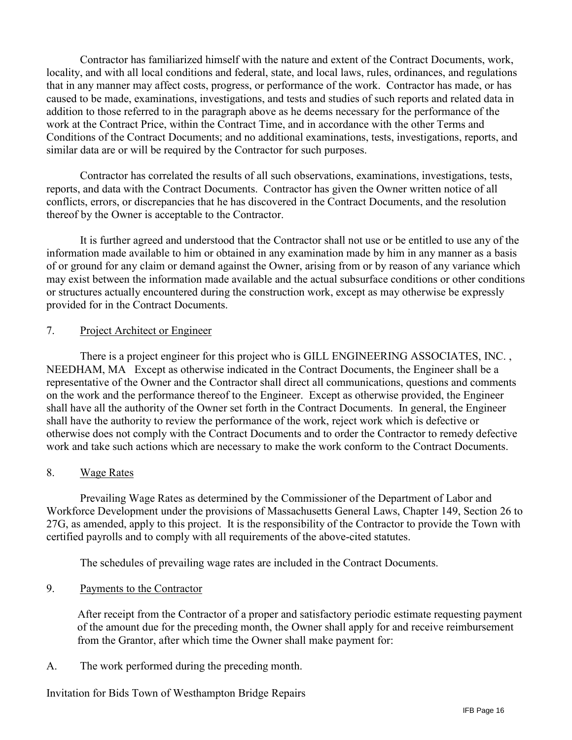Contractor has familiarized himself with the nature and extent of the Contract Documents, work, locality, and with all local conditions and federal, state, and local laws, rules, ordinances, and regulations that in any manner may affect costs, progress, or performance of the work. Contractor has made, or has caused to be made, examinations, investigations, and tests and studies of such reports and related data in addition to those referred to in the paragraph above as he deems necessary for the performance of the work at the Contract Price, within the Contract Time, and in accordance with the other Terms and Conditions of the Contract Documents; and no additional examinations, tests, investigations, reports, and similar data are or will be required by the Contractor for such purposes.

Contractor has correlated the results of all such observations, examinations, investigations, tests, reports, and data with the Contract Documents. Contractor has given the Owner written notice of all conflicts, errors, or discrepancies that he has discovered in the Contract Documents, and the resolution thereof by the Owner is acceptable to the Contractor.

It is further agreed and understood that the Contractor shall not use or be entitled to use any of the information made available to him or obtained in any examination made by him in any manner as a basis of or ground for any claim or demand against the Owner, arising from or by reason of any variance which may exist between the information made available and the actual subsurface conditions or other conditions or structures actually encountered during the construction work, except as may otherwise be expressly provided for in the Contract Documents.

7. Project Architect or Engineer

There is a project engineer for this project who is GILL ENGINEERING ASSOCIATES, INC. , NEEDHAM, MA Except as otherwise indicated in the Contract Documents, the Engineer shall be a representative of the Owner and the Contractor shall direct all communications, questions and comments on the work and the performance thereof to the Engineer. Except as otherwise provided, the Engineer shall have all the authority of the Owner set forth in the Contract Documents. In general, the Engineer shall have the authority to review the performance of the work, reject work which is defective or otherwise does not comply with the Contract Documents and to order the Contractor to remedy defective work and take such actions which are necessary to make the work conform to the Contract Documents.

8. Wage Rates

Prevailing Wage Rates as determined by the Commissioner of the Department of Labor and Workforce Development under the provisions of Massachusetts General Laws, Chapter 149, Section 26 to 27G, as amended, apply to this project. It is the responsibility of the Contractor to provide the Town with certified payrolls and to comply with all requirements of the above-cited statutes.

The schedules of prevailing wage rates are included in the Contract Documents.

9. Payments to the Contractor

After receipt from the Contractor of a proper and satisfactory periodic estimate requesting payment of the amount due for the preceding month, the Owner shall apply for and receive reimbursement from the Grantor, after which time the Owner shall make payment for:

A. The work performed during the preceding month.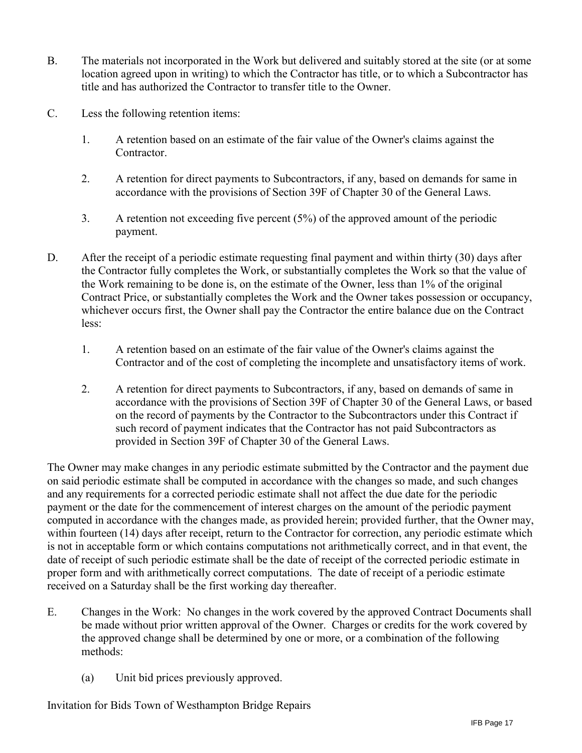B. The materials not incorporated in the Work but delivered and suitably stored at the site (or at some location agreed upon in writing) to which the Contractor has title, or to which a Subcontractor has title and has authorized the Contractor to transfer title to the Owner.

C. Less the following retention items:

   1. A retention based on an estimate of the fair value of the Owner's claims against the Contractor.

   2. A retention for direct payments to Subcontractors, if any, based on demands for same in accordance with the provisions of Section 39F of Chapter 30 of the General Laws.

   3. A retention not exceeding five percent (5%) of the approved amount of the periodic payment.

D. After the receipt of a periodic estimate requesting final payment and within thirty (30) days after the Contractor fully completes the Work, or substantially completes the Work so that the value of the Work remaining to be done is, on the estimate of the Owner, less than 1% of the original Contract Price, or substantially completes the Work and the Owner takes possession or occupancy, whichever occurs first, the Owner shall pay the Contractor the entire balance due on the Contract less:

   1. A retention based on an estimate of the fair value of the Owner's claims against the Contractor and of the cost of completing the incomplete and unsatisfactory items of work.

   2. A retention for direct payments to Subcontractors, if any, based on demands of same in accordance with the provisions of Section 39F of Chapter 30 of the General Laws, or based on the record of payments by the Contractor to the Subcontractors under this Contract if such record of payment indicates that the Contractor has not paid Subcontractors as provided in Section 39F of Chapter 30 of the General Laws.

The Owner may make changes in any periodic estimate submitted by the Contractor and the payment due on said periodic estimate shall be computed in accordance with the changes so made, and such changes and any requirements for a corrected periodic estimate shall not affect the due date for the periodic payment or the date for the commencement of interest charges on the amount of the periodic payment computed in accordance with the changes made, as provided herein; provided further, that the Owner may, within fourteen (14) days after receipt, return to the Contractor for correction, any periodic estimate which is not in acceptable form or which contains computations not arithmetically correct, and in that event, the date of receipt of such periodic estimate shall be the date of receipt of the corrected periodic estimate in proper form and with arithmetically correct computations. The date of receipt of a periodic estimate received on a Saturday shall be the first working day thereafter.

E. Changes in the Work: No changes in the work covered by the approved Contract Documents shall be made without prior written approval of the Owner. Charges or credits for the work covered by the approved change shall be determined by one or more, or a combination of the following methods:

   (a) Unit bid prices previously approved.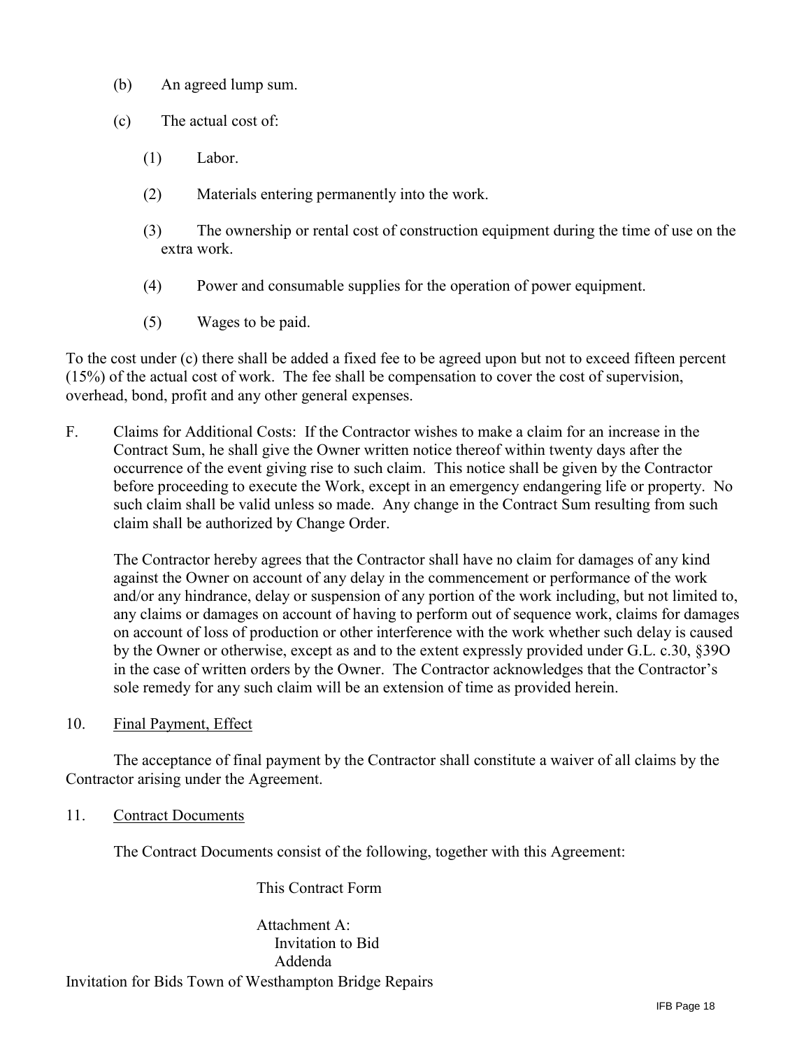(b) An agreed lump sum.

(c) The actual cost of:

(1) Labor.

(2) Materials entering permanently into the work.

(3) The ownership or rental cost of construction equipment during the time of use on the extra work.

(4) Power and consumable supplies for the operation of power equipment.

(5) Wages to be paid.

To the cost under (c) there shall be added a fixed fee to be agreed upon but not to exceed fifteen percent (15%) of the actual cost of work. The fee shall be compensation to cover the cost of supervision, overhead, bond, profit and any other general expenses.

F. Claims for Additional Costs: If the Contractor wishes to make a claim for an increase in the Contract Sum, he shall give the Owner written notice thereof within twenty days after the occurrence of the event giving rise to such claim. This notice shall be given by the Contractor before proceeding to execute the Work, except in an emergency endangering life or property. No such claim shall be valid unless so made. Any change in the Contract Sum resulting from such claim shall be authorized by Change Order.

The Contractor hereby agrees that the Contractor shall have no claim for damages of any kind against the Owner on account of any delay in the commencement or performance of the work and/or any hindrance, delay or suspension of any portion of the work including, but not limited to, any claims or damages on account of having to perform out of sequence work, claims for damages on account of loss of production or other interference with the work whether such delay is caused by the Owner or otherwise, except as and to the extent expressly provided under G.L. c.30, §39O in the case of written orders by the Owner. The Contractor acknowledges that the Contractor's sole remedy for any such claim will be an extension of time as provided herein.

10. Final Payment, Effect

The acceptance of final payment by the Contractor shall constitute a waiver of all claims by the Contractor arising under the Agreement.

11. Contract Documents

The Contract Documents consist of the following, together with this Agreement:

This Contract Form

Attachment A:
- Invitation to Bid
- Addenda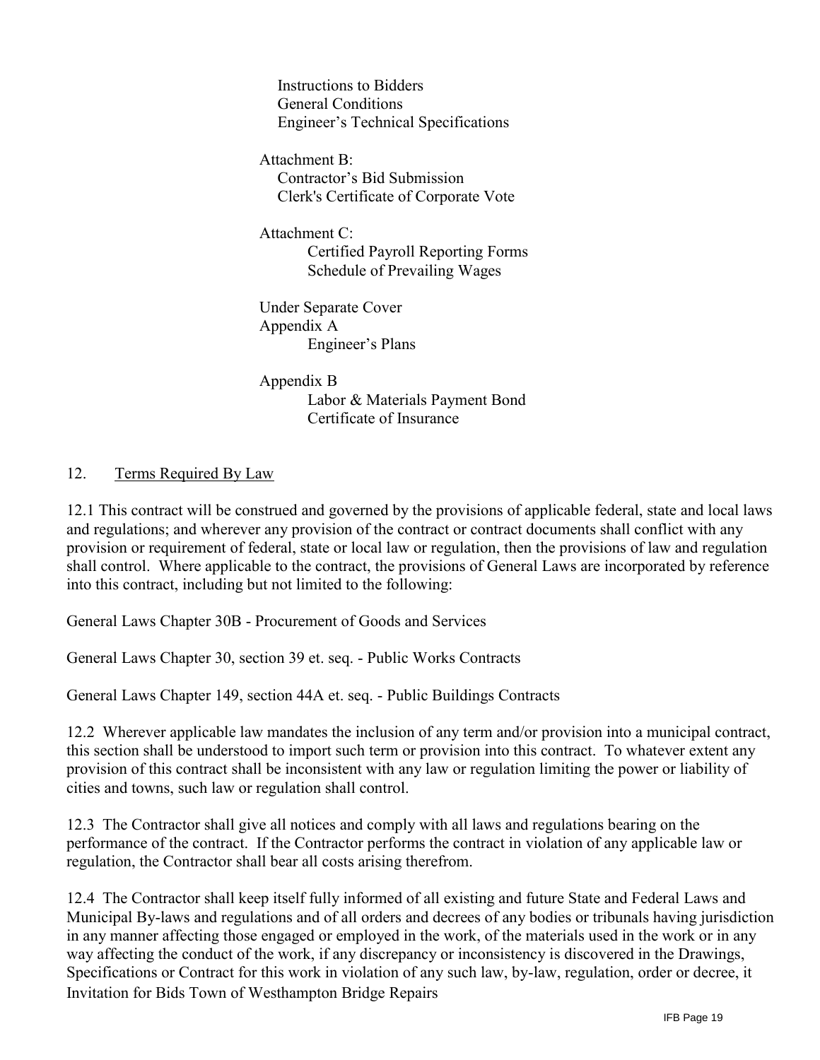Instructions to Bidders
General Conditions
Engineer's Technical Specifications

Attachment B:
Contractor's Bid Submission
Clerk's Certificate of Corporate Vote

Attachment C:
Certified Payroll Reporting Forms
Schedule of Prevailing Wages

Under Separate Cover
Appendix A
Engineer's Plans

Appendix B
Labor & Materials Payment Bond
Certificate of Insurance

12. Terms Required By Law

12.1 This contract will be construed and governed by the provisions of applicable federal, state and local laws and regulations; and wherever any provision of the contract or contract documents shall conflict with any provision or requirement of federal, state or local law or regulation, then the provisions of law and regulation shall control. Where applicable to the contract, the provisions of General Laws are incorporated by reference into this contract, including but not limited to the following:

General Laws Chapter 30B - Procurement of Goods and Services

General Laws Chapter 30, section 39 et. seq. - Public Works Contracts

General Laws Chapter 149, section 44A et. seq. - Public Buildings Contracts

12.2 Wherever applicable law mandates the inclusion of any term and/or provision into a municipal contract, this section shall be understood to import such term or provision into this contract. To whatever extent any provision of this contract shall be inconsistent with any law or regulation limiting the power or liability of cities and towns, such law or regulation shall control.

12.3 The Contractor shall give all notices and comply with all laws and regulations bearing on the performance of the contract. If the Contractor performs the contract in violation of any applicable law or regulation, the Contractor shall bear all costs arising therefrom.

12.4 The Contractor shall keep itself fully informed of all existing and future State and Federal Laws and Municipal By-laws and regulations and of all orders and decrees of any bodies or tribunals having jurisdiction in any manner affecting those engaged or employed in the work, of the materials used in the work or in any way affecting the conduct of the work, if any discrepancy or inconsistency is discovered in the Drawings, Specifications or Contract for this work in violation of any such law, by-law, regulation, order or decree, it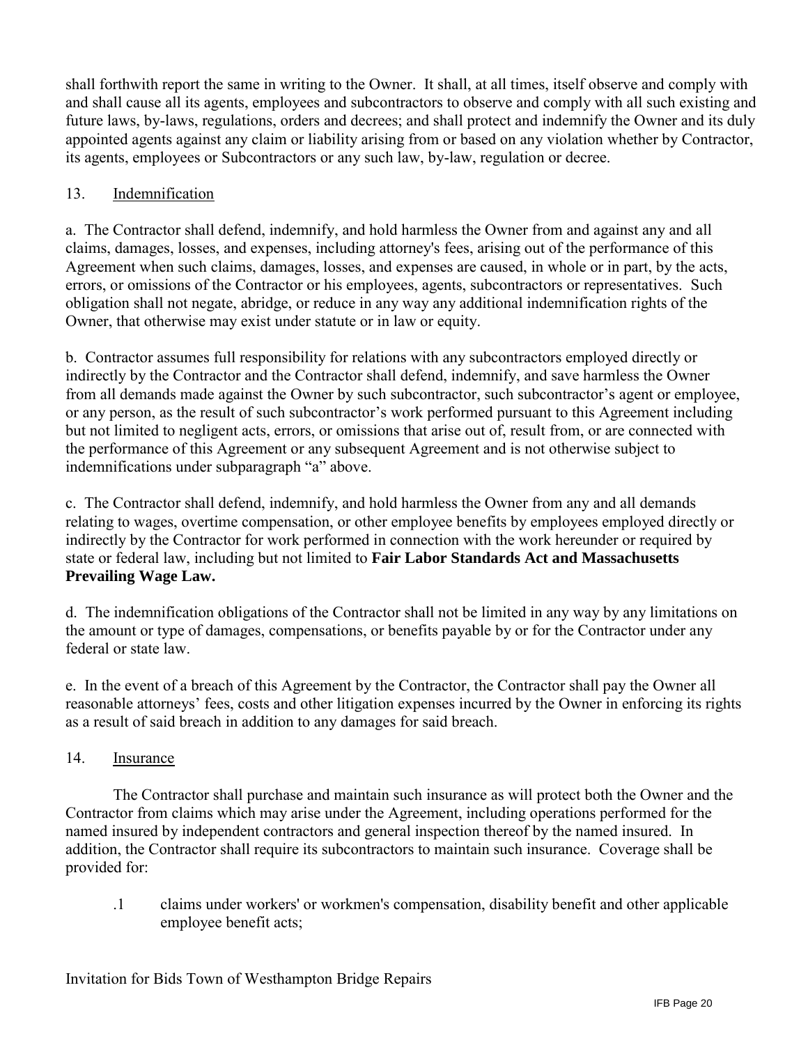shall forthwith report the same in writing to the Owner. It shall, at all times, itself observe and comply with and shall cause all its agents, employees and subcontractors to observe and comply with all such existing and future laws, by-laws, regulations, orders and decrees; and shall protect and indemnify the Owner and its duly appointed agents against any claim or liability arising from or based on any violation whether by Contractor, its agents, employees or Subcontractors or any such law, by-law, regulation or decree.

## 13. Indemnification

a. The Contractor shall defend, indemnify, and hold harmless the Owner from and against any and all claims, damages, losses, and expenses, including attorney's fees, arising out of the performance of this Agreement when such claims, damages, losses, and expenses are caused, in whole or in part, by the acts, errors, or omissions of the Contractor or his employees, agents, subcontractors or representatives. Such obligation shall not negate, abridge, or reduce in any way any additional indemnification rights of the Owner, that otherwise may exist under statute or in law or equity.

b. Contractor assumes full responsibility for relations with any subcontractors employed directly or indirectly by the Contractor and the Contractor shall defend, indemnify, and save harmless the Owner from all demands made against the Owner by such subcontractor, such subcontractor's agent or employee, or any person, as the result of such subcontractor's work performed pursuant to this Agreement including but not limited to negligent acts, errors, or omissions that arise out of, result from, or are connected with the performance of this Agreement or any subsequent Agreement and is not otherwise subject to indemnifications under subparagraph "a" above.

c. The Contractor shall defend, indemnify, and hold harmless the Owner from any and all demands relating to wages, overtime compensation, or other employee benefits by employees employed directly or indirectly by the Contractor for work performed in connection with the work hereunder or required by state or federal law, including but not limited to **Fair Labor Standards Act and Massachusetts Prevailing Wage Law.**

d. The indemnification obligations of the Contractor shall not be limited in any way by any limitations on the amount or type of damages, compensations, or benefits payable by or for the Contractor under any federal or state law.

e. In the event of a breach of this Agreement by the Contractor, the Contractor shall pay the Owner all reasonable attorneys' fees, costs and other litigation expenses incurred by the Owner in enforcing its rights as a result of said breach in addition to any damages for said breach.

## 14. Insurance

The Contractor shall purchase and maintain such insurance as will protect both the Owner and the Contractor from claims which may arise under the Agreement, including operations performed for the named insured by independent contractors and general inspection thereof by the named insured. In addition, the Contractor shall require its subcontractors to maintain such insurance. Coverage shall be provided for:

.1 claims under workers' or workmen's compensation, disability benefit and other applicable employee benefit acts;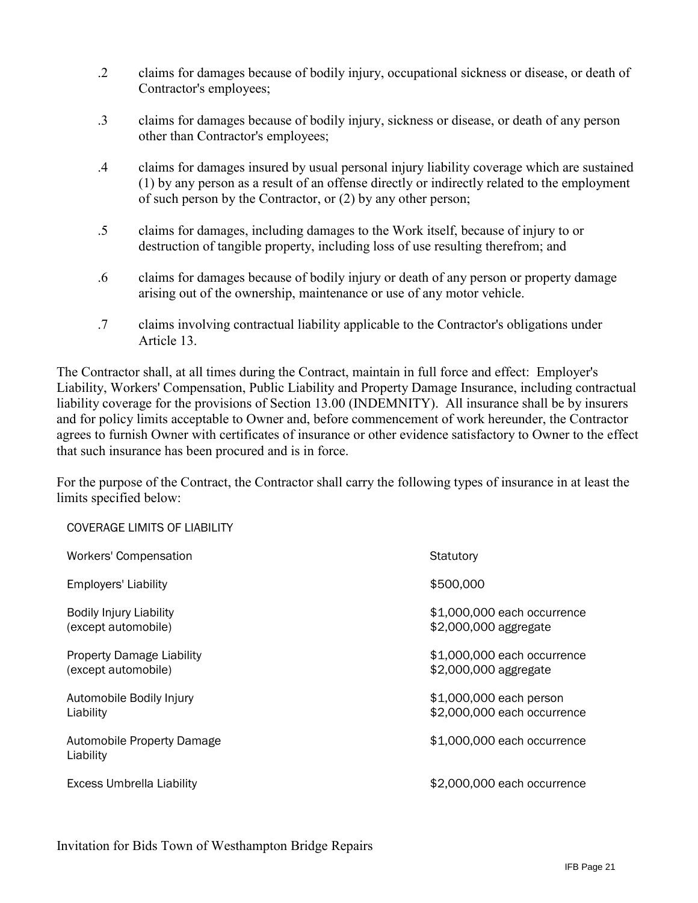.2 claims for damages because of bodily injury, occupational sickness or disease, or death of Contractor's employees;

.3 claims for damages because of bodily injury, sickness or disease, or death of any person other than Contractor's employees;

.4 claims for damages insured by usual personal injury liability coverage which are sustained (1) by any person as a result of an offense directly or indirectly related to the employment of such person by the Contractor, or (2) by any other person;

.5 claims for damages, including damages to the Work itself, because of injury to or destruction of tangible property, including loss of use resulting therefrom; and

.6 claims for damages because of bodily injury or death of any person or property damage arising out of the ownership, maintenance or use of any motor vehicle.

.7 claims involving contractual liability applicable to the Contractor's obligations under Article 13.

The Contractor shall, at all times during the Contract, maintain in full force and effect: Employer's Liability, Workers' Compensation, Public Liability and Property Damage Insurance, including contractual liability coverage for the provisions of Section 13.00 (INDEMNITY). All insurance shall be by insurers and for policy limits acceptable to Owner and, before commencement of work hereunder, the Contractor agrees to furnish Owner with certificates of insurance or other evidence satisfactory to Owner to the effect that such insurance has been procured and is in force.

For the purpose of the Contract, the Contractor shall carry the following types of insurance in at least the limits specified below:

| COVERAGE LIMITS OF LIABILITY | |
|---|---|
| Workers' Compensation | Statutory |
| Employers' Liability | $500,000 |
| Bodily Injury Liability (except automobile) | $1,000,000 each occurrence<br>$2,000,000 aggregate |
| Property Damage Liability (except automobile) | $1,000,000 each occurrence<br>$2,000,000 aggregate |
| Automobile Bodily Injury Liability | $1,000,000 each person<br>$2,000,000 each occurrence |
| Automobile Property Damage Liability | $1,000,000 each occurrence |
| Excess Umbrella Liability | $2,000,000 each occurrence |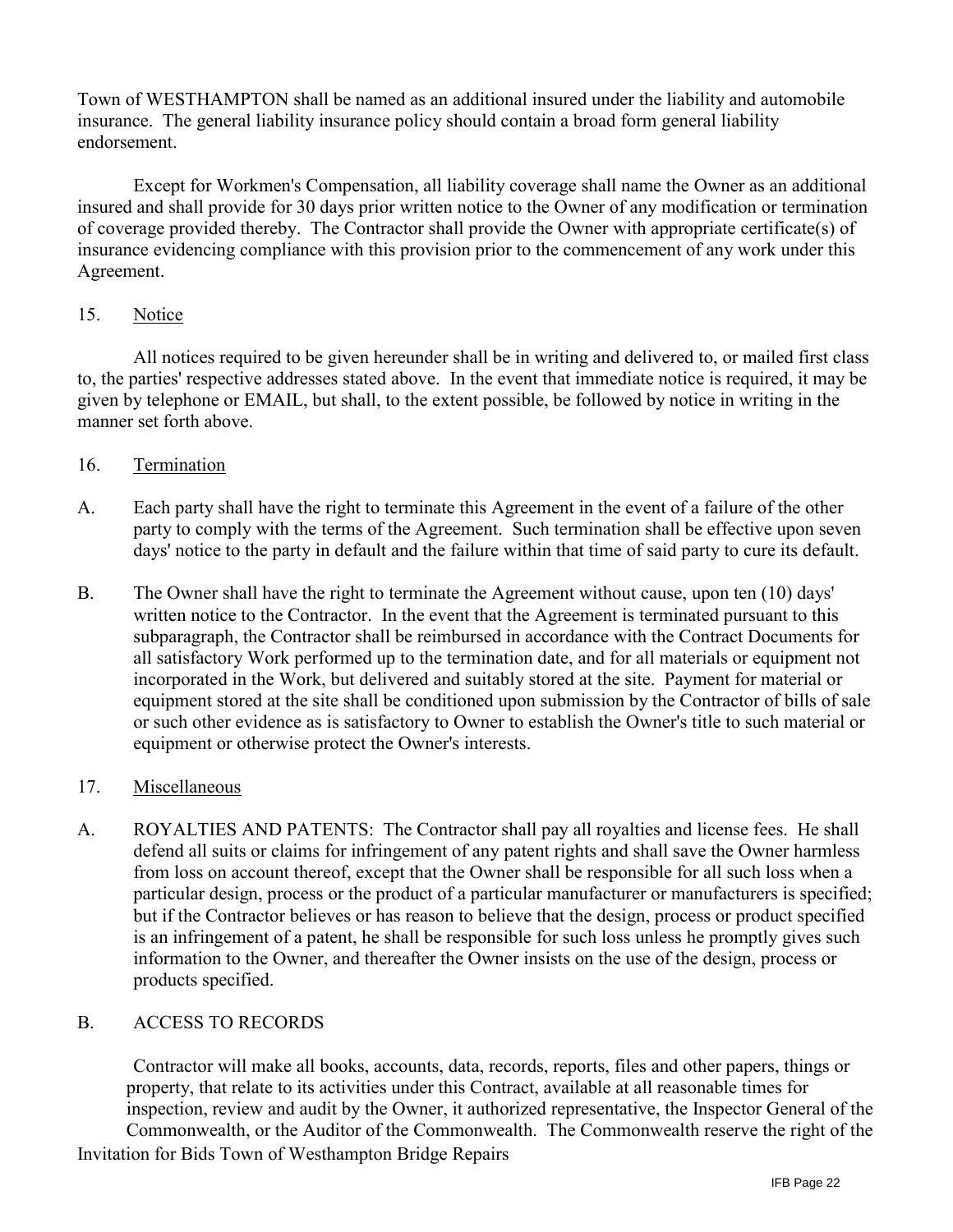Town of WESTHAMPTON shall be named as an additional insured under the liability and automobile insurance. The general liability insurance policy should contain a broad form general liability endorsement.

Except for Workmen's Compensation, all liability coverage shall name the Owner as an additional insured and shall provide for 30 days prior written notice to the Owner of any modification or termination of coverage provided thereby. The Contractor shall provide the Owner with appropriate certificate(s) of insurance evidencing compliance with this provision prior to the commencement of any work under this Agreement.

15. Notice

All notices required to be given hereunder shall be in writing and delivered to, or mailed first class to, the parties' respective addresses stated above. In the event that immediate notice is required, it may be given by telephone or EMAIL, but shall, to the extent possible, be followed by notice in writing in the manner set forth above.

16. Termination

A. Each party shall have the right to terminate this Agreement in the event of a failure of the other party to comply with the terms of the Agreement. Such termination shall be effective upon seven days' notice to the party in default and the failure within that time of said party to cure its default.

B. The Owner shall have the right to terminate the Agreement without cause, upon ten (10) days' written notice to the Contractor. In the event that the Agreement is terminated pursuant to this subparagraph, the Contractor shall be reimbursed in accordance with the Contract Documents for all satisfactory Work performed up to the termination date, and for all materials or equipment not incorporated in the Work, but delivered and suitably stored at the site. Payment for material or equipment stored at the site shall be conditioned upon submission by the Contractor of bills of sale or such other evidence as is satisfactory to Owner to establish the Owner's title to such material or equipment or otherwise protect the Owner's interests.

17. Miscellaneous

A. ROYALTIES AND PATENTS: The Contractor shall pay all royalties and license fees. He shall defend all suits or claims for infringement of any patent rights and shall save the Owner harmless from loss on account thereof, except that the Owner shall be responsible for all such loss when a particular design, process or the product of a particular manufacturer or manufacturers is specified; but if the Contractor believes or has reason to believe that the design, process or product specified is an infringement of a patent, he shall be responsible for such loss unless he promptly gives such information to the Owner, and thereafter the Owner insists on the use of the design, process or products specified.

B. ACCESS TO RECORDS

Contractor will make all books, accounts, data, records, reports, files and other papers, things or property, that relate to its activities under this Contract, available at all reasonable times for inspection, review and audit by the Owner, it authorized representative, the Inspector General of the Commonwealth, or the Auditor of the Commonwealth. The Commonwealth reserve the right of the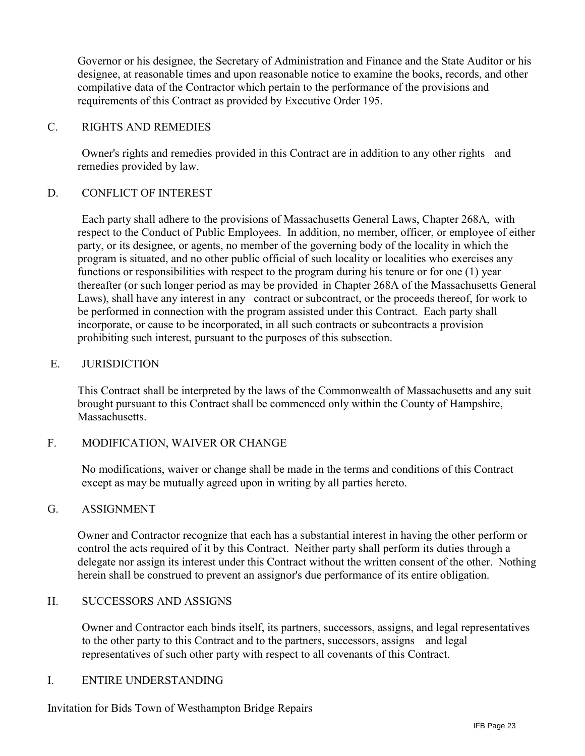Governor or his designee, the Secretary of Administration and Finance and the State Auditor or his designee, at reasonable times and upon reasonable notice to examine the books, records, and other compilative data of the Contractor which pertain to the performance of the provisions and requirements of this Contract as provided by Executive Order 195.

C. RIGHTS AND REMEDIES

Owner's rights and remedies provided in this Contract are in addition to any other rights and remedies provided by law.

D. CONFLICT OF INTEREST

Each party shall adhere to the provisions of Massachusetts General Laws, Chapter 268A, with respect to the Conduct of Public Employees. In addition, no member, officer, or employee of either party, or its designee, or agents, no member of the governing body of the locality in which the program is situated, and no other public official of such locality or localities who exercises any functions or responsibilities with respect to the program during his tenure or for one (1) year thereafter (or such longer period as may be provided in Chapter 268A of the Massachusetts General Laws), shall have any interest in any contract or subcontract, or the proceeds thereof, for work to be performed in connection with the program assisted under this Contract. Each party shall incorporate, or cause to be incorporated, in all such contracts or subcontracts a provision prohibiting such interest, pursuant to the purposes of this subsection.

E. JURISDICTION

This Contract shall be interpreted by the laws of the Commonwealth of Massachusetts and any suit brought pursuant to this Contract shall be commenced only within the County of Hampshire, Massachusetts.

F. MODIFICATION, WAIVER OR CHANGE

No modifications, waiver or change shall be made in the terms and conditions of this Contract except as may be mutually agreed upon in writing by all parties hereto.

G. ASSIGNMENT

Owner and Contractor recognize that each has a substantial interest in having the other perform or control the acts required of it by this Contract. Neither party shall perform its duties through a delegate nor assign its interest under this Contract without the written consent of the other. Nothing herein shall be construed to prevent an assignor's due performance of its entire obligation.

H. SUCCESSORS AND ASSIGNS

Owner and Contractor each binds itself, its partners, successors, assigns, and legal representatives to the other party to this Contract and to the partners, successors, assigns and legal representatives of such other party with respect to all covenants of this Contract.

I. ENTIRE UNDERSTANDING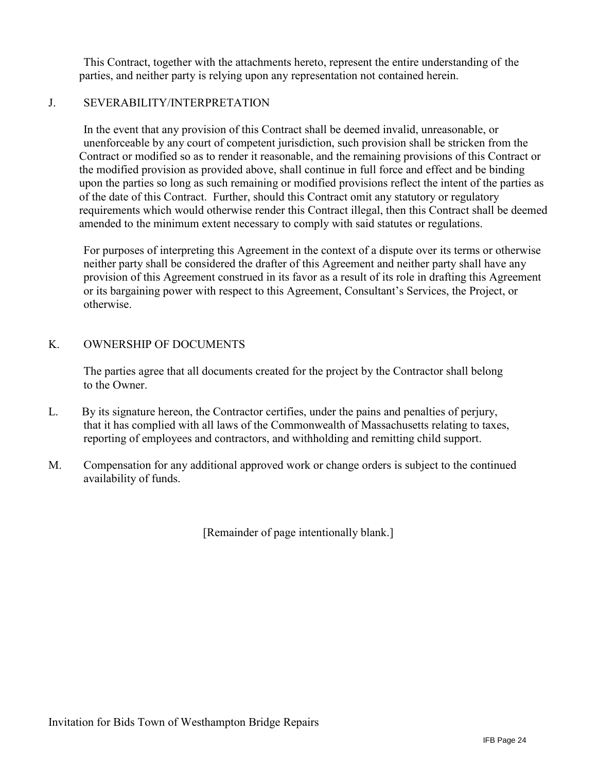This Contract, together with the attachments hereto, represent the entire understanding of the parties, and neither party is relying upon any representation not contained herein.

J. SEVERABILITY/INTERPRETATION

In the event that any provision of this Contract shall be deemed invalid, unreasonable, or unenforceable by any court of competent jurisdiction, such provision shall be stricken from the Contract or modified so as to render it reasonable, and the remaining provisions of this Contract or the modified provision as provided above, shall continue in full force and effect and be binding upon the parties so long as such remaining or modified provisions reflect the intent of the parties as of the date of this Contract. Further, should this Contract omit any statutory or regulatory requirements which would otherwise render this Contract illegal, then this Contract shall be deemed amended to the minimum extent necessary to comply with said statutes or regulations.

For purposes of interpreting this Agreement in the context of a dispute over its terms or otherwise neither party shall be considered the drafter of this Agreement and neither party shall have any provision of this Agreement construed in its favor as a result of its role in drafting this Agreement or its bargaining power with respect to this Agreement, Consultant's Services, the Project, or otherwise.

K. OWNERSHIP OF DOCUMENTS

The parties agree that all documents created for the project by the Contractor shall belong to the Owner.

L. By its signature hereon, the Contractor certifies, under the pains and penalties of perjury, that it has complied with all laws of the Commonwealth of Massachusetts relating to taxes, reporting of employees and contractors, and withholding and remitting child support.

M. Compensation for any additional approved work or change orders is subject to the continued availability of funds.

[Remainder of page intentionally blank.]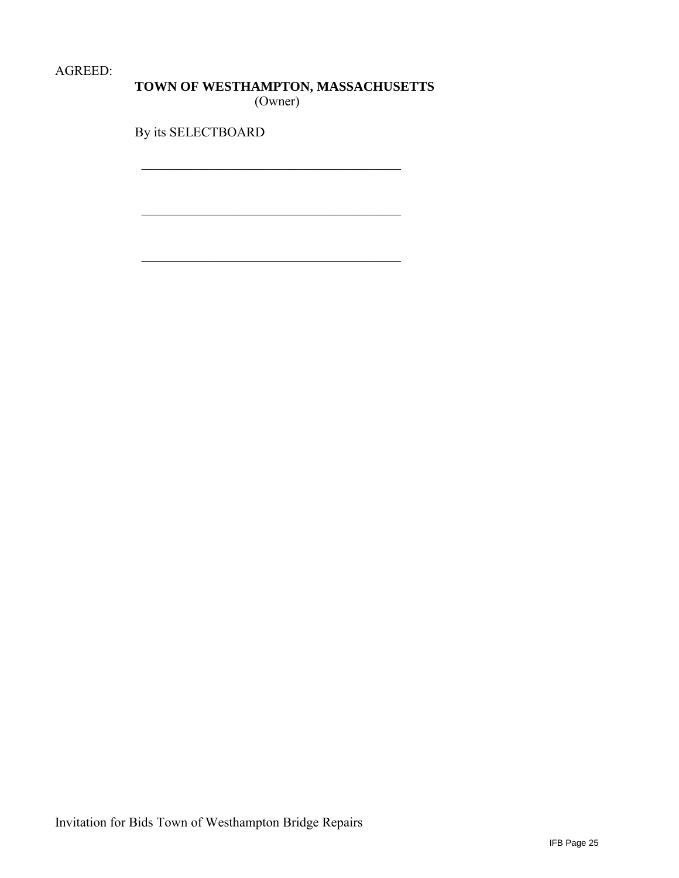AGREED:

**TOWN OF WESTHAMPTON, MASSACHUSETTS**
(Owner)

By its SELECTBOARD

\_\_\_\_\_\_\_\_\_\_\_\_\_\_\_\_\_\_\_\_\_\_\_\_\_\_\_\_\_\_\_\_\_\_\_\_\_\_\_\_\_\_

\_\_\_\_\_\_\_\_\_\_\_\_\_\_\_\_\_\_\_\_\_\_\_\_\_\_\_\_\_\_\_\_\_\_\_\_\_\_\_\_\_\_

\_\_\_\_\_\_\_\_\_\_\_\_\_\_\_\_\_\_\_\_\_\_\_\_\_\_\_\_\_\_\_\_\_\_\_\_\_\_\_\_\_\_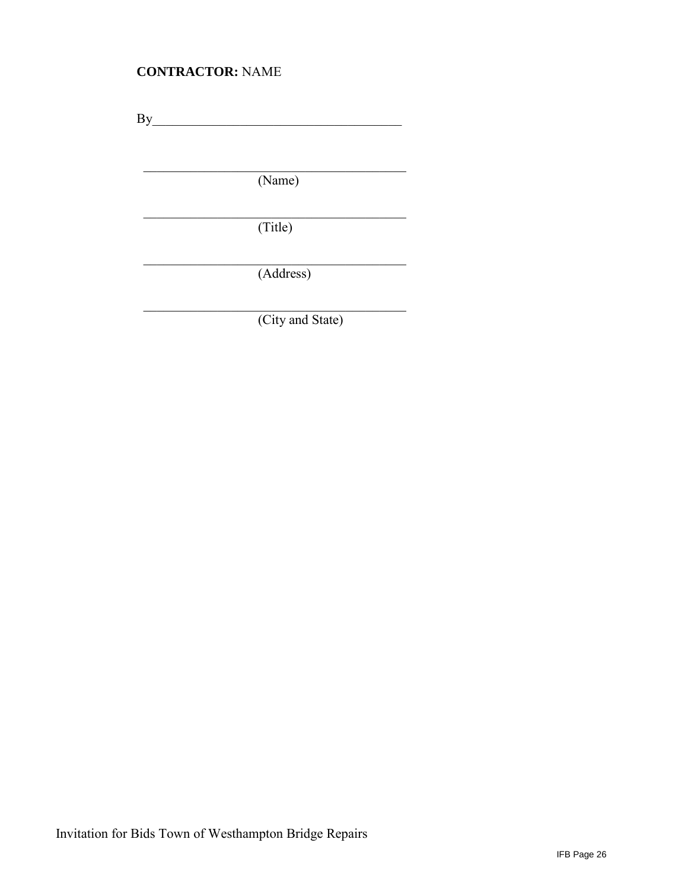**CONTRACTOR:** NAME

By______________________________________

___________________________________________
(Name)

___________________________________________
(Title)

___________________________________________
(Address)

___________________________________________
(City and State)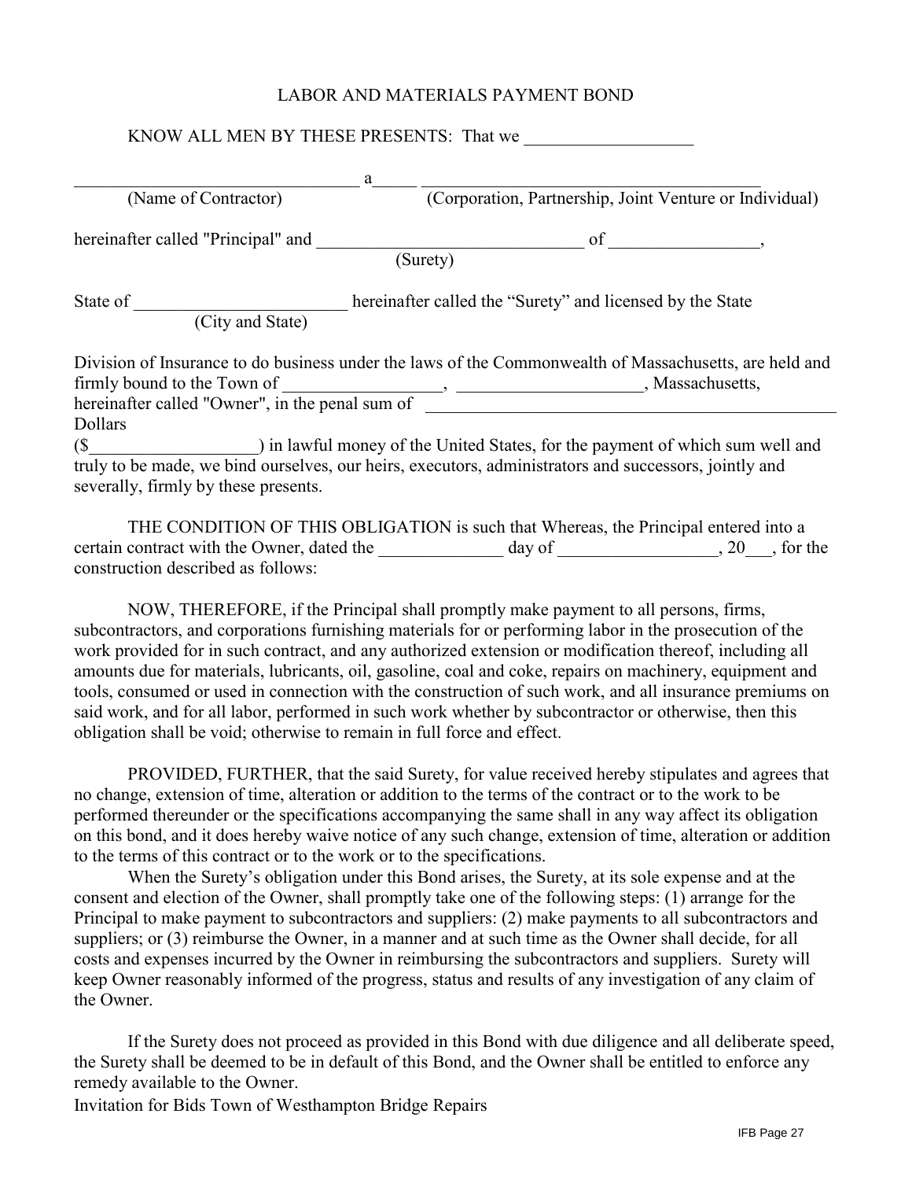# LABOR AND MATERIALS PAYMENT BOND

KNOW ALL MEN BY THESE PRESENTS: That we ___________________

_______________________________ a_____ _____________________________________
(Name of Contractor) (Corporation, Partnership, Joint Venture or Individual)

hereinafter called "Principal" and ______________________________ of _________________,
(Surety)

State of ________________________ hereinafter called the "Surety" and licensed by the State
(City and State)

Division of Insurance to do business under the laws of the Commonwealth of Massachusetts, are held and firmly bound to the Town of __________________, _____________________, Massachusetts, hereinafter called "Owner", in the penal sum of _________________________________________________ Dollars
($__________________) in lawful money of the United States, for the payment of which sum well and truly to be made, we bind ourselves, our heirs, executors, administrators and successors, jointly and severally, firmly by these presents.

THE CONDITION OF THIS OBLIGATION is such that Whereas, the Principal entered into a certain contract with the Owner, dated the ______________ day of __________________, 20___, for the construction described as follows:

NOW, THEREFORE, if the Principal shall promptly make payment to all persons, firms, subcontractors, and corporations furnishing materials for or performing labor in the prosecution of the work provided for in such contract, and any authorized extension or modification thereof, including all amounts due for materials, lubricants, oil, gasoline, coal and coke, repairs on machinery, equipment and tools, consumed or used in connection with the construction of such work, and all insurance premiums on said work, and for all labor, performed in such work whether by subcontractor or otherwise, then this obligation shall be void; otherwise to remain in full force and effect.

PROVIDED, FURTHER, that the said Surety, for value received hereby stipulates and agrees that no change, extension of time, alteration or addition to the terms of the contract or to the work to be performed thereunder or the specifications accompanying the same shall in any way affect its obligation on this bond, and it does hereby waive notice of any such change, extension of time, alteration or addition to the terms of this contract or to the work or to the specifications.

When the Surety's obligation under this Bond arises, the Surety, at its sole expense and at the consent and election of the Owner, shall promptly take one of the following steps: (1) arrange for the Principal to make payment to subcontractors and suppliers: (2) make payments to all subcontractors and suppliers; or (3) reimburse the Owner, in a manner and at such time as the Owner shall decide, for all costs and expenses incurred by the Owner in reimbursing the subcontractors and suppliers. Surety will keep Owner reasonably informed of the progress, status and results of any investigation of any claim of the Owner.

If the Surety does not proceed as provided in this Bond with due diligence and all deliberate speed, the Surety shall be deemed to be in default of this Bond, and the Owner shall be entitled to enforce any remedy available to the Owner.

Invitation for Bids Town of Westhampton Bridge Repairs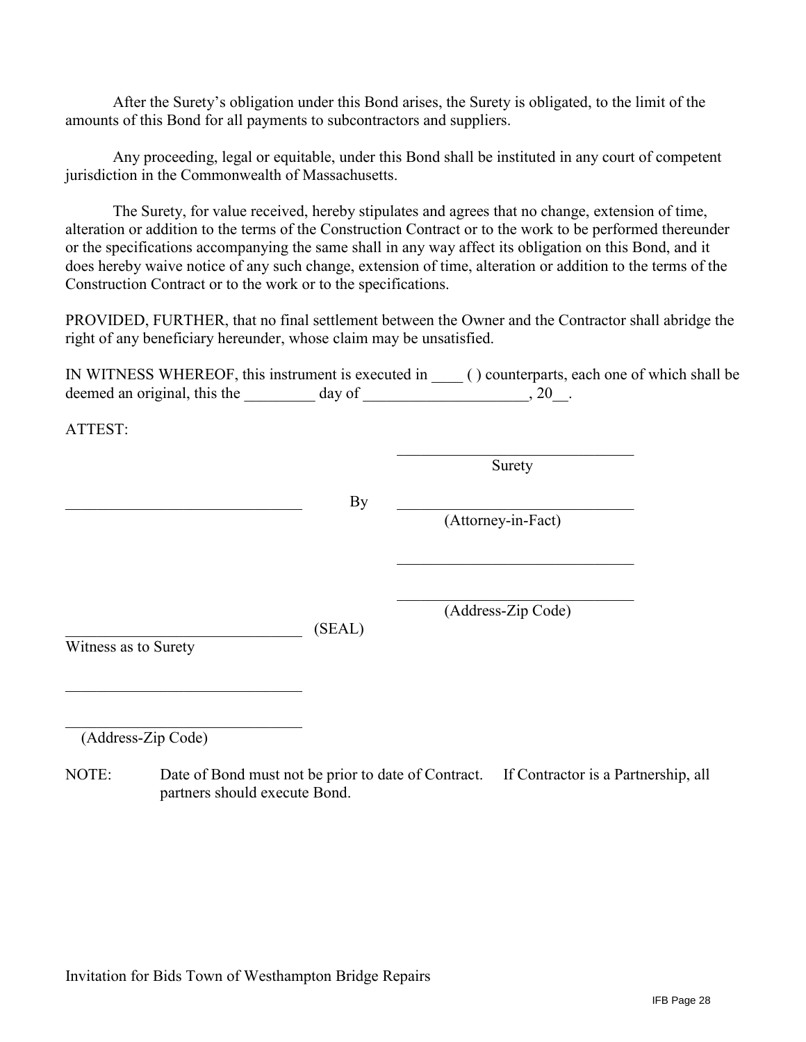After the Surety's obligation under this Bond arises, the Surety is obligated, to the limit of the amounts of this Bond for all payments to subcontractors and suppliers.

Any proceeding, legal or equitable, under this Bond shall be instituted in any court of competent jurisdiction in the Commonwealth of Massachusetts.

The Surety, for value received, hereby stipulates and agrees that no change, extension of time, alteration or addition to the terms of the Construction Contract or to the work to be performed thereunder or the specifications accompanying the same shall in any way affect its obligation on this Bond, and it does hereby waive notice of any such change, extension of time, alteration or addition to the terms of the Construction Contract or to the work or to the specifications.

PROVIDED, FURTHER, that no final settlement between the Owner and the Contractor shall abridge the right of any beneficiary hereunder, whose claim may be unsatisfied.

IN WITNESS WHEREOF, this instrument is executed in ____ ( ) counterparts, each one of which shall be deemed an original, this the _________ day of _____________________, 20__.

ATTEST:

______________________________
Surety

______________________________ By ______________________________
(Attorney-in-Fact)

______________________________

______________________________
(Address-Zip Code)

______________________________ (SEAL)
Witness as to Surety

______________________________

______________________________
(Address-Zip Code)

NOTE: Date of Bond must not be prior to date of Contract. If Contractor is a Partnership, all partners should execute Bond.

Invitation for Bids Town of Westhampton Bridge Repairs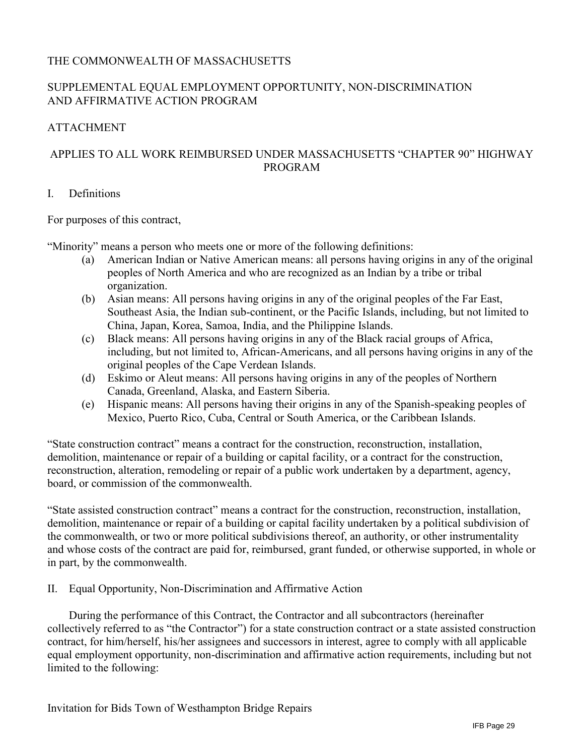THE COMMONWEALTH OF MASSACHUSETTS

SUPPLEMENTAL EQUAL EMPLOYMENT OPPORTUNITY, NON-DISCRIMINATION AND AFFIRMATIVE ACTION PROGRAM

ATTACHMENT

APPLIES TO ALL WORK REIMBURSED UNDER MASSACHUSETTS "CHAPTER 90" HIGHWAY PROGRAM

I. Definitions

For purposes of this contract,

"Minority" means a person who meets one or more of the following definitions:

(a) American Indian or Native American means: all persons having origins in any of the original peoples of North America and who are recognized as an Indian by a tribe or tribal organization.

(b) Asian means: All persons having origins in any of the original peoples of the Far East, Southeast Asia, the Indian sub-continent, or the Pacific Islands, including, but not limited to China, Japan, Korea, Samoa, India, and the Philippine Islands.

(c) Black means: All persons having origins in any of the Black racial groups of Africa, including, but not limited to, African-Americans, and all persons having origins in any of the original peoples of the Cape Verdean Islands.

(d) Eskimo or Aleut means: All persons having origins in any of the peoples of Northern Canada, Greenland, Alaska, and Eastern Siberia.

(e) Hispanic means: All persons having their origins in any of the Spanish-speaking peoples of Mexico, Puerto Rico, Cuba, Central or South America, or the Caribbean Islands.

"State construction contract" means a contract for the construction, reconstruction, installation, demolition, maintenance or repair of a building or capital facility, or a contract for the construction, reconstruction, alteration, remodeling or repair of a public work undertaken by a department, agency, board, or commission of the commonwealth.

"State assisted construction contract" means a contract for the construction, reconstruction, installation, demolition, maintenance or repair of a building or capital facility undertaken by a political subdivision of the commonwealth, or two or more political subdivisions thereof, an authority, or other instrumentality and whose costs of the contract are paid for, reimbursed, grant funded, or otherwise supported, in whole or in part, by the commonwealth.

II. Equal Opportunity, Non-Discrimination and Affirmative Action

During the performance of this Contract, the Contractor and all subcontractors (hereinafter collectively referred to as "the Contractor") for a state construction contract or a state assisted construction contract, for him/herself, his/her assignees and successors in interest, agree to comply with all applicable equal employment opportunity, non-discrimination and affirmative action requirements, including but not limited to the following: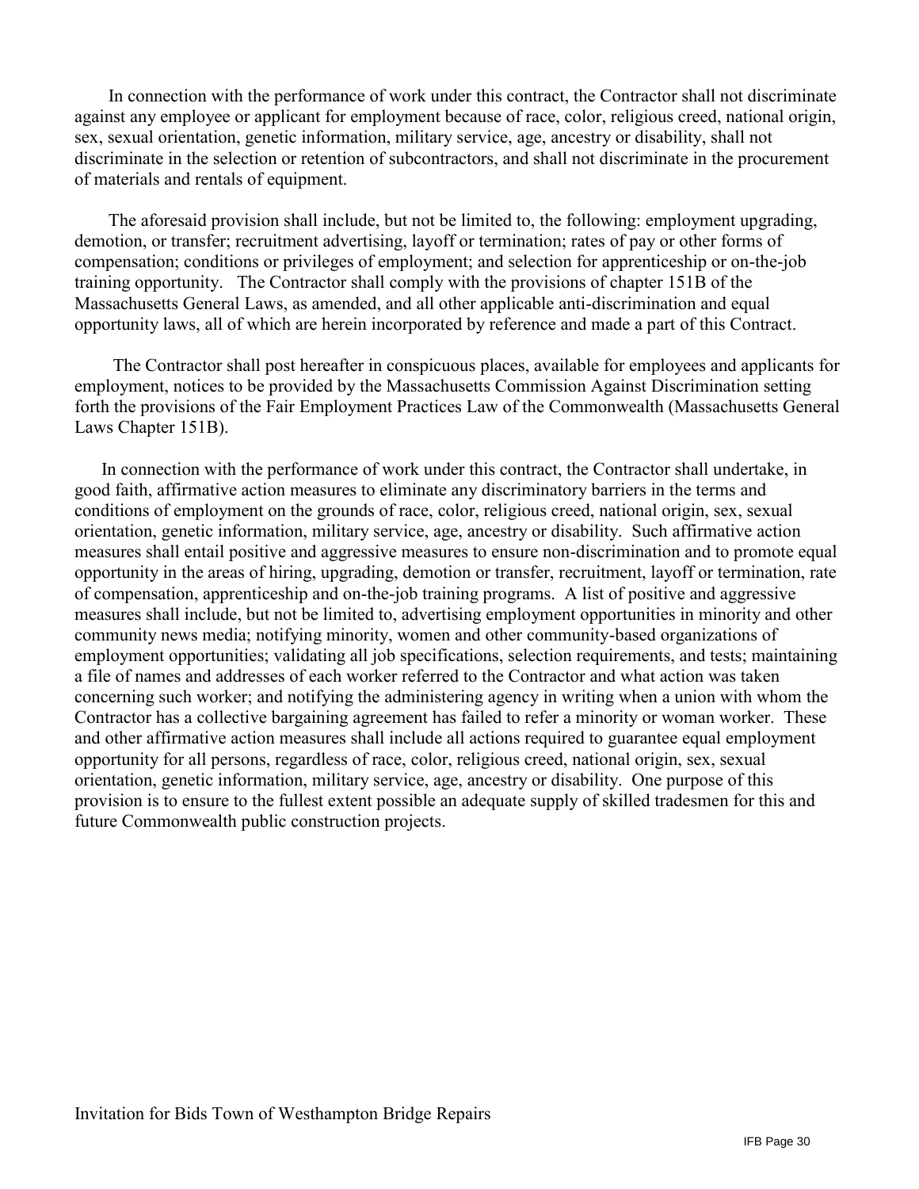In connection with the performance of work under this contract, the Contractor shall not discriminate against any employee or applicant for employment because of race, color, religious creed, national origin, sex, sexual orientation, genetic information, military service, age, ancestry or disability, shall not discriminate in the selection or retention of subcontractors, and shall not discriminate in the procurement of materials and rentals of equipment.

The aforesaid provision shall include, but not be limited to, the following: employment upgrading, demotion, or transfer; recruitment advertising, layoff or termination; rates of pay or other forms of compensation; conditions or privileges of employment; and selection for apprenticeship or on-the-job training opportunity. The Contractor shall comply with the provisions of chapter 151B of the Massachusetts General Laws, as amended, and all other applicable anti-discrimination and equal opportunity laws, all of which are herein incorporated by reference and made a part of this Contract.

The Contractor shall post hereafter in conspicuous places, available for employees and applicants for employment, notices to be provided by the Massachusetts Commission Against Discrimination setting forth the provisions of the Fair Employment Practices Law of the Commonwealth (Massachusetts General Laws Chapter 151B).

In connection with the performance of work under this contract, the Contractor shall undertake, in good faith, affirmative action measures to eliminate any discriminatory barriers in the terms and conditions of employment on the grounds of race, color, religious creed, national origin, sex, sexual orientation, genetic information, military service, age, ancestry or disability. Such affirmative action measures shall entail positive and aggressive measures to ensure non-discrimination and to promote equal opportunity in the areas of hiring, upgrading, demotion or transfer, recruitment, layoff or termination, rate of compensation, apprenticeship and on-the-job training programs. A list of positive and aggressive measures shall include, but not be limited to, advertising employment opportunities in minority and other community news media; notifying minority, women and other community-based organizations of employment opportunities; validating all job specifications, selection requirements, and tests; maintaining a file of names and addresses of each worker referred to the Contractor and what action was taken concerning such worker; and notifying the administering agency in writing when a union with whom the Contractor has a collective bargaining agreement has failed to refer a minority or woman worker. These and other affirmative action measures shall include all actions required to guarantee equal employment opportunity for all persons, regardless of race, color, religious creed, national origin, sex, sexual orientation, genetic information, military service, age, ancestry or disability. One purpose of this provision is to ensure to the fullest extent possible an adequate supply of skilled tradesmen for this and future Commonwealth public construction projects.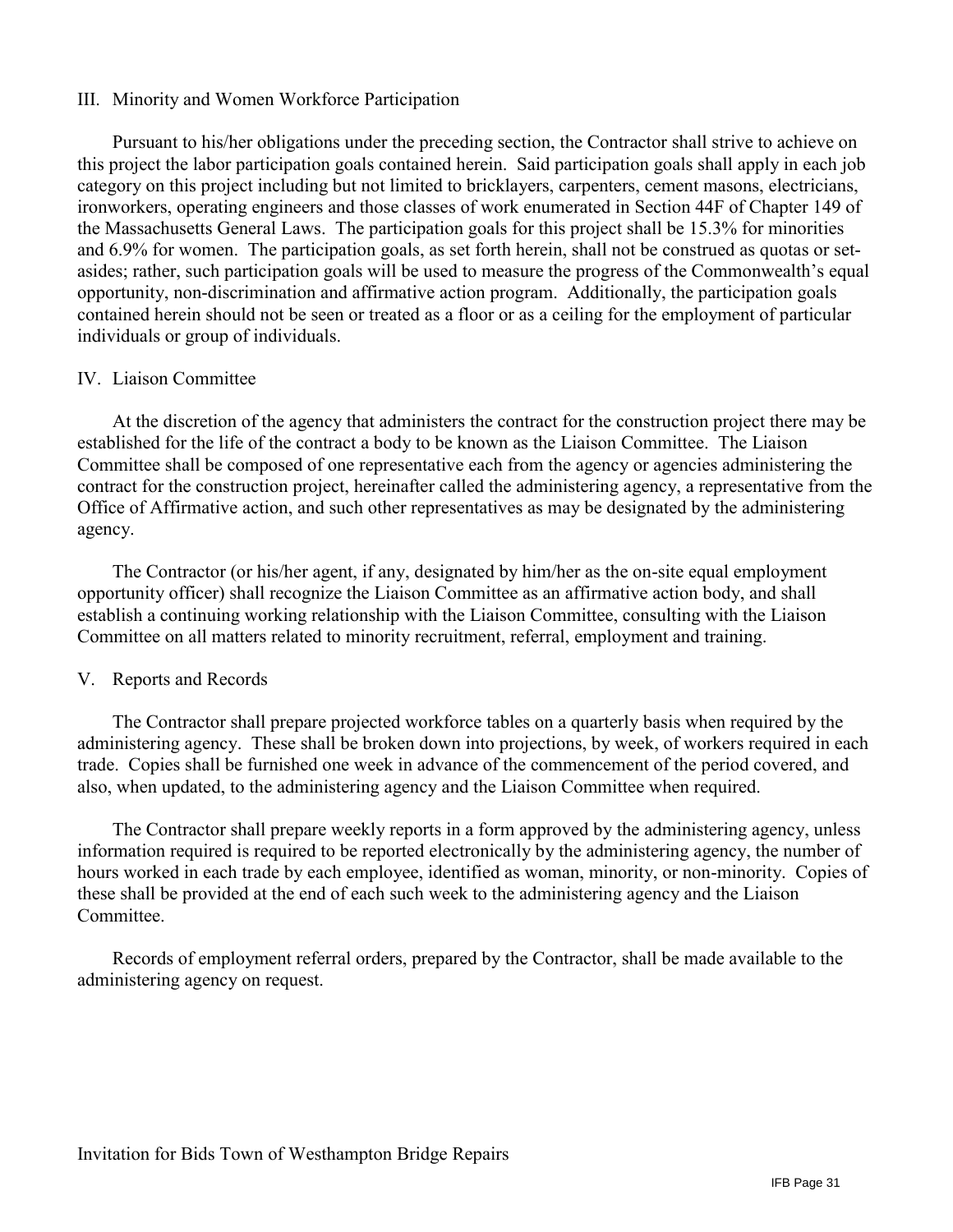## III. Minority and Women Workforce Participation

Pursuant to his/her obligations under the preceding section, the Contractor shall strive to achieve on this project the labor participation goals contained herein. Said participation goals shall apply in each job category on this project including but not limited to bricklayers, carpenters, cement masons, electricians, ironworkers, operating engineers and those classes of work enumerated in Section 44F of Chapter 149 of the Massachusetts General Laws. The participation goals for this project shall be 15.3% for minorities and 6.9% for women. The participation goals, as set forth herein, shall not be construed as quotas or set-asides; rather, such participation goals will be used to measure the progress of the Commonwealth's equal opportunity, non-discrimination and affirmative action program. Additionally, the participation goals contained herein should not be seen or treated as a floor or as a ceiling for the employment of particular individuals or group of individuals.

## IV. Liaison Committee

At the discretion of the agency that administers the contract for the construction project there may be established for the life of the contract a body to be known as the Liaison Committee. The Liaison Committee shall be composed of one representative each from the agency or agencies administering the contract for the construction project, hereinafter called the administering agency, a representative from the Office of Affirmative action, and such other representatives as may be designated by the administering agency.

The Contractor (or his/her agent, if any, designated by him/her as the on-site equal employment opportunity officer) shall recognize the Liaison Committee as an affirmative action body, and shall establish a continuing working relationship with the Liaison Committee, consulting with the Liaison Committee on all matters related to minority recruitment, referral, employment and training.

## V. Reports and Records

The Contractor shall prepare projected workforce tables on a quarterly basis when required by the administering agency. These shall be broken down into projections, by week, of workers required in each trade. Copies shall be furnished one week in advance of the commencement of the period covered, and also, when updated, to the administering agency and the Liaison Committee when required.

The Contractor shall prepare weekly reports in a form approved by the administering agency, unless information required is required to be reported electronically by the administering agency, the number of hours worked in each trade by each employee, identified as woman, minority, or non-minority. Copies of these shall be provided at the end of each such week to the administering agency and the Liaison Committee.

Records of employment referral orders, prepared by the Contractor, shall be made available to the administering agency on request.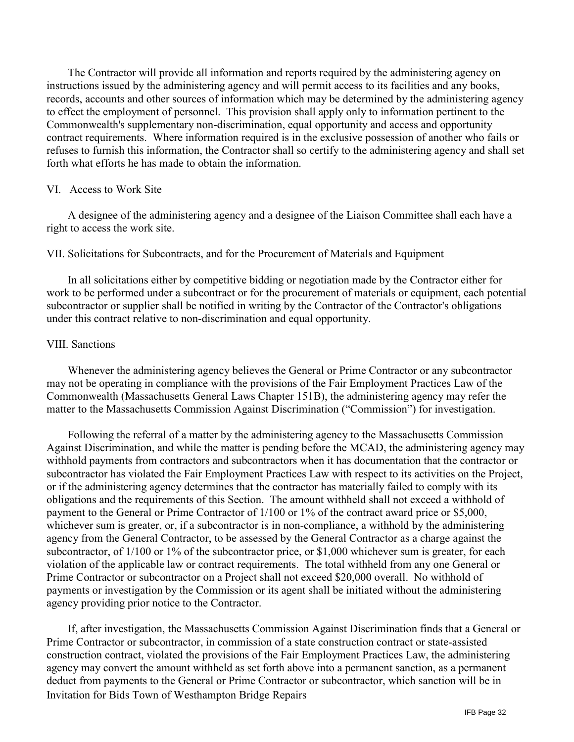The Contractor will provide all information and reports required by the administering agency on instructions issued by the administering agency and will permit access to its facilities and any books, records, accounts and other sources of information which may be determined by the administering agency to effect the employment of personnel. This provision shall apply only to information pertinent to the Commonwealth's supplementary non-discrimination, equal opportunity and access and opportunity contract requirements. Where information required is in the exclusive possession of another who fails or refuses to furnish this information, the Contractor shall so certify to the administering agency and shall set forth what efforts he has made to obtain the information.

VI. Access to Work Site

A designee of the administering agency and a designee of the Liaison Committee shall each have a right to access the work site.

VII. Solicitations for Subcontracts, and for the Procurement of Materials and Equipment

In all solicitations either by competitive bidding or negotiation made by the Contractor either for work to be performed under a subcontract or for the procurement of materials or equipment, each potential subcontractor or supplier shall be notified in writing by the Contractor of the Contractor's obligations under this contract relative to non-discrimination and equal opportunity.

VIII. Sanctions

Whenever the administering agency believes the General or Prime Contractor or any subcontractor may not be operating in compliance with the provisions of the Fair Employment Practices Law of the Commonwealth (Massachusetts General Laws Chapter 151B), the administering agency may refer the matter to the Massachusetts Commission Against Discrimination ("Commission") for investigation.

Following the referral of a matter by the administering agency to the Massachusetts Commission Against Discrimination, and while the matter is pending before the MCAD, the administering agency may withhold payments from contractors and subcontractors when it has documentation that the contractor or subcontractor has violated the Fair Employment Practices Law with respect to its activities on the Project, or if the administering agency determines that the contractor has materially failed to comply with its obligations and the requirements of this Section. The amount withheld shall not exceed a withhold of payment to the General or Prime Contractor of 1/100 or 1% of the contract award price or $5,000, whichever sum is greater, or, if a subcontractor is in non-compliance, a withhold by the administering agency from the General Contractor, to be assessed by the General Contractor as a charge against the subcontractor, of 1/100 or 1% of the subcontractor price, or $1,000 whichever sum is greater, for each violation of the applicable law or contract requirements. The total withheld from any one General or Prime Contractor or subcontractor on a Project shall not exceed $20,000 overall. No withhold of payments or investigation by the Commission or its agent shall be initiated without the administering agency providing prior notice to the Contractor.

If, after investigation, the Massachusetts Commission Against Discrimination finds that a General or Prime Contractor or subcontractor, in commission of a state construction contract or state-assisted construction contract, violated the provisions of the Fair Employment Practices Law, the administering agency may convert the amount withheld as set forth above into a permanent sanction, as a permanent deduct from payments to the General or Prime Contractor or subcontractor, which sanction will be in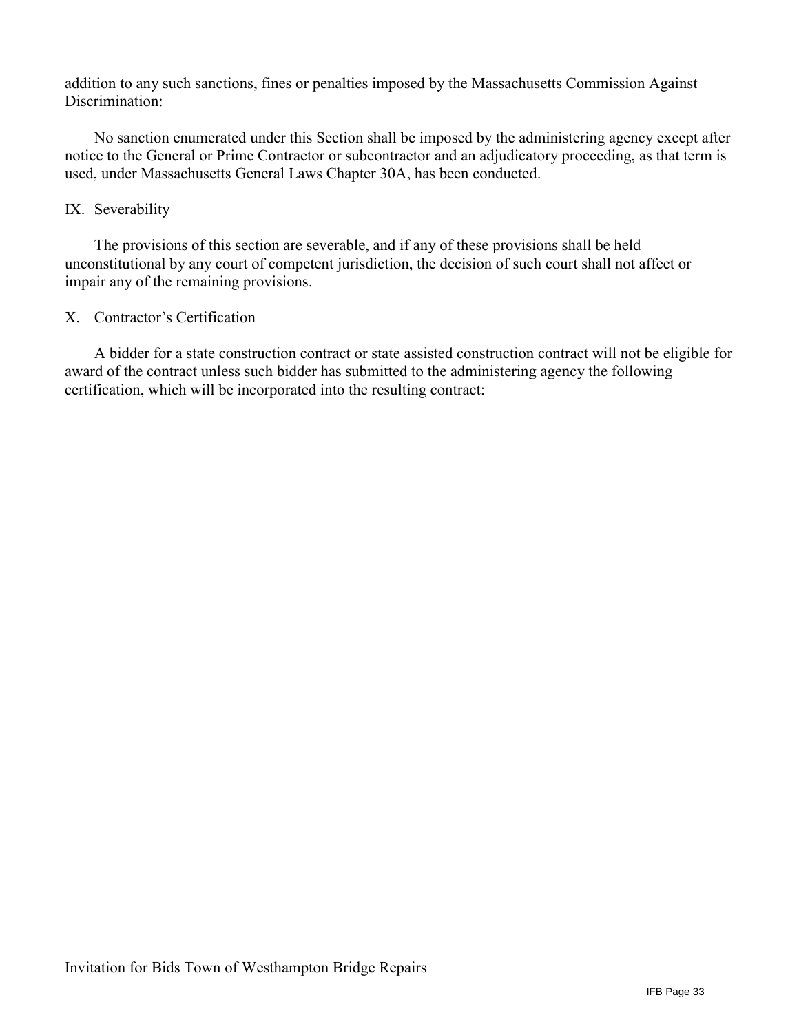addition to any such sanctions, fines or penalties imposed by the Massachusetts Commission Against Discrimination:

No sanction enumerated under this Section shall be imposed by the administering agency except after notice to the General or Prime Contractor or subcontractor and an adjudicatory proceeding, as that term is used, under Massachusetts General Laws Chapter 30A, has been conducted.

IX. Severability

The provisions of this section are severable, and if any of these provisions shall be held unconstitutional by any court of competent jurisdiction, the decision of such court shall not affect or impair any of the remaining provisions.

X. Contractor's Certification

A bidder for a state construction contract or state assisted construction contract will not be eligible for award of the contract unless such bidder has submitted to the administering agency the following certification, which will be incorporated into the resulting contract: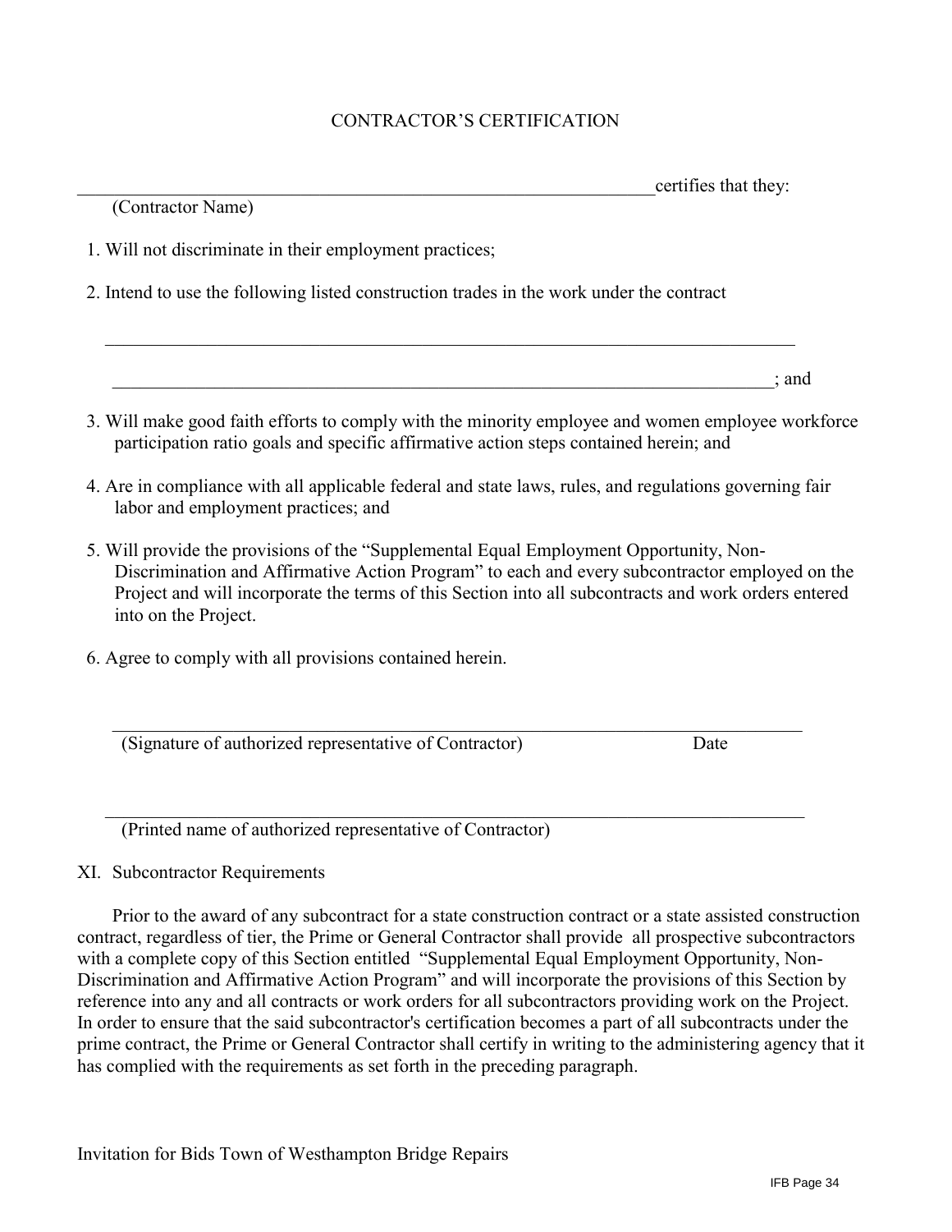## CONTRACTOR'S CERTIFICATION

_______________________________________________________________certifies that they:
(Contractor Name)

1. Will not discriminate in their employment practices;
2. Intend to use the following listed construction trades in the work under the contract

   ___________________________________________________________________________

   ___________________________________________________________________________; and

3. Will make good faith efforts to comply with the minority employee and women employee workforce participation ratio goals and specific affirmative action steps contained herein; and
4. Are in compliance with all applicable federal and state laws, rules, and regulations governing fair labor and employment practices; and
5. Will provide the provisions of the "Supplemental Equal Employment Opportunity, Non-Discrimination and Affirmative Action Program" to each and every subcontractor employed on the Project and will incorporate the terms of this Section into all subcontracts and work orders entered into on the Project.
6. Agree to comply with all provisions contained herein.

___________________________________________________________________________

(Signature of authorized representative of Contractor)                                        Date

___________________________________________________________________________

(Printed name of authorized representative of Contractor)

## XI. Subcontractor Requirements

Prior to the award of any subcontract for a state construction contract or a state assisted construction contract, regardless of tier, the Prime or General Contractor shall provide all prospective subcontractors with a complete copy of this Section entitled "Supplemental Equal Employment Opportunity, Non-Discrimination and Affirmative Action Program" and will incorporate the provisions of this Section by reference into any and all contracts or work orders for all subcontractors providing work on the Project. In order to ensure that the said subcontractor's certification becomes a part of all subcontracts under the prime contract, the Prime or General Contractor shall certify in writing to the administering agency that it has complied with the requirements as set forth in the preceding paragraph.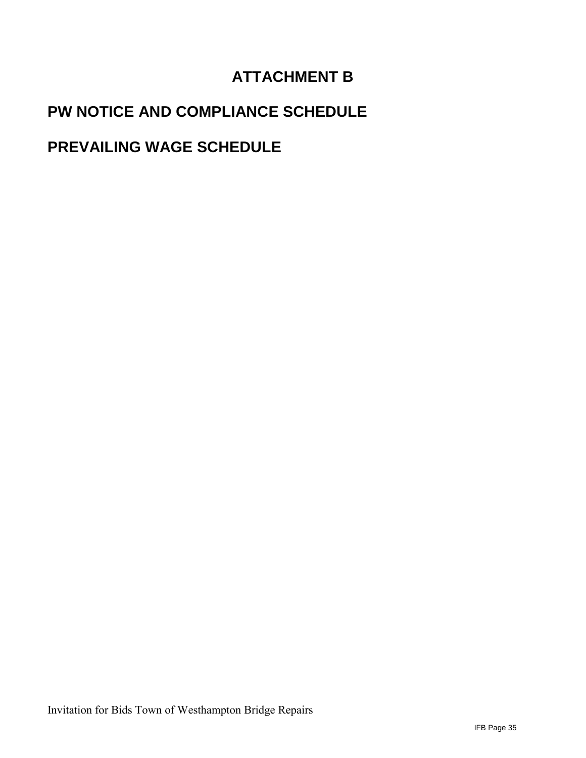# ATTACHMENT B

## PW NOTICE AND COMPLIANCE SCHEDULE

## PREVAILING WAGE SCHEDULE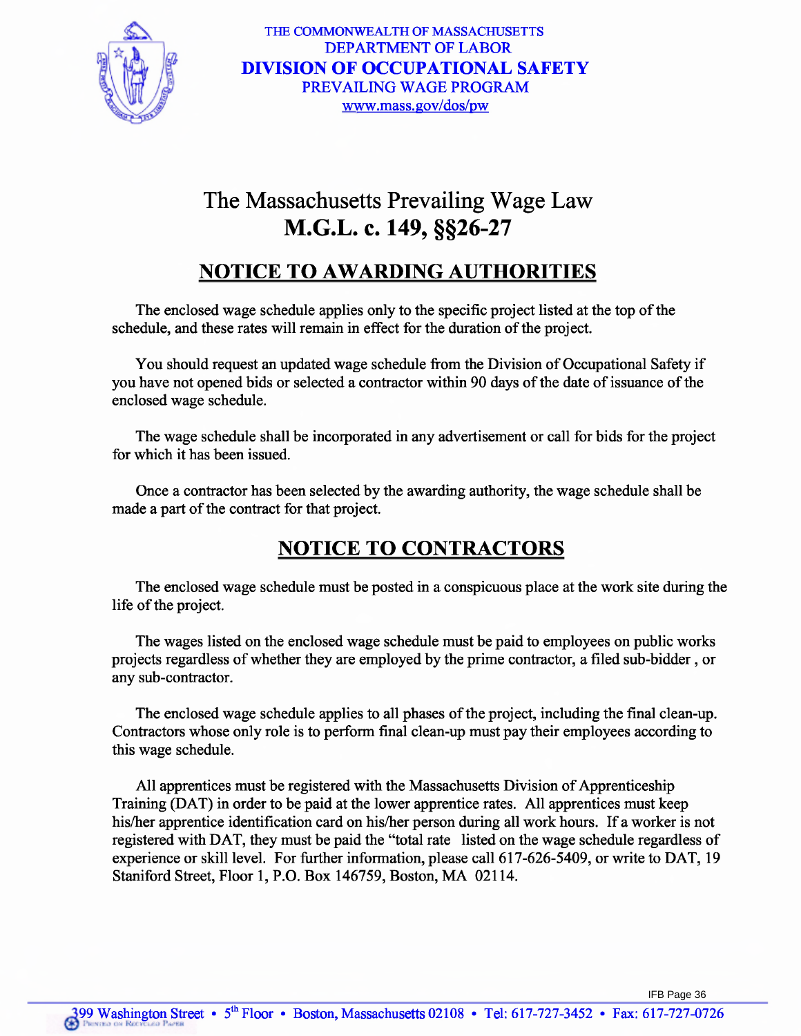THE COMMONWEALTH OF MASSACHUSETTS
DEPARTMENT OF LABOR
**DIVISION OF OCCUPATIONAL SAFETY**
PREVAILING WAGE PROGRAM
www.mass.gov/dos/pw

# The Massachusetts Prevailing Wage Law **M.G.L. c. 149, §§26-27**

## NOTICE TO AWARDING AUTHORITIES

The enclosed wage schedule applies only to the specific project listed at the top of the schedule, and these rates will remain in effect for the duration of the project.

You should request an updated wage schedule from the Division of Occupational Safety if you have not opened bids or selected a contractor within 90 days of the date of issuance of the enclosed wage schedule.

The wage schedule shall be incorporated in any advertisement or call for bids for the project for which it has been issued.

Once a contractor has been selected by the awarding authority, the wage schedule shall be made a part of the contract for that project.

## NOTICE TO CONTRACTORS

The enclosed wage schedule must be posted in a conspicuous place at the work site during the life of the project.

The wages listed on the enclosed wage schedule must be paid to employees on public works projects regardless of whether they are employed by the prime contractor, a filed sub-bidder , or any sub-contractor.

The enclosed wage schedule applies to all phases of the project, including the final clean-up. Contractors whose only role is to perform final clean-up must pay their employees according to this wage schedule.

All apprentices must be registered with the Massachusetts Division of Apprenticeship Training (DAT) in order to be paid at the lower apprentice rates. All apprentices must keep his/her apprentice identification card on his/her person during all work hours. If a worker is not registered with DAT, they must be paid the "total rate listed on the wage schedule regardless of experience or skill level. For further information, please call 617-626-5409, or write to DAT, 19 Staniford Street, Floor 1, P.O. Box 146759, Boston, MA 02114.

399 Washington Street • 5th Floor • Boston, Massachusetts 02108 • Tel: 617-727-3452 • Fax: 617-727-0726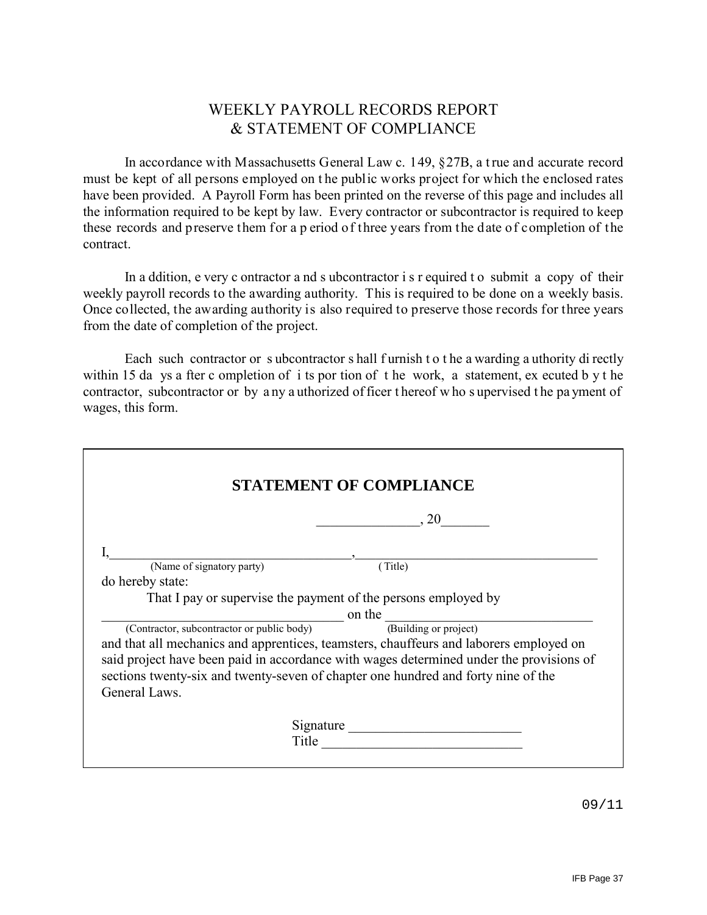# WEEKLY PAYROLL RECORDS REPORT
# & STATEMENT OF COMPLIANCE

In accordance with Massachusetts General Law c. 149, §27B, a true and accurate record must be kept of all persons employed on the public works project for which the enclosed rates have been provided. A Payroll Form has been printed on the reverse of this page and includes all the information required to be kept by law. Every contractor or subcontractor is required to keep these records and preserve them for a period of three years from the date of completion of the contract.

In addition, every contractor and subcontractor is required to submit a copy of their weekly payroll records to the awarding authority. This is required to be done on a weekly basis. Once collected, the awarding authority is also required to preserve those records for three years from the date of completion of the project.

Each such contractor or subcontractor shall furnish to the awarding authority directly within 15 days after completion of its portion of the work, a statement, executed by the contractor, subcontractor or by any authorized officer thereof who supervised the payment of wages, this form.

## STATEMENT OF COMPLIANCE

_______________, 20_______

I, ____________________________________, ____________________________________
(Name of signatory party) (Title)

do hereby state:

That I pay or supervise the payment of the persons employed by

____________________________________ on the ______________________________
(Contractor, subcontractor or public body) (Building or project)

and that all mechanics and apprentices, teamsters, chauffeurs and laborers employed on said project have been paid in accordance with wages determined under the provisions of sections twenty-six and twenty-seven of chapter one hundred and forty nine of the General Laws.

Signature _________________________

Title _____________________________

09/11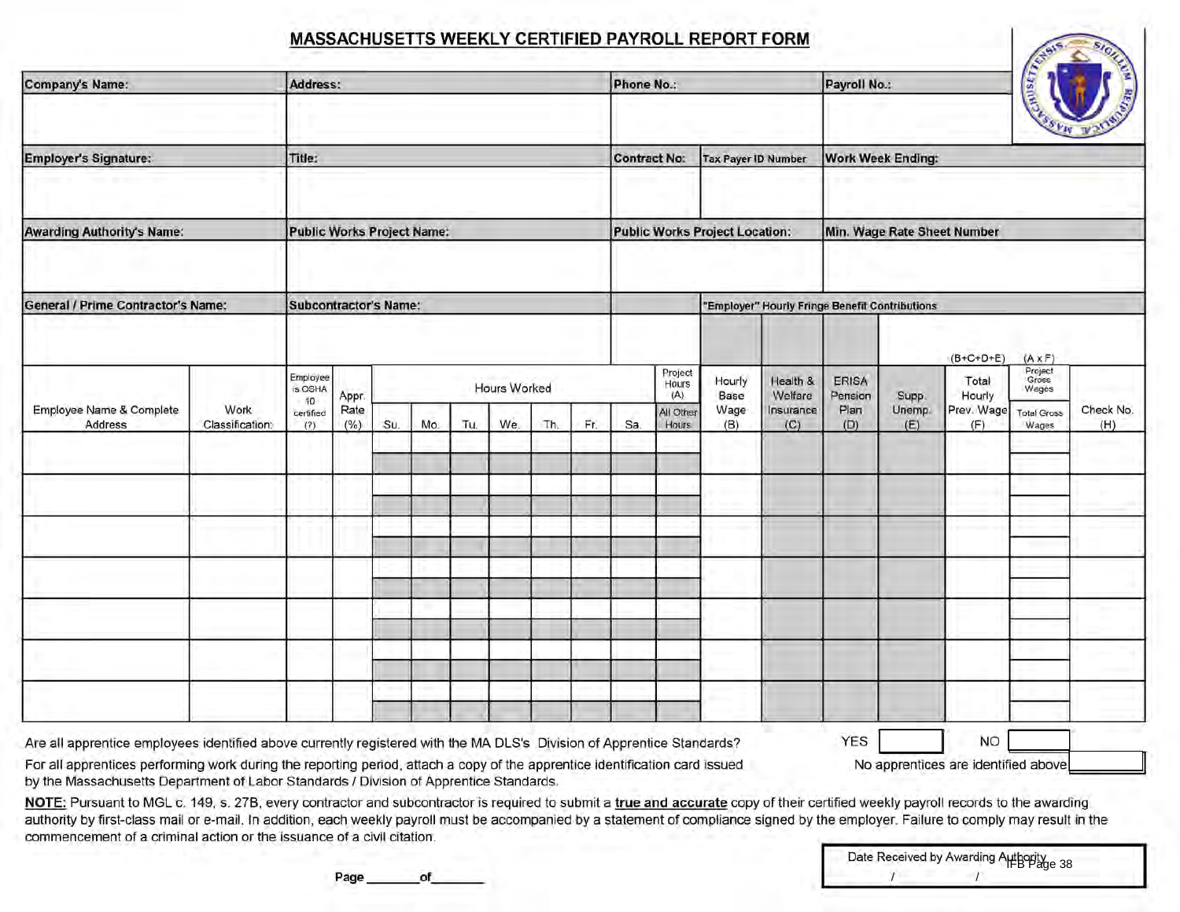# MASSACHUSETTS WEEKLY CERTIFIED PAYROLL REPORT FORM

| Company's Name: | Address: | Phone No.: | | Payroll No.: |
|---|---|---|---|---|
| | | | | |
| **Employer's Signature:** | **Title:** | **Contract No:** | **Tax Payer ID Number** | **Work Week Ending:** |
| | | | | |
| **Awarding Authority's Name:** | **Public Works Project Name:** | **Public Works Project Location:** | | **Min. Wage Rate Sheet Number** |
| | | | | |
| **General / Prime Contractor's Name:** | **Subcontractor's Name:** | | **"Employer" Hourly Fringe Benefit Contributions** | |
| | | | | |

| Employee Name & Complete Address | Work Classification: | Employee is OSHA 10 certified (?) | Appr. Rate (%) | Hours Worked Su. | Mo. | Tu. | We. | Th. | Fr. | Sa. | Project Hours (A) / All Other Hours | Hourly Base Wage (B) | Health & Welfare Insurance (C) | ERISA Pension Plan (D) | Supp. Unemp. (E) | (B+C+D+E) Total Hourly Prev. Wage (F) | (A x F) Project Gross Wages / Total Gross Wages | Check No. (H) |
|---|---|---|---|---|---|---|---|---|---|---|---|---|---|---|---|---|---|---|
| | | | | | | | | | | | | | | | | | | |
| | | | | | | | | | | | | | | | | | | |
| | | | | | | | | | | | | | | | | | | |
| | | | | | | | | | | | | | | | | | | |
| | | | | | | | | | | | | | | | | | | |
| | | | | | | | | | | | | | | | | | | |
| | | | | | | | | | | | | | | | | | | |

Are all apprentice employees identified above currently registered with the MA DLS's Division of Apprentice Standards? YES ☐ NO ☐

For all apprentices performing work during the reporting period, attach a copy of the apprentice identification card issued by the Massachusetts Department of Labor Standards / Division of Apprentice Standards. No apprentices are identified above ☐

**NOTE:** Pursuant to MGL c. 149, s. 27B, every contractor and subcontractor is required to submit a **true and accurate** copy of their certified weekly payroll records to the awarding authority by first-class mail or e-mail. In addition, each weekly payroll must be accompanied by a statement of compliance signed by the employer. Failure to comply may result in the commencement of a criminal action or the issuance of a civil citation.

**Page** _______ **of** _______

Date Received by Awarding Authority
/ /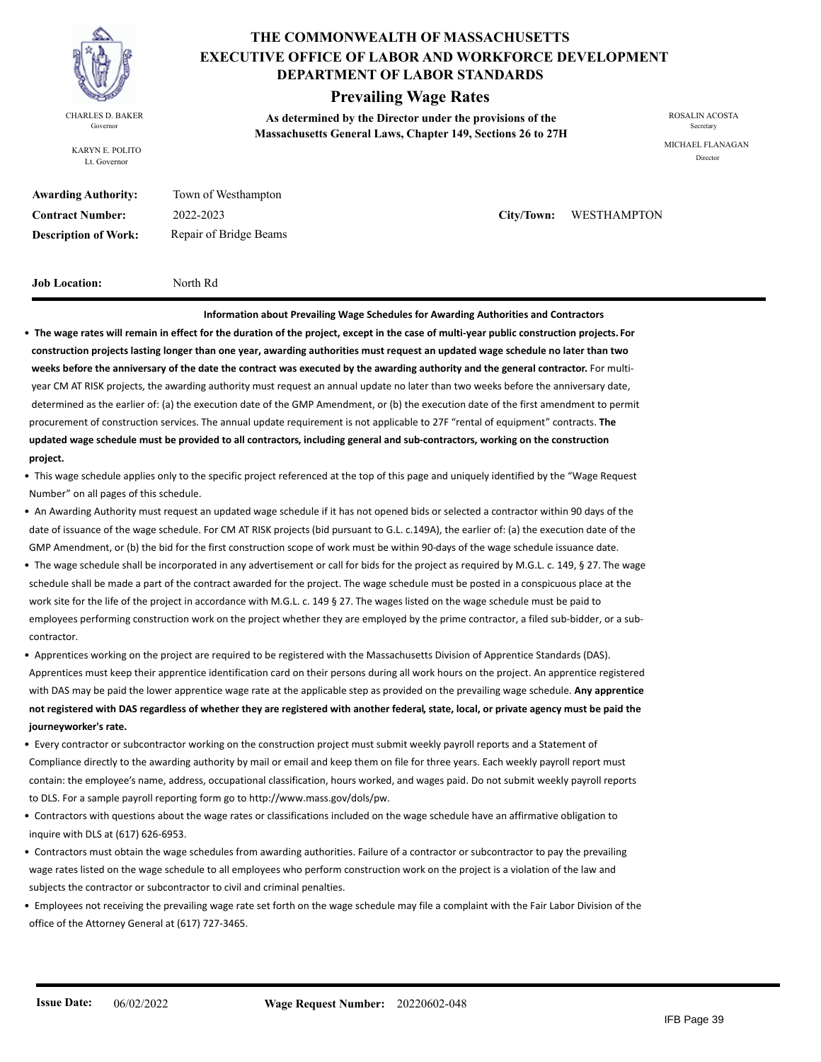# THE COMMONWEALTH OF MASSACHUSETTS
## EXECUTIVE OFFICE OF LABOR AND WORKFORCE DEVELOPMENT
## DEPARTMENT OF LABOR STANDARDS

### Prevailing Wage Rates

**As determined by the Director under the provisions of the Massachusetts General Laws, Chapter 149, Sections 26 to 27H**

CHARLES D. BAKER
Governor

KARYN E. POLITO
Lt. Governor

ROSALIN ACOSTA
Secretary

MICHAEL FLANAGAN
Director

**Awarding Authority:** Town of Westhampton

**Contract Number:** 2022-2023 **City/Town:** WESTHAMPTON

**Description of Work:** Repair of Bridge Beams

**Job Location:** North Rd

**Information about Prevailing Wage Schedules for Awarding Authorities and Contractors**

- **The wage rates will remain in effect for the duration of the project, except in the case of multi-year public construction projects. For construction projects lasting longer than one year, awarding authorities must request an updated wage schedule no later than two weeks before the anniversary of the date the contract was executed by the awarding authority and the general contractor.** For multi-year CM AT RISK projects, the awarding authority must request an annual update no later than two weeks before the anniversary date, determined as the earlier of: (a) the execution date of the GMP Amendment, or (b) the execution date of the first amendment to permit procurement of construction services. The annual update requirement is not applicable to 27F "rental of equipment" contracts. **The updated wage schedule must be provided to all contractors, including general and sub-contractors, working on the construction project.**
- This wage schedule applies only to the specific project referenced at the top of this page and uniquely identified by the "Wage Request Number" on all pages of this schedule.
- An Awarding Authority must request an updated wage schedule if it has not opened bids or selected a contractor within 90 days of the date of issuance of the wage schedule. For CM AT RISK projects (bid pursuant to G.L. c.149A), the earlier of: (a) the execution date of the GMP Amendment, or (b) the bid for the first construction scope of work must be within 90-days of the wage schedule issuance date.
- The wage schedule shall be incorporated in any advertisement or call for bids for the project as required by M.G.L. c. 149, § 27. The wage schedule shall be made a part of the contract awarded for the project. The wage schedule must be posted in a conspicuous place at the work site for the life of the project in accordance with M.G.L. c. 149 § 27. The wages listed on the wage schedule must be paid to employees performing construction work on the project whether they are employed by the prime contractor, a filed sub-bidder, or a sub-contractor.
- Apprentices working on the project are required to be registered with the Massachusetts Division of Apprentice Standards (DAS). Apprentices must keep their apprentice identification card on their persons during all work hours on the project. An apprentice registered with DAS may be paid the lower apprentice wage rate at the applicable step as provided on the prevailing wage schedule. **Any apprentice not registered with DAS regardless of whether they are registered with another federal, state, local, or private agency must be paid the journeyworker's rate.**
- Every contractor or subcontractor working on the construction project must submit weekly payroll reports and a Statement of Compliance directly to the awarding authority by mail or email and keep them on file for three years. Each weekly payroll report must contain: the employee's name, address, occupational classification, hours worked, and wages paid. Do not submit weekly payroll reports to DLS. For a sample payroll reporting form go to http://www.mass.gov/dols/pw.
- Contractors with questions about the wage rates or classifications included on the wage schedule have an affirmative obligation to inquire with DLS at (617) 626-6953.
- Contractors must obtain the wage schedules from awarding authorities. Failure of a contractor or subcontractor to pay the prevailing wage rates listed on the wage schedule to all employees who perform construction work on the project is a violation of the law and subjects the contractor or subcontractor to civil and criminal penalties.
- Employees not receiving the prevailing wage rate set forth on the wage schedule may file a complaint with the Fair Labor Division of the office of the Attorney General at (617) 727-3465.

**Issue Date:** 06/02/2022 **Wage Request Number:** 20220602-048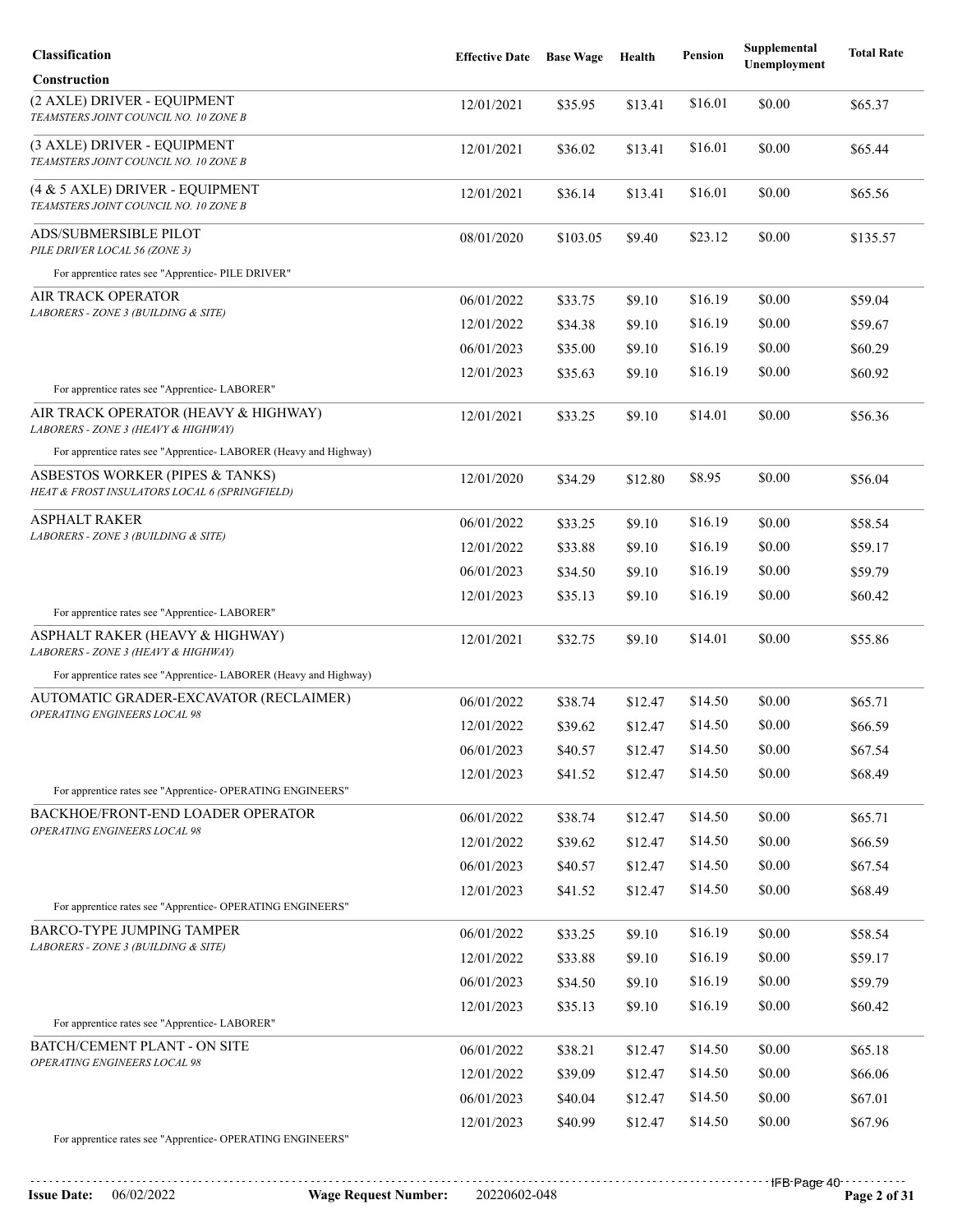| Classification | Effective Date | Base Wage | Health | Pension | Supplemental Unemployment | Total Rate |
|---|---|---|---|---|---|---|
| **Construction** | | | | | | |
| (2 AXLE) DRIVER - EQUIPMENT<br>*TEAMSTERS JOINT COUNCIL NO. 10 ZONE B* | 12/01/2021 | $35.95 | $13.41 | $16.01 | $0.00 | $65.37 |
| (3 AXLE) DRIVER - EQUIPMENT<br>*TEAMSTERS JOINT COUNCIL NO. 10 ZONE B* | 12/01/2021 | $36.02 | $13.41 | $16.01 | $0.00 | $65.44 |
| (4 & 5 AXLE) DRIVER - EQUIPMENT<br>*TEAMSTERS JOINT COUNCIL NO. 10 ZONE B* | 12/01/2021 | $36.14 | $13.41 | $16.01 | $0.00 | $65.56 |
| ADS/SUBMERSIBLE PILOT<br>*PILE DRIVER LOCAL 56 (ZONE 3)* | 08/01/2020 | $103.05 | $9.40 | $23.12 | $0.00 | $135.57 |
| For apprentice rates see "Apprentice- PILE DRIVER" | | | | | | |
| AIR TRACK OPERATOR<br>*LABORERS - ZONE 3 (BUILDING & SITE)* | 06/01/2022 | $33.75 | $9.10 | $16.19 | $0.00 | $59.04 |
| | 12/01/2022 | $34.38 | $9.10 | $16.19 | $0.00 | $59.67 |
| | 06/01/2023 | $35.00 | $9.10 | $16.19 | $0.00 | $60.29 |
| | 12/01/2023 | $35.63 | $9.10 | $16.19 | $0.00 | $60.92 |
| For apprentice rates see "Apprentice- LABORER" | | | | | | |
| AIR TRACK OPERATOR (HEAVY & HIGHWAY)<br>*LABORERS - ZONE 3 (HEAVY & HIGHWAY)* | 12/01/2021 | $33.25 | $9.10 | $14.01 | $0.00 | $56.36 |
| For apprentice rates see "Apprentice- LABORER (Heavy and Highway) | | | | | | |
| ASBESTOS WORKER (PIPES & TANKS)<br>*HEAT & FROST INSULATORS LOCAL 6 (SPRINGFIELD)* | 12/01/2020 | $34.29 | $12.80 | $8.95 | $0.00 | $56.04 |
| ASPHALT RAKER<br>*LABORERS - ZONE 3 (BUILDING & SITE)* | 06/01/2022 | $33.25 | $9.10 | $16.19 | $0.00 | $58.54 |
| | 12/01/2022 | $33.88 | $9.10 | $16.19 | $0.00 | $59.17 |
| | 06/01/2023 | $34.50 | $9.10 | $16.19 | $0.00 | $59.79 |
| | 12/01/2023 | $35.13 | $9.10 | $16.19 | $0.00 | $60.42 |
| For apprentice rates see "Apprentice- LABORER" | | | | | | |
| ASPHALT RAKER (HEAVY & HIGHWAY)<br>*LABORERS - ZONE 3 (HEAVY & HIGHWAY)* | 12/01/2021 | $32.75 | $9.10 | $14.01 | $0.00 | $55.86 |
| For apprentice rates see "Apprentice- LABORER (Heavy and Highway) | | | | | | |
| AUTOMATIC GRADER-EXCAVATOR (RECLAIMER)<br>*OPERATING ENGINEERS LOCAL 98* | 06/01/2022 | $38.74 | $12.47 | $14.50 | $0.00 | $65.71 |
| | 12/01/2022 | $39.62 | $12.47 | $14.50 | $0.00 | $66.59 |
| | 06/01/2023 | $40.57 | $12.47 | $14.50 | $0.00 | $67.54 |
| | 12/01/2023 | $41.52 | $12.47 | $14.50 | $0.00 | $68.49 |
| For apprentice rates see "Apprentice- OPERATING ENGINEERS" | | | | | | |
| BACKHOE/FRONT-END LOADER OPERATOR<br>*OPERATING ENGINEERS LOCAL 98* | 06/01/2022 | $38.74 | $12.47 | $14.50 | $0.00 | $65.71 |
| | 12/01/2022 | $39.62 | $12.47 | $14.50 | $0.00 | $66.59 |
| | 06/01/2023 | $40.57 | $12.47 | $14.50 | $0.00 | $67.54 |
| | 12/01/2023 | $41.52 | $12.47 | $14.50 | $0.00 | $68.49 |
| For apprentice rates see "Apprentice- OPERATING ENGINEERS" | | | | | | |
| BARCO-TYPE JUMPING TAMPER<br>*LABORERS - ZONE 3 (BUILDING & SITE)* | 06/01/2022 | $33.25 | $9.10 | $16.19 | $0.00 | $58.54 |
| | 12/01/2022 | $33.88 | $9.10 | $16.19 | $0.00 | $59.17 |
| | 06/01/2023 | $34.50 | $9.10 | $16.19 | $0.00 | $59.79 |
| | 12/01/2023 | $35.13 | $9.10 | $16.19 | $0.00 | $60.42 |
| For apprentice rates see "Apprentice- LABORER" | | | | | | |
| BATCH/CEMENT PLANT - ON SITE<br>*OPERATING ENGINEERS LOCAL 98* | 06/01/2022 | $38.21 | $12.47 | $14.50 | $0.00 | $65.18 |
| | 12/01/2022 | $39.09 | $12.47 | $14.50 | $0.00 | $66.06 |
| | 06/01/2023 | $40.04 | $12.47 | $14.50 | $0.00 | $67.01 |
| | 12/01/2023 | $40.99 | $12.47 | $14.50 | $0.00 | $67.96 |
| For apprentice rates see "Apprentice- OPERATING ENGINEERS" | | | | | | |

**Issue Date:** 06/02/2022 **Wage Request Number:** 20220602-048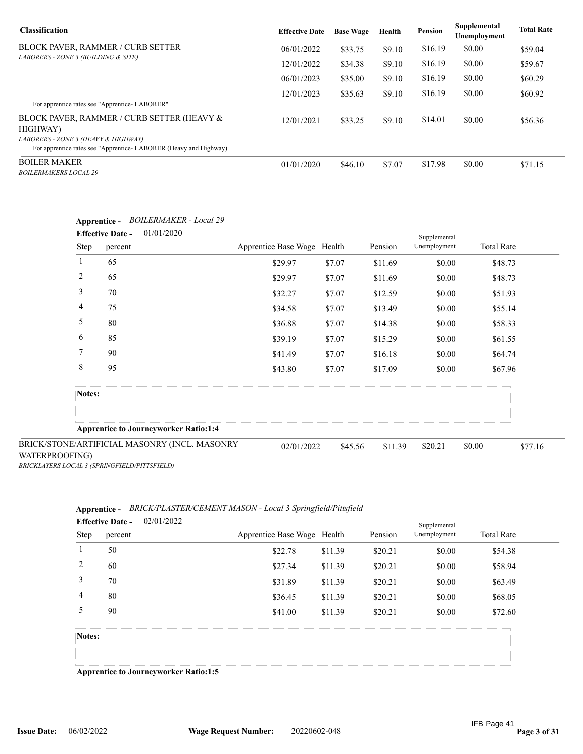| Classification | Effective Date | Base Wage | Health | Pension | Supplemental Unemployment | Total Rate |
|---|---|---|---|---|---|---|
| BLOCK PAVER, RAMMER / CURB SETTER<br>*LABORERS - ZONE 3 (BUILDING & SITE)* | 06/01/2022 | $33.75 | $9.10 | $16.19 | $0.00 | $59.04 |
| | 12/01/2022 | $34.38 | $9.10 | $16.19 | $0.00 | $59.67 |
| | 06/01/2023 | $35.00 | $9.10 | $16.19 | $0.00 | $60.29 |
| | 12/01/2023 | $35.63 | $9.10 | $16.19 | $0.00 | $60.92 |
| For apprentice rates see "Apprentice- LABORER" | | | | | | |
| BLOCK PAVER, RAMMER / CURB SETTER (HEAVY & HIGHWAY)<br>*LABORERS - ZONE 3 (HEAVY & HIGHWAY)*<br>For apprentice rates see "Apprentice- LABORER (Heavy and Highway) | 12/01/2021 | $33.25 | $9.10 | $14.01 | $0.00 | $56.36 |
| BOILER MAKER<br>*BOILERMAKERS LOCAL 29* | 01/01/2020 | $46.10 | $7.07 | $17.98 | $0.00 | $71.15 |

**Apprentice -** *BOILERMAKER - Local 29*

**Effective Date -** 01/01/2020

| Step | percent | Apprentice Base Wage | Health | Pension | Supplemental Unemployment | Total Rate |
|---|---|---|---|---|---|---|
| 1 | 65 | $29.97 | $7.07 | $11.69 | $0.00 | $48.73 |
| 2 | 65 | $29.97 | $7.07 | $11.69 | $0.00 | $48.73 |
| 3 | 70 | $32.27 | $7.07 | $12.59 | $0.00 | $51.93 |
| 4 | 75 | $34.58 | $7.07 | $13.49 | $0.00 | $55.14 |
| 5 | 80 | $36.88 | $7.07 | $14.38 | $0.00 | $58.33 |
| 6 | 85 | $39.19 | $7.07 | $15.29 | $0.00 | $61.55 |
| 7 | 90 | $41.49 | $7.07 | $16.18 | $0.00 | $64.74 |
| 8 | 95 | $43.80 | $7.07 | $17.09 | $0.00 | $67.96 |

**Notes:**

**Apprentice to Journeyworker Ratio:1:4**

| Classification | Effective Date | Base Wage | Health | Pension | Supplemental Unemployment | Total Rate |
|---|---|---|---|---|---|---|
| BRICK/STONE/ARTIFICIAL MASONRY (INCL. MASONRY WATERPROOFING)<br>*BRICKLAYERS LOCAL 3 (SPRINGFIELD/PITTSFIELD)* | 02/01/2022 | $45.56 | $11.39 | $20.21 | $0.00 | $77.16 |

**Apprentice -** *BRICK/PLASTER/CEMENT MASON - Local 3 Springfield/Pittsfield*

**Effective Date -** 02/01/2022

| Step | percent | Apprentice Base Wage | Health | Pension | Supplemental Unemployment | Total Rate |
|---|---|---|---|---|---|---|
| 1 | 50 | $22.78 | $11.39 | $20.21 | $0.00 | $54.38 |
| 2 | 60 | $27.34 | $11.39 | $20.21 | $0.00 | $58.94 |
| 3 | 70 | $31.89 | $11.39 | $20.21 | $0.00 | $63.49 |
| 4 | 80 | $36.45 | $11.39 | $20.21 | $0.00 | $68.05 |
| 5 | 90 | $41.00 | $11.39 | $20.21 | $0.00 | $72.60 |

**Notes:**

**Apprentice to Journeyworker Ratio:1:5**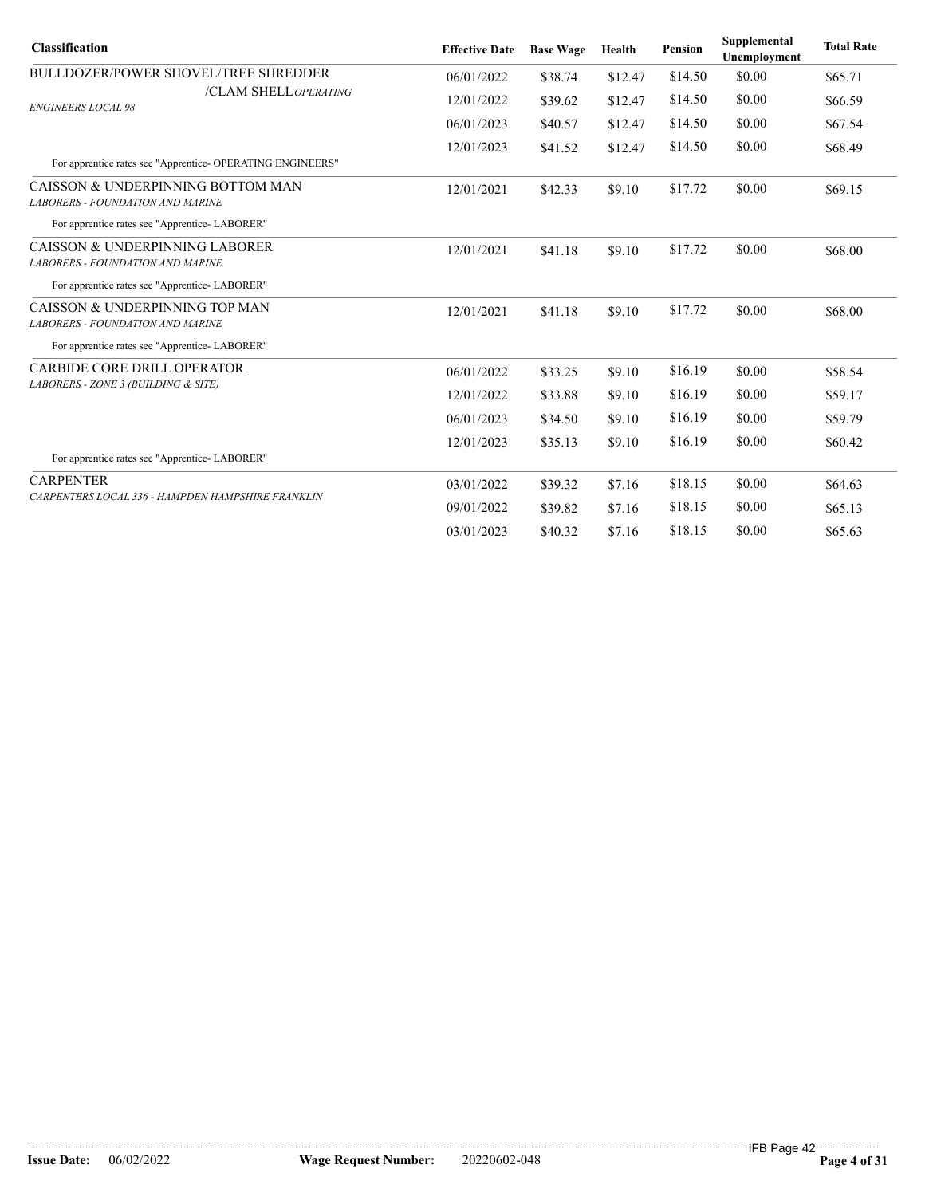| Classification | Effective Date | Base Wage | Health | Pension | Supplemental Unemployment | Total Rate |
|---|---|---|---|---|---|---|
| BULLDOZER/POWER SHOVEL/TREE SHREDDER /CLAM SHELL *OPERATING ENGINEERS LOCAL 98* | 06/01/2022 | $38.74 | $12.47 | $14.50 | $0.00 | $65.71 |
| | 12/01/2022 | $39.62 | $12.47 | $14.50 | $0.00 | $66.59 |
| | 06/01/2023 | $40.57 | $12.47 | $14.50 | $0.00 | $67.54 |
| | 12/01/2023 | $41.52 | $12.47 | $14.50 | $0.00 | $68.49 |
| For apprentice rates see "Apprentice- OPERATING ENGINEERS" | | | | | | |
| CAISSON & UNDERPINNING BOTTOM MAN *LABORERS - FOUNDATION AND MARINE* | 12/01/2021 | $42.33 | $9.10 | $17.72 | $0.00 | $69.15 |
| For apprentice rates see "Apprentice- LABORER" | | | | | | |
| CAISSON & UNDERPINNING LABORER *LABORERS - FOUNDATION AND MARINE* | 12/01/2021 | $41.18 | $9.10 | $17.72 | $0.00 | $68.00 |
| For apprentice rates see "Apprentice- LABORER" | | | | | | |
| CAISSON & UNDERPINNING TOP MAN *LABORERS - FOUNDATION AND MARINE* | 12/01/2021 | $41.18 | $9.10 | $17.72 | $0.00 | $68.00 |
| For apprentice rates see "Apprentice- LABORER" | | | | | | |
| CARBIDE CORE DRILL OPERATOR *LABORERS - ZONE 3 (BUILDING & SITE)* | 06/01/2022 | $33.25 | $9.10 | $16.19 | $0.00 | $58.54 |
| | 12/01/2022 | $33.88 | $9.10 | $16.19 | $0.00 | $59.17 |
| | 06/01/2023 | $34.50 | $9.10 | $16.19 | $0.00 | $59.79 |
| | 12/01/2023 | $35.13 | $9.10 | $16.19 | $0.00 | $60.42 |
| For apprentice rates see "Apprentice- LABORER" | | | | | | |
| CARPENTER *CARPENTERS LOCAL 336 - HAMPDEN HAMPSHIRE FRANKLIN* | 03/01/2022 | $39.32 | $7.16 | $18.15 | $0.00 | $64.63 |
| | 09/01/2022 | $39.82 | $7.16 | $18.15 | $0.00 | $65.13 |
| | 03/01/2023 | $40.32 | $7.16 | $18.15 | $0.00 | $65.63 |

**Issue Date:** 06/02/2022 **Wage Request Number:** 20220602-048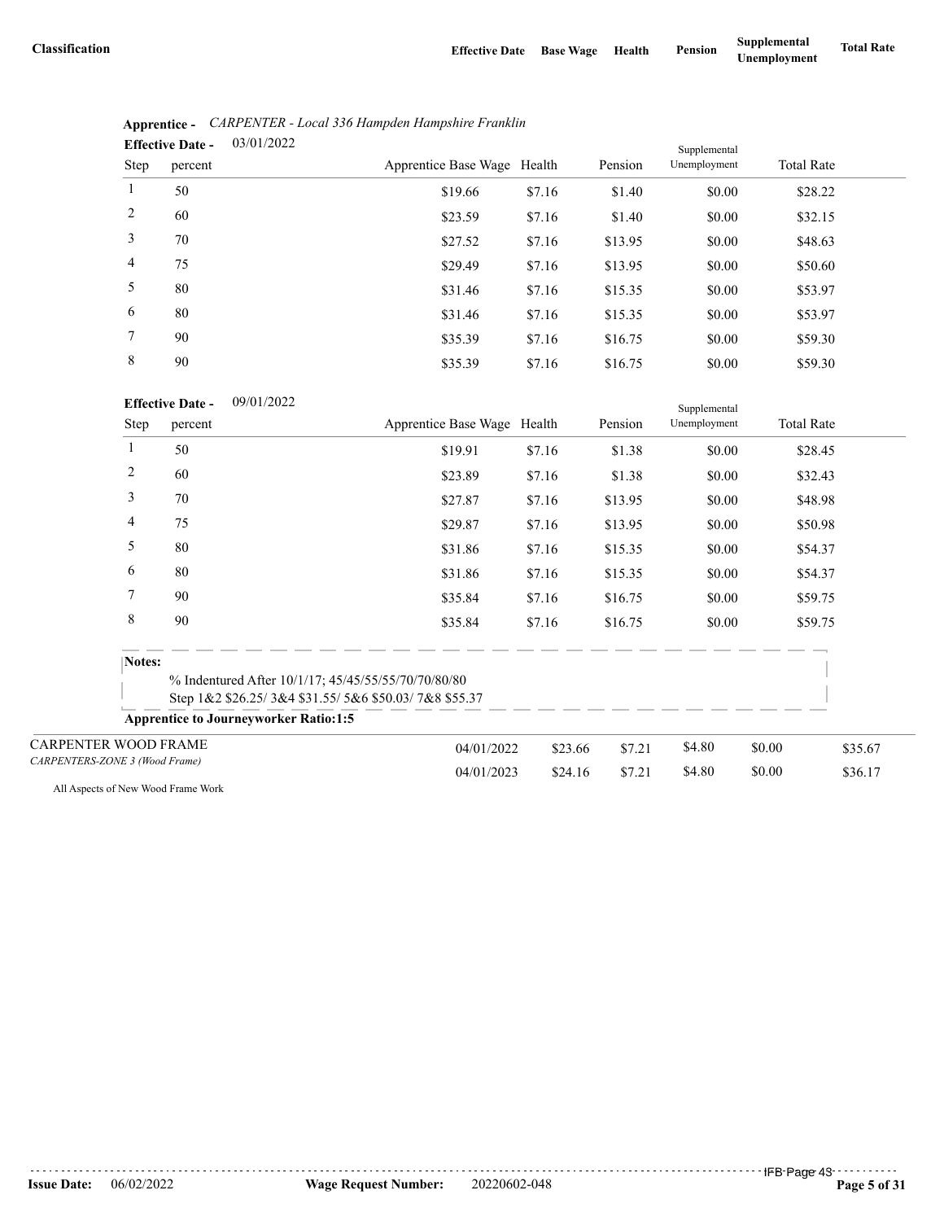| Classification | Effective Date | Base Wage | Health | Pension | Supplemental Unemployment | Total Rate |
|---|---|---|---|---|---|---|

**Apprentice -** *CARPENTER - Local 336 Hampden Hampshire Franklin*

**Effective Date -** 03/01/2022

| Step | percent | Apprentice Base Wage | Health | Pension | Supplemental Unemployment | Total Rate |
|---|---|---|---|---|---|---|
| 1 | 50 | $19.66 | $7.16 | $1.40 | $0.00 | $28.22 |
| 2 | 60 | $23.59 | $7.16 | $1.40 | $0.00 | $32.15 |
| 3 | 70 | $27.52 | $7.16 | $13.95 | $0.00 | $48.63 |
| 4 | 75 | $29.49 | $7.16 | $13.95 | $0.00 | $50.60 |
| 5 | 80 | $31.46 | $7.16 | $15.35 | $0.00 | $53.97 |
| 6 | 80 | $31.46 | $7.16 | $15.35 | $0.00 | $53.97 |
| 7 | 90 | $35.39 | $7.16 | $16.75 | $0.00 | $59.30 |
| 8 | 90 | $35.39 | $7.16 | $16.75 | $0.00 | $59.30 |

**Effective Date -** 09/01/2022

| Step | percent | Apprentice Base Wage | Health | Pension | Supplemental Unemployment | Total Rate |
|---|---|---|---|---|---|---|
| 1 | 50 | $19.91 | $7.16 | $1.38 | $0.00 | $28.45 |
| 2 | 60 | $23.89 | $7.16 | $1.38 | $0.00 | $32.43 |
| 3 | 70 | $27.87 | $7.16 | $13.95 | $0.00 | $48.98 |
| 4 | 75 | $29.87 | $7.16 | $13.95 | $0.00 | $50.98 |
| 5 | 80 | $31.86 | $7.16 | $15.35 | $0.00 | $54.37 |
| 6 | 80 | $31.86 | $7.16 | $15.35 | $0.00 | $54.37 |
| 7 | 90 | $35.84 | $7.16 | $16.75 | $0.00 | $59.75 |
| 8 | 90 | $35.84 | $7.16 | $16.75 | $0.00 | $59.75 |

**Notes:**

% Indentured After 10/1/17; 45/45/55/55/70/70/80/80
Step 1&2 $26.25/ 3&4 $31.55/ 5&6 $50.03/ 7&8 $55.37

**Apprentice to Journeyworker Ratio:1:5**

| Classification | Effective Date | Base Wage | Health | Pension | Supplemental Unemployment | Total Rate |
|---|---|---|---|---|---|---|
| CARPENTER WOOD FRAME<br>*CARPENTERS-ZONE 3 (Wood Frame)* | 04/01/2022 | $23.66 | $7.21 | $4.80 | $0.00 | $35.67 |
| | 04/01/2023 | $24.16 | $7.21 | $4.80 | $0.00 | $36.17 |

All Aspects of New Wood Frame Work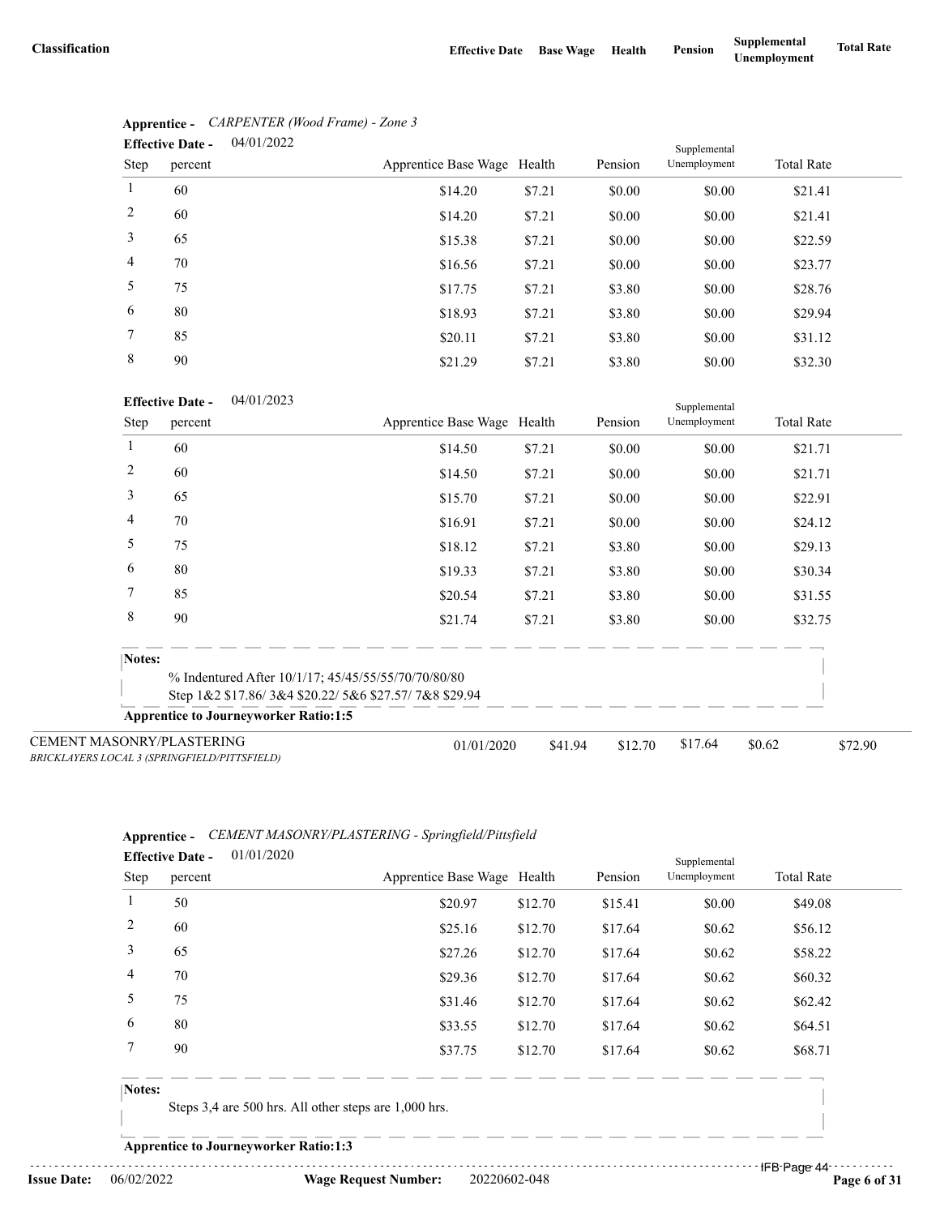| Classification | Effective Date | Base Wage | Health | Pension | Supplemental Unemployment | Total Rate |
|---|---|---|---|---|---|---|

**Apprentice -** *CARPENTER (Wood Frame) - Zone 3*

**Effective Date -** 04/01/2022

| Step | percent | Apprentice Base Wage | Health | Pension | Supplemental Unemployment | Total Rate |
|---|---|---|---|---|---|---|
| 1 | 60 | $14.20 | $7.21 | $0.00 | $0.00 | $21.41 |
| 2 | 60 | $14.20 | $7.21 | $0.00 | $0.00 | $21.41 |
| 3 | 65 | $15.38 | $7.21 | $0.00 | $0.00 | $22.59 |
| 4 | 70 | $16.56 | $7.21 | $0.00 | $0.00 | $23.77 |
| 5 | 75 | $17.75 | $7.21 | $3.80 | $0.00 | $28.76 |
| 6 | 80 | $18.93 | $7.21 | $3.80 | $0.00 | $29.94 |
| 7 | 85 | $20.11 | $7.21 | $3.80 | $0.00 | $31.12 |
| 8 | 90 | $21.29 | $7.21 | $3.80 | $0.00 | $32.30 |

**Effective Date -** 04/01/2023

| Step | percent | Apprentice Base Wage | Health | Pension | Supplemental Unemployment | Total Rate |
|---|---|---|---|---|---|---|
| 1 | 60 | $14.50 | $7.21 | $0.00 | $0.00 | $21.71 |
| 2 | 60 | $14.50 | $7.21 | $0.00 | $0.00 | $21.71 |
| 3 | 65 | $15.70 | $7.21 | $0.00 | $0.00 | $22.91 |
| 4 | 70 | $16.91 | $7.21 | $0.00 | $0.00 | $24.12 |
| 5 | 75 | $18.12 | $7.21 | $3.80 | $0.00 | $29.13 |
| 6 | 80 | $19.33 | $7.21 | $3.80 | $0.00 | $30.34 |
| 7 | 85 | $20.54 | $7.21 | $3.80 | $0.00 | $31.55 |
| 8 | 90 | $21.74 | $7.21 | $3.80 | $0.00 | $32.75 |

**Notes:**

% Indentured After 10/1/17; 45/45/55/55/70/70/80/80
Step 1&2 $17.86/ 3&4 $20.22/ 5&6 $27.57/ 7&8 $29.94

**Apprentice to Journeyworker Ratio:1:5**

| Classification | Effective Date | Base Wage | Health | Pension | Supplemental Unemployment | Total Rate |
|---|---|---|---|---|---|---|
| CEMENT MASONRY/PLASTERING *BRICKLAYERS LOCAL 3 (SPRINGFIELD/PITTSFIELD)* | 01/01/2020 | $41.94 | $12.70 | $17.64 | $0.62 | $72.90 |

**Apprentice -** *CEMENT MASONRY/PLASTERING - Springfield/Pittsfield*

**Effective Date -** 01/01/2020

| Step | percent | Apprentice Base Wage | Health | Pension | Supplemental Unemployment | Total Rate |
|---|---|---|---|---|---|---|
| 1 | 50 | $20.97 | $12.70 | $15.41 | $0.00 | $49.08 |
| 2 | 60 | $25.16 | $12.70 | $17.64 | $0.62 | $56.12 |
| 3 | 65 | $27.26 | $12.70 | $17.64 | $0.62 | $58.22 |
| 4 | 70 | $29.36 | $12.70 | $17.64 | $0.62 | $60.32 |
| 5 | 75 | $31.46 | $12.70 | $17.64 | $0.62 | $62.42 |
| 6 | 80 | $33.55 | $12.70 | $17.64 | $0.62 | $64.51 |
| 7 | 90 | $37.75 | $12.70 | $17.64 | $0.62 | $68.71 |

**Notes:**

Steps 3,4 are 500 hrs. All other steps are 1,000 hrs.

**Apprentice to Journeyworker Ratio:1:3**

**Issue Date:** 06/02/2022 **Wage Request Number:** 20220602-048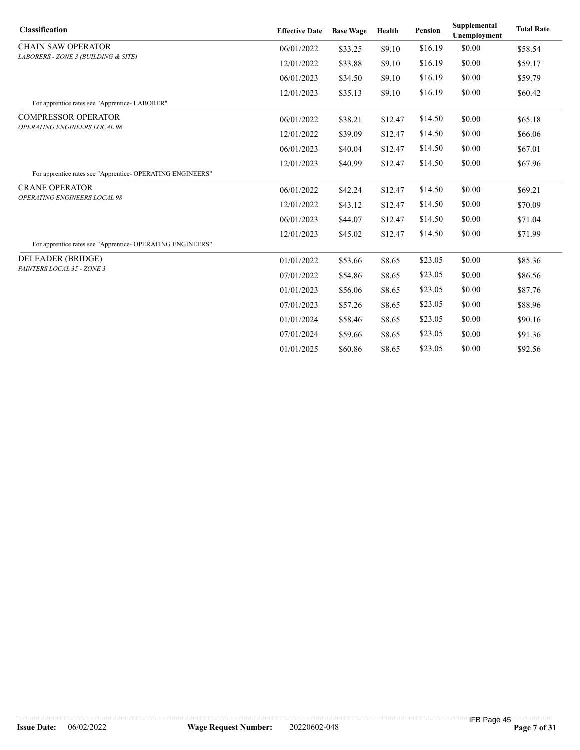| Classification | Effective Date | Base Wage | Health | Pension | Supplemental Unemployment | Total Rate |
|---|---|---|---|---|---|---|
| CHAIN SAW OPERATOR<br>*LABORERS - ZONE 3 (BUILDING & SITE)* | 06/01/2022 | $33.25 | $9.10 | $16.19 | $0.00 | $58.54 |
| | 12/01/2022 | $33.88 | $9.10 | $16.19 | $0.00 | $59.17 |
| | 06/01/2023 | $34.50 | $9.10 | $16.19 | $0.00 | $59.79 |
| | 12/01/2023 | $35.13 | $9.10 | $16.19 | $0.00 | $60.42 |
| For apprentice rates see "Apprentice- LABORER" | | | | | | |
| COMPRESSOR OPERATOR<br>*OPERATING ENGINEERS LOCAL 98* | 06/01/2022 | $38.21 | $12.47 | $14.50 | $0.00 | $65.18 |
| | 12/01/2022 | $39.09 | $12.47 | $14.50 | $0.00 | $66.06 |
| | 06/01/2023 | $40.04 | $12.47 | $14.50 | $0.00 | $67.01 |
| | 12/01/2023 | $40.99 | $12.47 | $14.50 | $0.00 | $67.96 |
| For apprentice rates see "Apprentice- OPERATING ENGINEERS" | | | | | | |
| CRANE OPERATOR<br>*OPERATING ENGINEERS LOCAL 98* | 06/01/2022 | $42.24 | $12.47 | $14.50 | $0.00 | $69.21 |
| | 12/01/2022 | $43.12 | $12.47 | $14.50 | $0.00 | $70.09 |
| | 06/01/2023 | $44.07 | $12.47 | $14.50 | $0.00 | $71.04 |
| | 12/01/2023 | $45.02 | $12.47 | $14.50 | $0.00 | $71.99 |
| For apprentice rates see "Apprentice- OPERATING ENGINEERS" | | | | | | |
| DELEADER (BRIDGE)<br>*PAINTERS LOCAL 35 - ZONE 3* | 01/01/2022 | $53.66 | $8.65 | $23.05 | $0.00 | $85.36 |
| | 07/01/2022 | $54.86 | $8.65 | $23.05 | $0.00 | $86.56 |
| | 01/01/2023 | $56.06 | $8.65 | $23.05 | $0.00 | $87.76 |
| | 07/01/2023 | $57.26 | $8.65 | $23.05 | $0.00 | $88.96 |
| | 01/01/2024 | $58.46 | $8.65 | $23.05 | $0.00 | $90.16 |
| | 07/01/2024 | $59.66 | $8.65 | $23.05 | $0.00 | $91.36 |
| | 01/01/2025 | $60.86 | $8.65 | $23.05 | $0.00 | $92.56 |

**Issue Date:** 06/02/2022 **Wage Request Number:** 20220602-048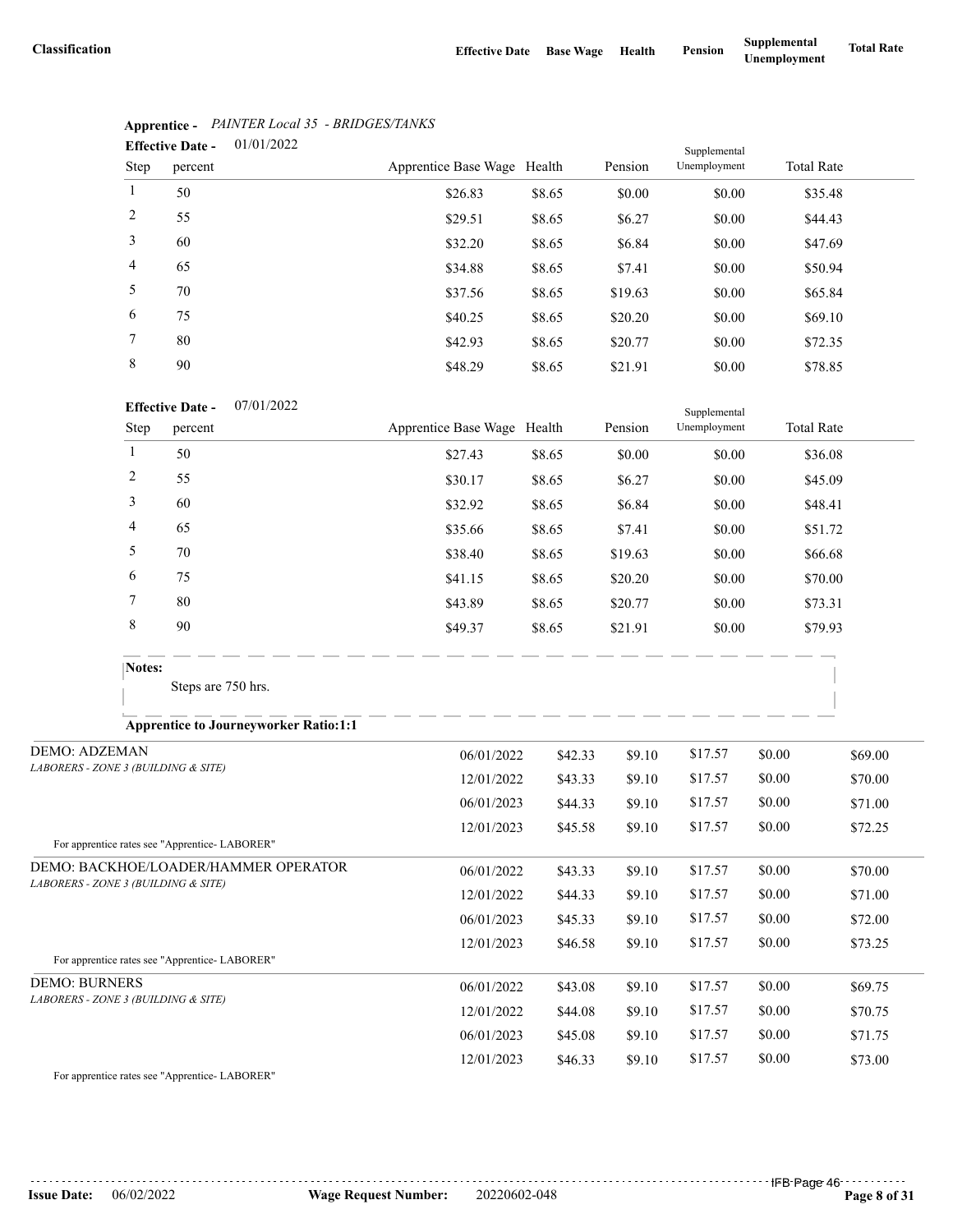| Classification | Effective Date | Base Wage | Health | Pension | Supplemental Unemployment | Total Rate |
|---|---|---|---|---|---|---|

**Apprentice -** *PAINTER Local 35 - BRIDGES/TANKS*

**Effective Date -** 01/01/2022

| Step | percent | Apprentice Base Wage | Health | Pension | Supplemental Unemployment | Total Rate |
|---|---|---|---|---|---|---|
| 1 | 50 | $26.83 | $8.65 | $0.00 | $0.00 | $35.48 |
| 2 | 55 | $29.51 | $8.65 | $6.27 | $0.00 | $44.43 |
| 3 | 60 | $32.20 | $8.65 | $6.84 | $0.00 | $47.69 |
| 4 | 65 | $34.88 | $8.65 | $7.41 | $0.00 | $50.94 |
| 5 | 70 | $37.56 | $8.65 | $19.63 | $0.00 | $65.84 |
| 6 | 75 | $40.25 | $8.65 | $20.20 | $0.00 | $69.10 |
| 7 | 80 | $42.93 | $8.65 | $20.77 | $0.00 | $72.35 |
| 8 | 90 | $48.29 | $8.65 | $21.91 | $0.00 | $78.85 |

**Effective Date -** 07/01/2022

| Step | percent | Apprentice Base Wage | Health | Pension | Supplemental Unemployment | Total Rate |
|---|---|---|---|---|---|---|
| 1 | 50 | $27.43 | $8.65 | $0.00 | $0.00 | $36.08 |
| 2 | 55 | $30.17 | $8.65 | $6.27 | $0.00 | $45.09 |
| 3 | 60 | $32.92 | $8.65 | $6.84 | $0.00 | $48.41 |
| 4 | 65 | $35.66 | $8.65 | $7.41 | $0.00 | $51.72 |
| 5 | 70 | $38.40 | $8.65 | $19.63 | $0.00 | $66.68 |
| 6 | 75 | $41.15 | $8.65 | $20.20 | $0.00 | $70.00 |
| 7 | 80 | $43.89 | $8.65 | $20.77 | $0.00 | $73.31 |
| 8 | 90 | $49.37 | $8.65 | $21.91 | $0.00 | $79.93 |

**Notes:**

Steps are 750 hrs.

**Apprentice to Journeyworker Ratio:1:1**

| Classification | Effective Date | Base Wage | Health | Pension | Supplemental Unemployment | Total Rate |
|---|---|---|---|---|---|---|
| DEMO: ADZEMAN<br>*LABORERS - ZONE 3 (BUILDING & SITE)* | 06/01/2022 | $42.33 | $9.10 | $17.57 | $0.00 | $69.00 |
| | 12/01/2022 | $43.33 | $9.10 | $17.57 | $0.00 | $70.00 |
| | 06/01/2023 | $44.33 | $9.10 | $17.57 | $0.00 | $71.00 |
| | 12/01/2023 | $45.58 | $9.10 | $17.57 | $0.00 | $72.25 |
| For apprentice rates see "Apprentice- LABORER" | | | | | | |
| DEMO: BACKHOE/LOADER/HAMMER OPERATOR<br>*LABORERS - ZONE 3 (BUILDING & SITE)* | 06/01/2022 | $43.33 | $9.10 | $17.57 | $0.00 | $70.00 |
| | 12/01/2022 | $44.33 | $9.10 | $17.57 | $0.00 | $71.00 |
| | 06/01/2023 | $45.33 | $9.10 | $17.57 | $0.00 | $72.00 |
| | 12/01/2023 | $46.58 | $9.10 | $17.57 | $0.00 | $73.25 |
| For apprentice rates see "Apprentice- LABORER" | | | | | | |
| DEMO: BURNERS<br>*LABORERS - ZONE 3 (BUILDING & SITE)* | 06/01/2022 | $43.08 | $9.10 | $17.57 | $0.00 | $69.75 |
| | 12/01/2022 | $44.08 | $9.10 | $17.57 | $0.00 | $70.75 |
| | 06/01/2023 | $45.08 | $9.10 | $17.57 | $0.00 | $71.75 |
| | 12/01/2023 | $46.33 | $9.10 | $17.57 | $0.00 | $73.00 |
| For apprentice rates see "Apprentice- LABORER" | | | | | | |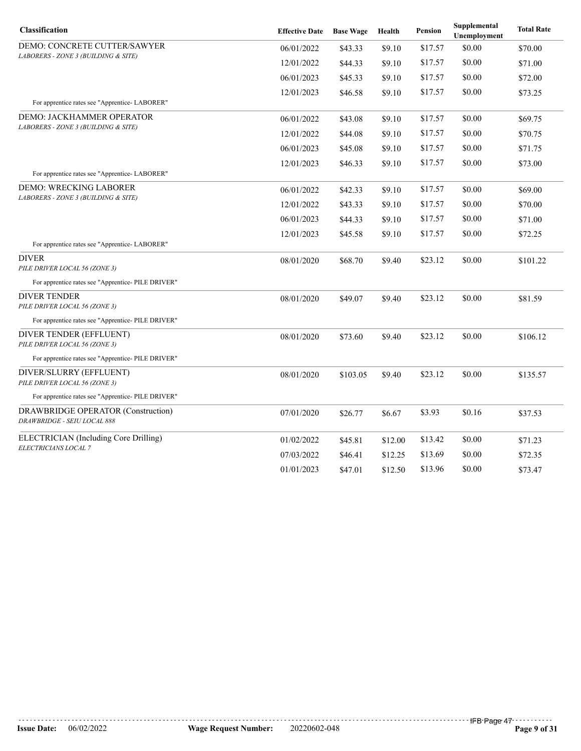| Classification | Effective Date | Base Wage | Health | Pension | Supplemental Unemployment | Total Rate |
|---|---|---|---|---|---|---|
| DEMO: CONCRETE CUTTER/SAWYER<br>*LABORERS - ZONE 3 (BUILDING & SITE)* | 06/01/2022 | $43.33 | $9.10 | $17.57 | $0.00 | $70.00 |
| | 12/01/2022 | $44.33 | $9.10 | $17.57 | $0.00 | $71.00 |
| | 06/01/2023 | $45.33 | $9.10 | $17.57 | $0.00 | $72.00 |
| | 12/01/2023 | $46.58 | $9.10 | $17.57 | $0.00 | $73.25 |
| For apprentice rates see "Apprentice- LABORER" | | | | | | |
| DEMO: JACKHAMMER OPERATOR<br>*LABORERS - ZONE 3 (BUILDING & SITE)* | 06/01/2022 | $43.08 | $9.10 | $17.57 | $0.00 | $69.75 |
| | 12/01/2022 | $44.08 | $9.10 | $17.57 | $0.00 | $70.75 |
| | 06/01/2023 | $45.08 | $9.10 | $17.57 | $0.00 | $71.75 |
| | 12/01/2023 | $46.33 | $9.10 | $17.57 | $0.00 | $73.00 |
| For apprentice rates see "Apprentice- LABORER" | | | | | | |
| DEMO: WRECKING LABORER<br>*LABORERS - ZONE 3 (BUILDING & SITE)* | 06/01/2022 | $42.33 | $9.10 | $17.57 | $0.00 | $69.00 |
| | 12/01/2022 | $43.33 | $9.10 | $17.57 | $0.00 | $70.00 |
| | 06/01/2023 | $44.33 | $9.10 | $17.57 | $0.00 | $71.00 |
| | 12/01/2023 | $45.58 | $9.10 | $17.57 | $0.00 | $72.25 |
| For apprentice rates see "Apprentice- LABORER" | | | | | | |
| DIVER<br>*PILE DRIVER LOCAL 56 (ZONE 3)* | 08/01/2020 | $68.70 | $9.40 | $23.12 | $0.00 | $101.22 |
| For apprentice rates see "Apprentice- PILE DRIVER" | | | | | | |
| DIVER TENDER<br>*PILE DRIVER LOCAL 56 (ZONE 3)* | 08/01/2020 | $49.07 | $9.40 | $23.12 | $0.00 | $81.59 |
| For apprentice rates see "Apprentice- PILE DRIVER" | | | | | | |
| DIVER TENDER (EFFLUENT)<br>*PILE DRIVER LOCAL 56 (ZONE 3)* | 08/01/2020 | $73.60 | $9.40 | $23.12 | $0.00 | $106.12 |
| For apprentice rates see "Apprentice- PILE DRIVER" | | | | | | |
| DIVER/SLURRY (EFFLUENT)<br>*PILE DRIVER LOCAL 56 (ZONE 3)* | 08/01/2020 | $103.05 | $9.40 | $23.12 | $0.00 | $135.57 |
| For apprentice rates see "Apprentice- PILE DRIVER" | | | | | | |
| DRAWBRIDGE OPERATOR (Construction)<br>*DRAWBRIDGE - SEIU LOCAL 888* | 07/01/2020 | $26.77 | $6.67 | $3.93 | $0.16 | $37.53 |
| ELECTRICIAN (Including Core Drilling)<br>*ELECTRICIANS LOCAL 7* | 01/02/2022 | $45.81 | $12.00 | $13.42 | $0.00 | $71.23 |
| | 07/03/2022 | $46.41 | $12.25 | $13.69 | $0.00 | $72.35 |
| | 01/01/2023 | $47.01 | $12.50 | $13.96 | $0.00 | $73.47 |

**Issue Date:** 06/02/2022 **Wage Request Number:** 20220602-048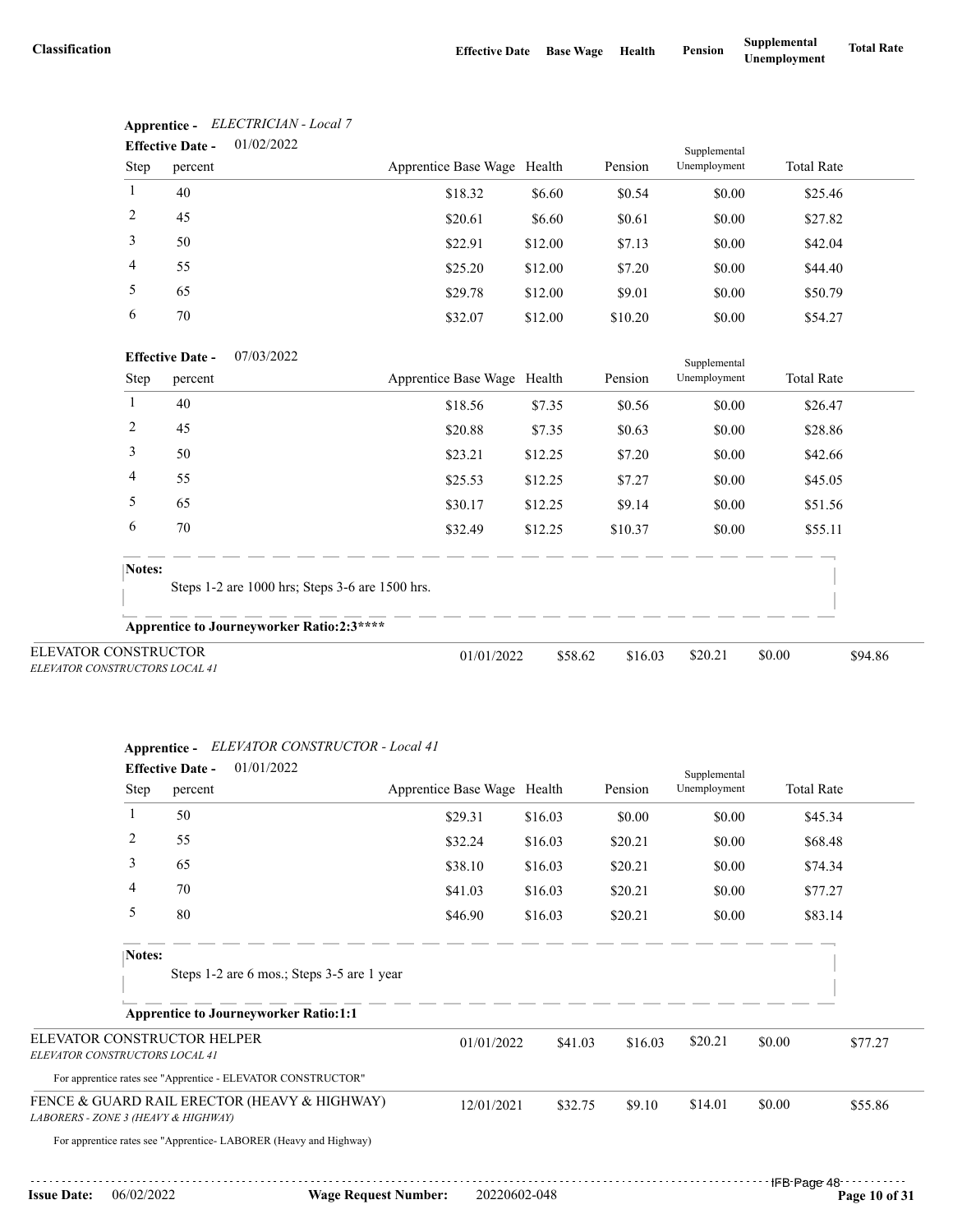| Classification | Effective Date | Base Wage | Health | Pension | Supplemental Unemployment | Total Rate |
|---|---|---|---|---|---|---|

**Apprentice -** *ELECTRICIAN - Local 7*

**Effective Date -** 01/02/2022

| Step | percent | Apprentice Base Wage | Health | Pension | Supplemental Unemployment | Total Rate |
|---|---|---|---|---|---|---|
| 1 | 40 | $18.32 | $6.60 | $0.54 | $0.00 | $25.46 |
| 2 | 45 | $20.61 | $6.60 | $0.61 | $0.00 | $27.82 |
| 3 | 50 | $22.91 | $12.00 | $7.13 | $0.00 | $42.04 |
| 4 | 55 | $25.20 | $12.00 | $7.20 | $0.00 | $44.40 |
| 5 | 65 | $29.78 | $12.00 | $9.01 | $0.00 | $50.79 |
| 6 | 70 | $32.07 | $12.00 | $10.20 | $0.00 | $54.27 |

**Effective Date -** 07/03/2022

| Step | percent | Apprentice Base Wage | Health | Pension | Supplemental Unemployment | Total Rate |
|---|---|---|---|---|---|---|
| 1 | 40 | $18.56 | $7.35 | $0.56 | $0.00 | $26.47 |
| 2 | 45 | $20.88 | $7.35 | $0.63 | $0.00 | $28.86 |
| 3 | 50 | $23.21 | $12.25 | $7.20 | $0.00 | $42.66 |
| 4 | 55 | $25.53 | $12.25 | $7.27 | $0.00 | $45.05 |
| 5 | 65 | $30.17 | $12.25 | $9.14 | $0.00 | $51.56 |
| 6 | 70 | $32.49 | $12.25 | $10.37 | $0.00 | $55.11 |

**Notes:**

Steps 1-2 are 1000 hrs; Steps 3-6 are 1500 hrs.

**Apprentice to Journeyworker Ratio:2:3\*\*\*\***

| Classification | Effective Date | Base Wage | Health | Pension | Supplemental Unemployment | Total Rate |
|---|---|---|---|---|---|---|
| ELEVATOR CONSTRUCTOR<br>*ELEVATOR CONSTRUCTORS LOCAL 41* | 01/01/2022 | $58.62 | $16.03 | $20.21 | $0.00 | $94.86 |

**Apprentice -** *ELEVATOR CONSTRUCTOR - Local 41*

**Effective Date -** 01/01/2022

| Step | percent | Apprentice Base Wage | Health | Pension | Supplemental Unemployment | Total Rate |
|---|---|---|---|---|---|---|
| 1 | 50 | $29.31 | $16.03 | $0.00 | $0.00 | $45.34 |
| 2 | 55 | $32.24 | $16.03 | $20.21 | $0.00 | $68.48 |
| 3 | 65 | $38.10 | $16.03 | $20.21 | $0.00 | $74.34 |
| 4 | 70 | $41.03 | $16.03 | $20.21 | $0.00 | $77.27 |
| 5 | 80 | $46.90 | $16.03 | $20.21 | $0.00 | $83.14 |

**Notes:**

Steps 1-2 are 6 mos.; Steps 3-5 are 1 year

**Apprentice to Journeyworker Ratio:1:1**

| Classification | Effective Date | Base Wage | Health | Pension | Supplemental Unemployment | Total Rate |
|---|---|---|---|---|---|---|
| ELEVATOR CONSTRUCTOR HELPER<br>*ELEVATOR CONSTRUCTORS LOCAL 41* | 01/01/2022 | $41.03 | $16.03 | $20.21 | $0.00 | $77.27 |

For apprentice rates see "Apprentice - ELEVATOR CONSTRUCTOR"

| Classification | Effective Date | Base Wage | Health | Pension | Supplemental Unemployment | Total Rate |
|---|---|---|---|---|---|---|
| FENCE & GUARD RAIL ERECTOR (HEAVY & HIGHWAY)<br>*LABORERS - ZONE 3 (HEAVY & HIGHWAY)* | 12/01/2021 | $32.75 | $9.10 | $14.01 | $0.00 | $55.86 |

For apprentice rates see "Apprentice- LABORER (Heavy and Highway)

**Issue Date:** 06/02/2022 **Wage Request Number:** 20220602-048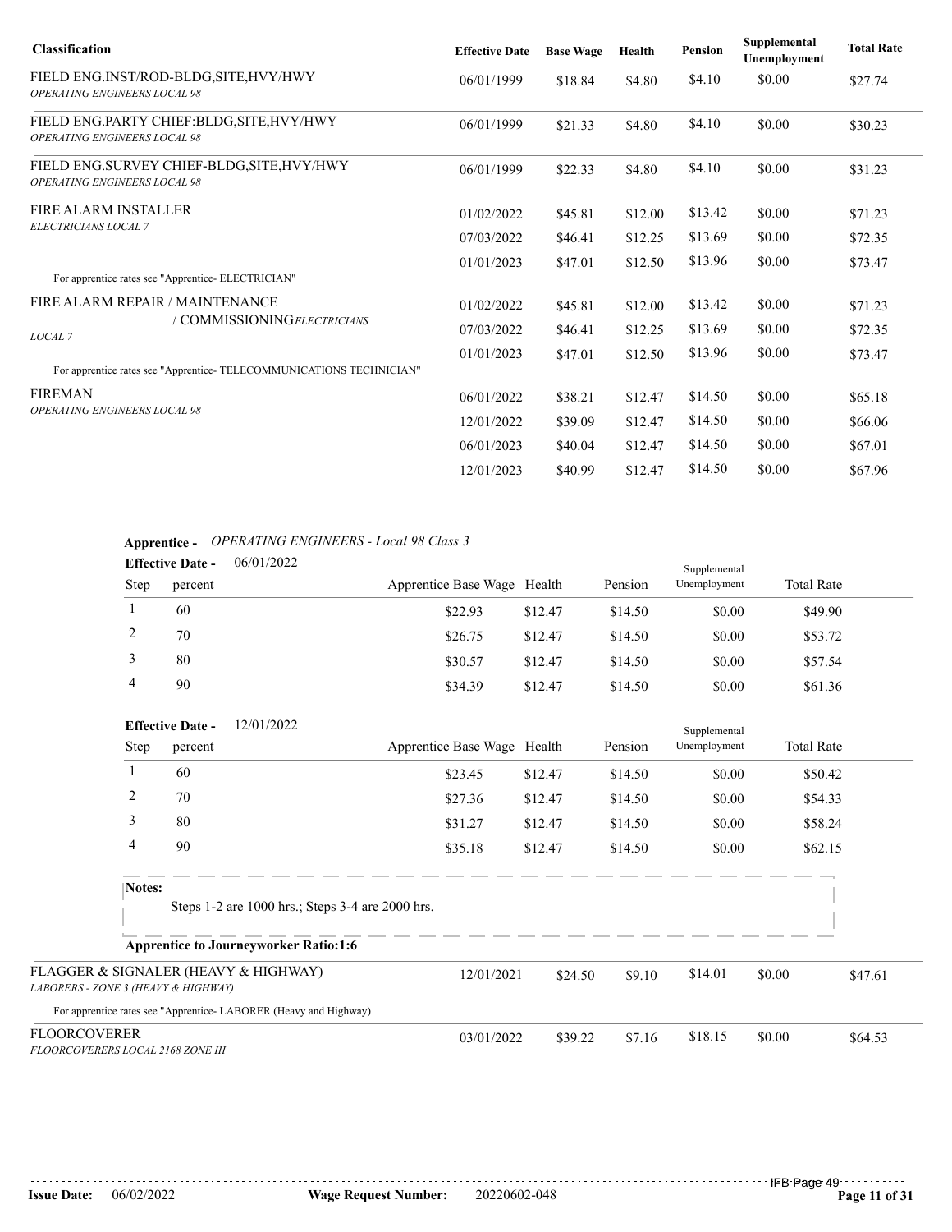| Classification | Effective Date | Base Wage | Health | Pension | Supplemental Unemployment | Total Rate |
|---|---|---|---|---|---|---|
| FIELD ENG.INST/ROD-BLDG,SITE,HVY/HWY<br>*OPERATING ENGINEERS LOCAL 98* | 06/01/1999 | $18.84 | $4.80 | $4.10 | $0.00 | $27.74 |
| FIELD ENG.PARTY CHIEF:BLDG,SITE,HVY/HWY<br>*OPERATING ENGINEERS LOCAL 98* | 06/01/1999 | $21.33 | $4.80 | $4.10 | $0.00 | $30.23 |
| FIELD ENG.SURVEY CHIEF-BLDG,SITE,HVY/HWY<br>*OPERATING ENGINEERS LOCAL 98* | 06/01/1999 | $22.33 | $4.80 | $4.10 | $0.00 | $31.23 |
| FIRE ALARM INSTALLER<br>*ELECTRICIANS LOCAL 7* | 01/02/2022 | $45.81 | $12.00 | $13.42 | $0.00 | $71.23 |
| | 07/03/2022 | $46.41 | $12.25 | $13.69 | $0.00 | $72.35 |
| | 01/01/2023 | $47.01 | $12.50 | $13.96 | $0.00 | $73.47 |
| For apprentice rates see "Apprentice- ELECTRICIAN" | | | | | | |
| FIRE ALARM REPAIR / MAINTENANCE / COMMISSIONING<br>*ELECTRICIANS LOCAL 7* | 01/02/2022 | $45.81 | $12.00 | $13.42 | $0.00 | $71.23 |
| | 07/03/2022 | $46.41 | $12.25 | $13.69 | $0.00 | $72.35 |
| | 01/01/2023 | $47.01 | $12.50 | $13.96 | $0.00 | $73.47 |
| For apprentice rates see "Apprentice- TELECOMMUNICATIONS TECHNICIAN" | | | | | | |
| FIREMAN<br>*OPERATING ENGINEERS LOCAL 98* | 06/01/2022 | $38.21 | $12.47 | $14.50 | $0.00 | $65.18 |
| | 12/01/2022 | $39.09 | $12.47 | $14.50 | $0.00 | $66.06 |
| | 06/01/2023 | $40.04 | $12.47 | $14.50 | $0.00 | $67.01 |
| | 12/01/2023 | $40.99 | $12.47 | $14.50 | $0.00 | $67.96 |

**Apprentice -** *OPERATING ENGINEERS - Local 98 Class 3*

**Effective Date -** 06/01/2022

| Step | percent | Apprentice Base Wage | Health | Pension | Supplemental Unemployment | Total Rate |
|---|---|---|---|---|---|---|
| 1 | 60 | $22.93 | $12.47 | $14.50 | $0.00 | $49.90 |
| 2 | 70 | $26.75 | $12.47 | $14.50 | $0.00 | $53.72 |
| 3 | 80 | $30.57 | $12.47 | $14.50 | $0.00 | $57.54 |
| 4 | 90 | $34.39 | $12.47 | $14.50 | $0.00 | $61.36 |

**Effective Date -** 12/01/2022

| Step | percent | Apprentice Base Wage | Health | Pension | Supplemental Unemployment | Total Rate |
|---|---|---|---|---|---|---|
| 1 | 60 | $23.45 | $12.47 | $14.50 | $0.00 | $50.42 |
| 2 | 70 | $27.36 | $12.47 | $14.50 | $0.00 | $54.33 |
| 3 | 80 | $31.27 | $12.47 | $14.50 | $0.00 | $58.24 |
| 4 | 90 | $35.18 | $12.47 | $14.50 | $0.00 | $62.15 |

**Notes:**

Steps 1-2 are 1000 hrs.; Steps 3-4 are 2000 hrs.

**Apprentice to Journeyworker Ratio:1:6**

| Classification | Effective Date | Base Wage | Health | Pension | Supplemental Unemployment | Total Rate |
|---|---|---|---|---|---|---|
| FLAGGER & SIGNALER (HEAVY & HIGHWAY)<br>*LABORERS - ZONE 3 (HEAVY & HIGHWAY)* | 12/01/2021 | $24.50 | $9.10 | $14.01 | $0.00 | $47.61 |
| For apprentice rates see "Apprentice- LABORER (Heavy and Highway) | | | | | | |
| FLOORCOVERER<br>*FLOORCOVERERS LOCAL 2168 ZONE III* | 03/01/2022 | $39.22 | $7.16 | $18.15 | $0.00 | $64.53 |

**Issue Date:** 06/02/2022 **Wage Request Number:** 20220602-048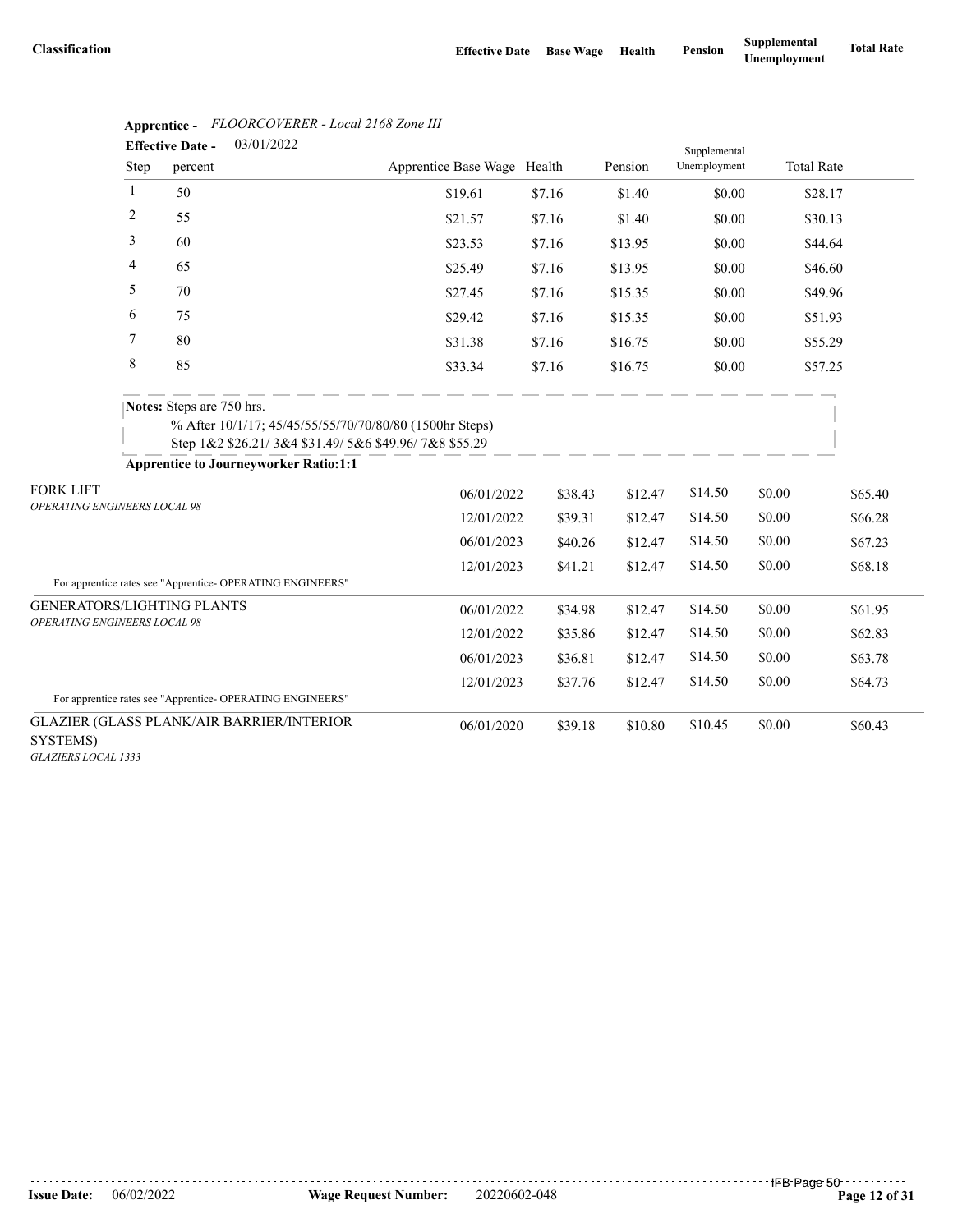| Classification | Effective Date | Base Wage | Health | Pension | Supplemental Unemployment | Total Rate |
|---|---|---|---|---|---|---|

**Apprentice -** *FLOORCOVERER - Local 2168 Zone III*

**Effective Date -** 03/01/2022

| Step | percent | Apprentice Base Wage | Health | Pension | Supplemental Unemployment | Total Rate |
|---|---|---|---|---|---|---|
| 1 | 50 | $19.61 | $7.16 | $1.40 | $0.00 | $28.17 |
| 2 | 55 | $21.57 | $7.16 | $1.40 | $0.00 | $30.13 |
| 3 | 60 | $23.53 | $7.16 | $13.95 | $0.00 | $44.64 |
| 4 | 65 | $25.49 | $7.16 | $13.95 | $0.00 | $46.60 |
| 5 | 70 | $27.45 | $7.16 | $15.35 | $0.00 | $49.96 |
| 6 | 75 | $29.42 | $7.16 | $15.35 | $0.00 | $51.93 |
| 7 | 80 | $31.38 | $7.16 | $16.75 | $0.00 | $55.29 |
| 8 | 85 | $33.34 | $7.16 | $16.75 | $0.00 | $57.25 |

**Notes:** Steps are 750 hrs.
% After 10/1/17; 45/45/55/55/70/70/80/80 (1500hr Steps)
Step 1&2 $26.21/ 3&4 $31.49/ 5&6 $49.96/ 7&8 $55.29

**Apprentice to Journeyworker Ratio:1:1**

| Classification | Effective Date | Base Wage | Health | Pension | Supplemental Unemployment | Total Rate |
|---|---|---|---|---|---|---|
| FORK LIFT *OPERATING ENGINEERS LOCAL 98* | 06/01/2022 | $38.43 | $12.47 | $14.50 | $0.00 | $65.40 |
| | 12/01/2022 | $39.31 | $12.47 | $14.50 | $0.00 | $66.28 |
| | 06/01/2023 | $40.26 | $12.47 | $14.50 | $0.00 | $67.23 |
| | 12/01/2023 | $41.21 | $12.47 | $14.50 | $0.00 | $68.18 |
| For apprentice rates see "Apprentice- OPERATING ENGINEERS" | | | | | | |
| GENERATORS/LIGHTING PLANTS *OPERATING ENGINEERS LOCAL 98* | 06/01/2022 | $34.98 | $12.47 | $14.50 | $0.00 | $61.95 |
| | 12/01/2022 | $35.86 | $12.47 | $14.50 | $0.00 | $62.83 |
| | 06/01/2023 | $36.81 | $12.47 | $14.50 | $0.00 | $63.78 |
| | 12/01/2023 | $37.76 | $12.47 | $14.50 | $0.00 | $64.73 |
| For apprentice rates see "Apprentice- OPERATING ENGINEERS" | | | | | | |
| GLAZIER (GLASS PLANK/AIR BARRIER/INTERIOR SYSTEMS) *GLAZIERS LOCAL 1333* | 06/01/2020 | $39.18 | $10.80 | $10.45 | $0.00 | $60.43 |

**Issue Date:** 06/02/2022 **Wage Request Number:** 20220602-048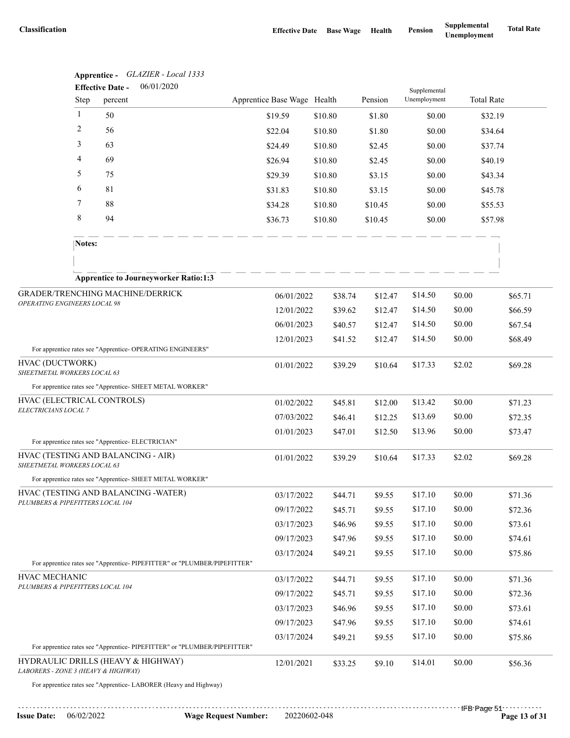| Classification | Effective Date | Base Wage | Health | Pension | Supplemental Unemployment | Total Rate |
|---|---|---|---|---|---|---|

**Apprentice -** *GLAZIER - Local 1333*

**Effective Date -** 06/01/2020

| Step | percent | Apprentice Base Wage | Health | Pension | Supplemental Unemployment | Total Rate |
|---|---|---|---|---|---|---|
| 1 | 50 | $19.59 | $10.80 | $1.80 | $0.00 | $32.19 |
| 2 | 56 | $22.04 | $10.80 | $1.80 | $0.00 | $34.64 |
| 3 | 63 | $24.49 | $10.80 | $2.45 | $0.00 | $37.74 |
| 4 | 69 | $26.94 | $10.80 | $2.45 | $0.00 | $40.19 |
| 5 | 75 | $29.39 | $10.80 | $3.15 | $0.00 | $43.34 |
| 6 | 81 | $31.83 | $10.80 | $3.15 | $0.00 | $45.78 |
| 7 | 88 | $34.28 | $10.80 | $10.45 | $0.00 | $55.53 |
| 8 | 94 | $36.73 | $10.80 | $10.45 | $0.00 | $57.98 |

**Notes:**

**Apprentice to Journeyworker Ratio:1:3**

| Classification | Effective Date | Base Wage | Health | Pension | Supplemental Unemployment | Total Rate |
|---|---|---|---|---|---|---|
| GRADER/TRENCHING MACHINE/DERRICK *OPERATING ENGINEERS LOCAL 98* | 06/01/2022 | $38.74 | $12.47 | $14.50 | $0.00 | $65.71 |
| | 12/01/2022 | $39.62 | $12.47 | $14.50 | $0.00 | $66.59 |
| | 06/01/2023 | $40.57 | $12.47 | $14.50 | $0.00 | $67.54 |
| | 12/01/2023 | $41.52 | $12.47 | $14.50 | $0.00 | $68.49 |
| For apprentice rates see "Apprentice- OPERATING ENGINEERS" | | | | | | |
| HVAC (DUCTWORK) *SHEETMETAL WORKERS LOCAL 63* | 01/01/2022 | $39.29 | $10.64 | $17.33 | $2.02 | $69.28 |
| For apprentice rates see "Apprentice- SHEET METAL WORKER" | | | | | | |
| HVAC (ELECTRICAL CONTROLS) *ELECTRICIANS LOCAL 7* | 01/02/2022 | $45.81 | $12.00 | $13.42 | $0.00 | $71.23 |
| | 07/03/2022 | $46.41 | $12.25 | $13.69 | $0.00 | $72.35 |
| | 01/01/2023 | $47.01 | $12.50 | $13.96 | $0.00 | $73.47 |
| For apprentice rates see "Apprentice- ELECTRICIAN" | | | | | | |
| HVAC (TESTING AND BALANCING - AIR) *SHEETMETAL WORKERS LOCAL 63* | 01/01/2022 | $39.29 | $10.64 | $17.33 | $2.02 | $69.28 |
| For apprentice rates see "Apprentice- SHEET METAL WORKER" | | | | | | |
| HVAC (TESTING AND BALANCING -WATER) *PLUMBERS & PIPEFITTERS LOCAL 104* | 03/17/2022 | $44.71 | $9.55 | $17.10 | $0.00 | $71.36 |
| | 09/17/2022 | $45.71 | $9.55 | $17.10 | $0.00 | $72.36 |
| | 03/17/2023 | $46.96 | $9.55 | $17.10 | $0.00 | $73.61 |
| | 09/17/2023 | $47.96 | $9.55 | $17.10 | $0.00 | $74.61 |
| | 03/17/2024 | $49.21 | $9.55 | $17.10 | $0.00 | $75.86 |
| For apprentice rates see "Apprentice- PIPEFITTER" or "PLUMBER/PIPEFITTER" | | | | | | |
| HVAC MECHANIC *PLUMBERS & PIPEFITTERS LOCAL 104* | 03/17/2022 | $44.71 | $9.55 | $17.10 | $0.00 | $71.36 |
| | 09/17/2022 | $45.71 | $9.55 | $17.10 | $0.00 | $72.36 |
| | 03/17/2023 | $46.96 | $9.55 | $17.10 | $0.00 | $73.61 |
| | 09/17/2023 | $47.96 | $9.55 | $17.10 | $0.00 | $74.61 |
| | 03/17/2024 | $49.21 | $9.55 | $17.10 | $0.00 | $75.86 |
| For apprentice rates see "Apprentice- PIPEFITTER" or "PLUMBER/PIPEFITTER" | | | | | | |
| HYDRAULIC DRILLS (HEAVY & HIGHWAY) *LABORERS - ZONE 3 (HEAVY & HIGHWAY)* | 12/01/2021 | $33.25 | $9.10 | $14.01 | $0.00 | $56.36 |
| For apprentice rates see "Apprentice- LABORER (Heavy and Highway) | | | | | | |

**Issue Date:** 06/02/2022 **Wage Request Number:** 20220602-048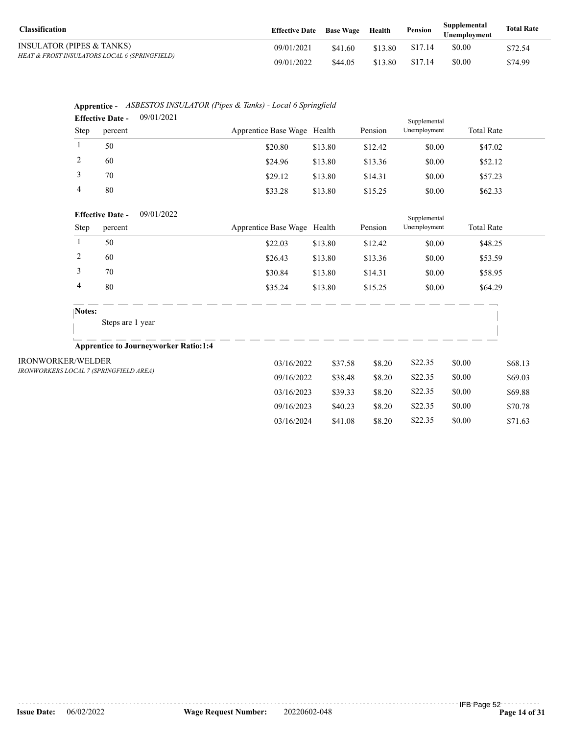| Classification | Effective Date | Base Wage | Health | Pension | Supplemental Unemployment | Total Rate |
|---|---|---|---|---|---|---|
| INSULATOR (PIPES & TANKS) *HEAT & FROST INSULATORS LOCAL 6 (SPRINGFIELD)* | 09/01/2021 | $41.60 | $13.80 | $17.14 | $0.00 | $72.54 |
| | 09/01/2022 | $44.05 | $13.80 | $17.14 | $0.00 | $74.99 |

**Apprentice -** *ASBESTOS INSULATOR (Pipes & Tanks) - Local 6 Springfield*

**Effective Date -** 09/01/2021

| Step | percent | Apprentice Base Wage | Health | Pension | Supplemental Unemployment | Total Rate |
|---|---|---|---|---|---|---|
| 1 | 50 | $20.80 | $13.80 | $12.42 | $0.00 | $47.02 |
| 2 | 60 | $24.96 | $13.80 | $13.36 | $0.00 | $52.12 |
| 3 | 70 | $29.12 | $13.80 | $14.31 | $0.00 | $57.23 |
| 4 | 80 | $33.28 | $13.80 | $15.25 | $0.00 | $62.33 |

**Effective Date -** 09/01/2022

| Step | percent | Apprentice Base Wage | Health | Pension | Supplemental Unemployment | Total Rate |
|---|---|---|---|---|---|---|
| 1 | 50 | $22.03 | $13.80 | $12.42 | $0.00 | $48.25 |
| 2 | 60 | $26.43 | $13.80 | $13.36 | $0.00 | $53.59 |
| 3 | 70 | $30.84 | $13.80 | $14.31 | $0.00 | $58.95 |
| 4 | 80 | $35.24 | $13.80 | $15.25 | $0.00 | $64.29 |

**Notes:**

Steps are 1 year

**Apprentice to Journeyworker Ratio:1:4**

| Classification | Effective Date | Base Wage | Health | Pension | Supplemental Unemployment | Total Rate |
|---|---|---|---|---|---|---|
| IRONWORKER/WELDER *IRONWORKERS LOCAL 7 (SPRINGFIELD AREA)* | 03/16/2022 | $37.58 | $8.20 | $22.35 | $0.00 | $68.13 |
| | 09/16/2022 | $38.48 | $8.20 | $22.35 | $0.00 | $69.03 |
| | 03/16/2023 | $39.33 | $8.20 | $22.35 | $0.00 | $69.88 |
| | 09/16/2023 | $40.23 | $8.20 | $22.35 | $0.00 | $70.78 |
| | 03/16/2024 | $41.08 | $8.20 | $22.35 | $0.00 | $71.63 |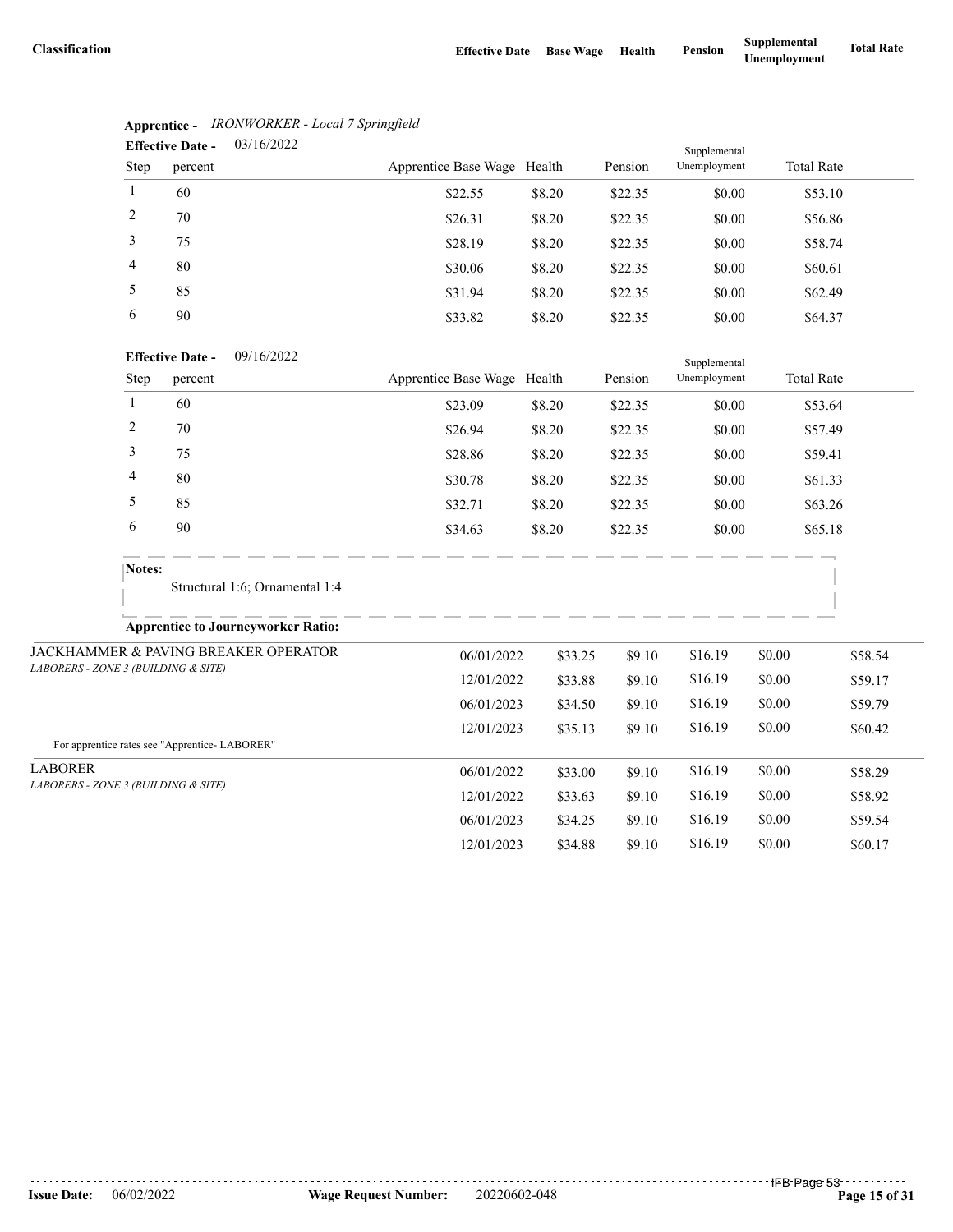| Classification | Effective Date | Base Wage | Health | Pension | Supplemental Unemployment | Total Rate |
|---|---|---|---|---|---|---|

**Apprentice -** *IRONWORKER - Local 7 Springfield*

**Effective Date -** 03/16/2022

| Step | percent | Apprentice Base Wage | Health | Pension | Supplemental Unemployment | Total Rate |
|---|---|---|---|---|---|---|
| 1 | 60 | $22.55 | $8.20 | $22.35 | $0.00 | $53.10 |
| 2 | 70 | $26.31 | $8.20 | $22.35 | $0.00 | $56.86 |
| 3 | 75 | $28.19 | $8.20 | $22.35 | $0.00 | $58.74 |
| 4 | 80 | $30.06 | $8.20 | $22.35 | $0.00 | $60.61 |
| 5 | 85 | $31.94 | $8.20 | $22.35 | $0.00 | $62.49 |
| 6 | 90 | $33.82 | $8.20 | $22.35 | $0.00 | $64.37 |

**Effective Date -** 09/16/2022

| Step | percent | Apprentice Base Wage | Health | Pension | Supplemental Unemployment | Total Rate |
|---|---|---|---|---|---|---|
| 1 | 60 | $23.09 | $8.20 | $22.35 | $0.00 | $53.64 |
| 2 | 70 | $26.94 | $8.20 | $22.35 | $0.00 | $57.49 |
| 3 | 75 | $28.86 | $8.20 | $22.35 | $0.00 | $59.41 |
| 4 | 80 | $30.78 | $8.20 | $22.35 | $0.00 | $61.33 |
| 5 | 85 | $32.71 | $8.20 | $22.35 | $0.00 | $63.26 |
| 6 | 90 | $34.63 | $8.20 | $22.35 | $0.00 | $65.18 |

**Notes:**

Structural 1:6; Ornamental 1:4

**Apprentice to Journeyworker Ratio:**

| Classification | Effective Date | Base Wage | Health | Pension | Supplemental Unemployment | Total Rate |
|---|---|---|---|---|---|---|
| JACKHAMMER & PAVING BREAKER OPERATOR<br>*LABORERS - ZONE 3 (BUILDING & SITE)* | 06/01/2022 | $33.25 | $9.10 | $16.19 | $0.00 | $58.54 |
| | 12/01/2022 | $33.88 | $9.10 | $16.19 | $0.00 | $59.17 |
| | 06/01/2023 | $34.50 | $9.10 | $16.19 | $0.00 | $59.79 |
| | 12/01/2023 | $35.13 | $9.10 | $16.19 | $0.00 | $60.42 |
| For apprentice rates see "Apprentice- LABORER" | | | | | | |
| LABORER<br>*LABORERS - ZONE 3 (BUILDING & SITE)* | 06/01/2022 | $33.00 | $9.10 | $16.19 | $0.00 | $58.29 |
| | 12/01/2022 | $33.63 | $9.10 | $16.19 | $0.00 | $58.92 |
| | 06/01/2023 | $34.25 | $9.10 | $16.19 | $0.00 | $59.54 |
| | 12/01/2023 | $34.88 | $9.10 | $16.19 | $0.00 | $60.17 |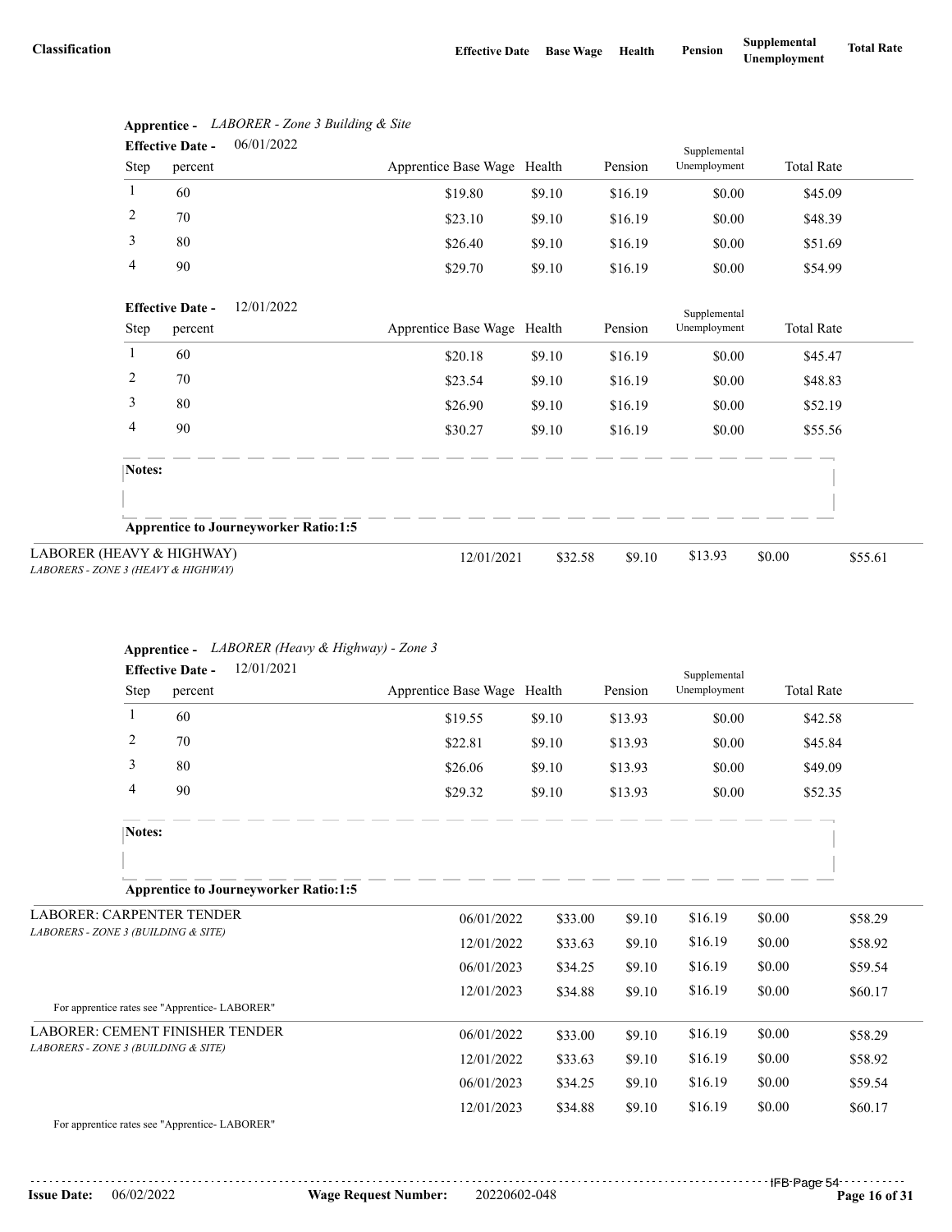| Classification | Effective Date | Base Wage | Health | Pension | Supplemental Unemployment | Total Rate |
|---|---|---|---|---|---|---|

**Apprentice -** *LABORER - Zone 3 Building & Site*

**Effective Date -** 06/01/2022

| Step | percent | Apprentice Base Wage | Health | Pension | Supplemental Unemployment | Total Rate |
|---|---|---|---|---|---|---|
| 1 | 60 | $19.80 | $9.10 | $16.19 | $0.00 | $45.09 |
| 2 | 70 | $23.10 | $9.10 | $16.19 | $0.00 | $48.39 |
| 3 | 80 | $26.40 | $9.10 | $16.19 | $0.00 | $51.69 |
| 4 | 90 | $29.70 | $9.10 | $16.19 | $0.00 | $54.99 |

**Effective Date -** 12/01/2022

| Step | percent | Apprentice Base Wage | Health | Pension | Supplemental Unemployment | Total Rate |
|---|---|---|---|---|---|---|
| 1 | 60 | $20.18 | $9.10 | $16.19 | $0.00 | $45.47 |
| 2 | 70 | $23.54 | $9.10 | $16.19 | $0.00 | $48.83 |
| 3 | 80 | $26.90 | $9.10 | $16.19 | $0.00 | $52.19 |
| 4 | 90 | $30.27 | $9.10 | $16.19 | $0.00 | $55.56 |

**Notes:**

**Apprentice to Journeyworker Ratio:1:5**

| Classification | Effective Date | Base Wage | Health | Pension | Supplemental Unemployment | Total Rate |
|---|---|---|---|---|---|---|
| LABORER (HEAVY & HIGHWAY) *LABORERS - ZONE 3 (HEAVY & HIGHWAY)* | 12/01/2021 | $32.58 | $9.10 | $13.93 | $0.00 | $55.61 |

**Apprentice -** *LABORER (Heavy & Highway) - Zone 3*

**Effective Date -** 12/01/2021

| Step | percent | Apprentice Base Wage | Health | Pension | Supplemental Unemployment | Total Rate |
|---|---|---|---|---|---|---|
| 1 | 60 | $19.55 | $9.10 | $13.93 | $0.00 | $42.58 |
| 2 | 70 | $22.81 | $9.10 | $13.93 | $0.00 | $45.84 |
| 3 | 80 | $26.06 | $9.10 | $13.93 | $0.00 | $49.09 |
| 4 | 90 | $29.32 | $9.10 | $13.93 | $0.00 | $52.35 |

**Notes:**

**Apprentice to Journeyworker Ratio:1:5**

| Classification | Effective Date | Base Wage | Health | Pension | Supplemental Unemployment | Total Rate |
|---|---|---|---|---|---|---|
| LABORER: CARPENTER TENDER *LABORERS - ZONE 3 (BUILDING & SITE)* | 06/01/2022 | $33.00 | $9.10 | $16.19 | $0.00 | $58.29 |
| | 12/01/2022 | $33.63 | $9.10 | $16.19 | $0.00 | $58.92 |
| | 06/01/2023 | $34.25 | $9.10 | $16.19 | $0.00 | $59.54 |
| | 12/01/2023 | $34.88 | $9.10 | $16.19 | $0.00 | $60.17 |

For apprentice rates see "Apprentice- LABORER"

| Classification | Effective Date | Base Wage | Health | Pension | Supplemental Unemployment | Total Rate |
|---|---|---|---|---|---|---|
| LABORER: CEMENT FINISHER TENDER *LABORERS - ZONE 3 (BUILDING & SITE)* | 06/01/2022 | $33.00 | $9.10 | $16.19 | $0.00 | $58.29 |
| | 12/01/2022 | $33.63 | $9.10 | $16.19 | $0.00 | $58.92 |
| | 06/01/2023 | $34.25 | $9.10 | $16.19 | $0.00 | $59.54 |
| | 12/01/2023 | $34.88 | $9.10 | $16.19 | $0.00 | $60.17 |

For apprentice rates see "Apprentice- LABORER"

**Issue Date:** 06/02/2022 **Wage Request Number:** 20220602-048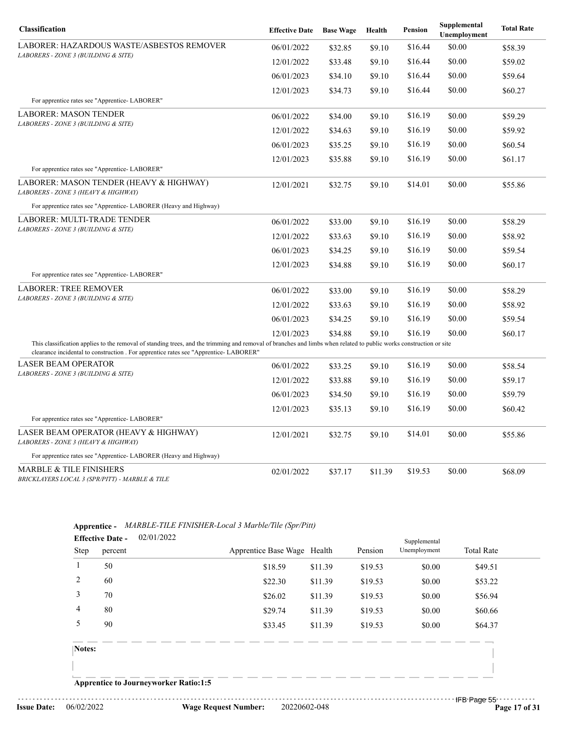| Classification | Effective Date | Base Wage | Health | Pension | Supplemental Unemployment | Total Rate |
|---|---|---|---|---|---|---|
| LABORER: HAZARDOUS WASTE/ASBESTOS REMOVER<br>*LABORERS - ZONE 3 (BUILDING & SITE)* | 06/01/2022 | $32.85 | $9.10 | $16.44 | $0.00 | $58.39 |
| | 12/01/2022 | $33.48 | $9.10 | $16.44 | $0.00 | $59.02 |
| | 06/01/2023 | $34.10 | $9.10 | $16.44 | $0.00 | $59.64 |
| | 12/01/2023 | $34.73 | $9.10 | $16.44 | $0.00 | $60.27 |
| For apprentice rates see "Apprentice- LABORER" | | | | | | |
| LABORER: MASON TENDER<br>*LABORERS - ZONE 3 (BUILDING & SITE)* | 06/01/2022 | $34.00 | $9.10 | $16.19 | $0.00 | $59.29 |
| | 12/01/2022 | $34.63 | $9.10 | $16.19 | $0.00 | $59.92 |
| | 06/01/2023 | $35.25 | $9.10 | $16.19 | $0.00 | $60.54 |
| | 12/01/2023 | $35.88 | $9.10 | $16.19 | $0.00 | $61.17 |
| For apprentice rates see "Apprentice- LABORER" | | | | | | |
| LABORER: MASON TENDER (HEAVY & HIGHWAY)<br>*LABORERS - ZONE 3 (HEAVY & HIGHWAY)* | 12/01/2021 | $32.75 | $9.10 | $14.01 | $0.00 | $55.86 |
| For apprentice rates see "Apprentice- LABORER (Heavy and Highway) | | | | | | |
| LABORER: MULTI-TRADE TENDER<br>*LABORERS - ZONE 3 (BUILDING & SITE)* | 06/01/2022 | $33.00 | $9.10 | $16.19 | $0.00 | $58.29 |
| | 12/01/2022 | $33.63 | $9.10 | $16.19 | $0.00 | $58.92 |
| | 06/01/2023 | $34.25 | $9.10 | $16.19 | $0.00 | $59.54 |
| | 12/01/2023 | $34.88 | $9.10 | $16.19 | $0.00 | $60.17 |
| For apprentice rates see "Apprentice- LABORER" | | | | | | |
| LABORER: TREE REMOVER<br>*LABORERS - ZONE 3 (BUILDING & SITE)* | 06/01/2022 | $33.00 | $9.10 | $16.19 | $0.00 | $58.29 |
| | 12/01/2022 | $33.63 | $9.10 | $16.19 | $0.00 | $58.92 |
| | 06/01/2023 | $34.25 | $9.10 | $16.19 | $0.00 | $59.54 |
| | 12/01/2023 | $34.88 | $9.10 | $16.19 | $0.00 | $60.17 |
| This classification applies to the removal of standing trees, and the trimming and removal of branches and limbs when related to public works construction or site clearance incidental to construction . For apprentice rates see "Apprentice- LABORER" | | | | | | |
| LASER BEAM OPERATOR<br>*LABORERS - ZONE 3 (BUILDING & SITE)* | 06/01/2022 | $33.25 | $9.10 | $16.19 | $0.00 | $58.54 |
| | 12/01/2022 | $33.88 | $9.10 | $16.19 | $0.00 | $59.17 |
| | 06/01/2023 | $34.50 | $9.10 | $16.19 | $0.00 | $59.79 |
| | 12/01/2023 | $35.13 | $9.10 | $16.19 | $0.00 | $60.42 |
| For apprentice rates see "Apprentice- LABORER" | | | | | | |
| LASER BEAM OPERATOR (HEAVY & HIGHWAY)<br>*LABORERS - ZONE 3 (HEAVY & HIGHWAY)* | 12/01/2021 | $32.75 | $9.10 | $14.01 | $0.00 | $55.86 |
| For apprentice rates see "Apprentice- LABORER (Heavy and Highway) | | | | | | |
| MARBLE & TILE FINISHERS<br>*BRICKLAYERS LOCAL 3 (SPR/PITT) - MARBLE & TILE* | 02/01/2022 | $37.17 | $11.39 | $19.53 | $0.00 | $68.09 |

**Apprentice -** *MARBLE-TILE FINISHER-Local 3 Marble/Tile (Spr/Pitt)*

**Effective Date -** 02/01/2022

| Step | percent | Apprentice Base Wage | Health | Pension | Supplemental Unemployment | Total Rate |
|---|---|---|---|---|---|---|
| 1 | 50 | $18.59 | $11.39 | $19.53 | $0.00 | $49.51 |
| 2 | 60 | $22.30 | $11.39 | $19.53 | $0.00 | $53.22 |
| 3 | 70 | $26.02 | $11.39 | $19.53 | $0.00 | $56.94 |
| 4 | 80 | $29.74 | $11.39 | $19.53 | $0.00 | $60.66 |
| 5 | 90 | $33.45 | $11.39 | $19.53 | $0.00 | $64.37 |

**Notes:**

**Apprentice to Journeyworker Ratio:1:5**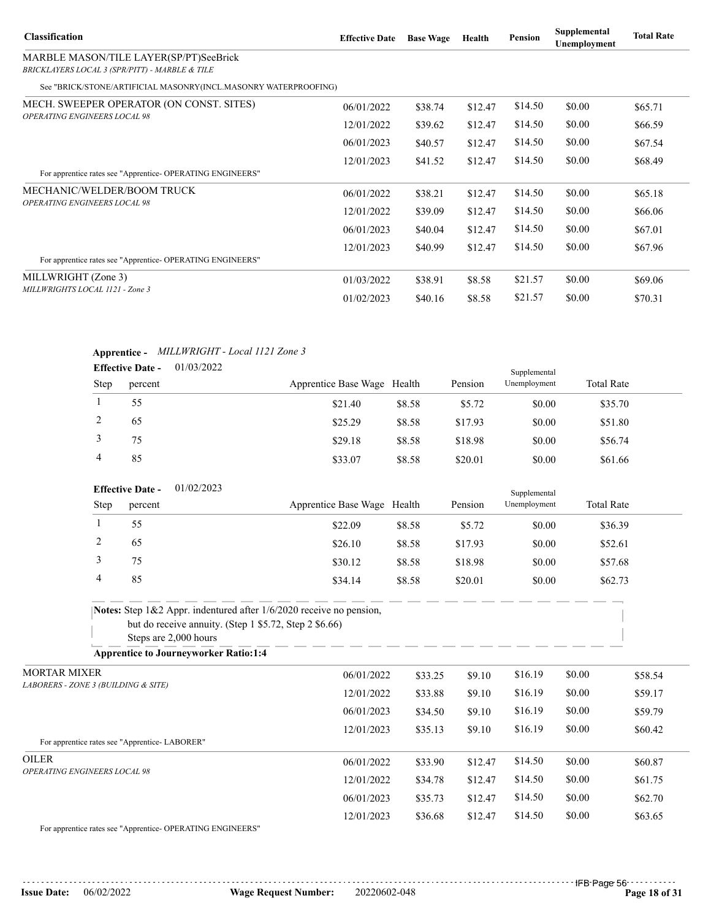| Classification | Effective Date | Base Wage | Health | Pension | Supplemental Unemployment | Total Rate |
|---|---|---|---|---|---|---|
| MARBLE MASON/TILE LAYER(SP/PT)SeeBrick<br>*BRICKLAYERS LOCAL 3 (SPR/PITT) - MARBLE & TILE* | | | | | | |
| See "BRICK/STONE/ARTIFICIAL MASONRY(INCL.MASONRY WATERPROOFING) | | | | | | |
| MECH. SWEEPER OPERATOR (ON CONST. SITES)<br>*OPERATING ENGINEERS LOCAL 98* | 06/01/2022 | $38.74 | $12.47 | $14.50 | $0.00 | $65.71 |
| | 12/01/2022 | $39.62 | $12.47 | $14.50 | $0.00 | $66.59 |
| | 06/01/2023 | $40.57 | $12.47 | $14.50 | $0.00 | $67.54 |
| | 12/01/2023 | $41.52 | $12.47 | $14.50 | $0.00 | $68.49 |
| For apprentice rates see "Apprentice- OPERATING ENGINEERS" | | | | | | |
| MECHANIC/WELDER/BOOM TRUCK<br>*OPERATING ENGINEERS LOCAL 98* | 06/01/2022 | $38.21 | $12.47 | $14.50 | $0.00 | $65.18 |
| | 12/01/2022 | $39.09 | $12.47 | $14.50 | $0.00 | $66.06 |
| | 06/01/2023 | $40.04 | $12.47 | $14.50 | $0.00 | $67.01 |
| | 12/01/2023 | $40.99 | $12.47 | $14.50 | $0.00 | $67.96 |
| For apprentice rates see "Apprentice- OPERATING ENGINEERS" | | | | | | |
| MILLWRIGHT (Zone 3)<br>*MILLWRIGHTS LOCAL 1121 - Zone 3* | 01/03/2022 | $38.91 | $8.58 | $21.57 | $0.00 | $69.06 |
| | 01/02/2023 | $40.16 | $8.58 | $21.57 | $0.00 | $70.31 |

**Apprentice -** *MILLWRIGHT - Local 1121 Zone 3*

**Effective Date -** 01/03/2022

| Step | percent | Apprentice Base Wage | Health | Pension | Supplemental Unemployment | Total Rate |
|---|---|---|---|---|---|---|
| 1 | 55 | $21.40 | $8.58 | $5.72 | $0.00 | $35.70 |
| 2 | 65 | $25.29 | $8.58 | $17.93 | $0.00 | $51.80 |
| 3 | 75 | $29.18 | $8.58 | $18.98 | $0.00 | $56.74 |
| 4 | 85 | $33.07 | $8.58 | $20.01 | $0.00 | $61.66 |

**Effective Date -** 01/02/2023

| Step | percent | Apprentice Base Wage | Health | Pension | Supplemental Unemployment | Total Rate |
|---|---|---|---|---|---|---|
| 1 | 55 | $22.09 | $8.58 | $5.72 | $0.00 | $36.39 |
| 2 | 65 | $26.10 | $8.58 | $17.93 | $0.00 | $52.61 |
| 3 | 75 | $30.12 | $8.58 | $18.98 | $0.00 | $57.68 |
| 4 | 85 | $34.14 | $8.58 | $20.01 | $0.00 | $62.73 |

**Notes:** Step 1&2 Appr. indentured after 1/6/2020 receive no pension,
but do receive annuity. (Step 1 $5.72, Step 2 $6.66)
Steps are 2,000 hours

**Apprentice to Journeyworker Ratio:1:4**

| Classification | Effective Date | Base Wage | Health | Pension | Supplemental Unemployment | Total Rate |
|---|---|---|---|---|---|---|
| MORTAR MIXER<br>*LABORERS - ZONE 3 (BUILDING & SITE)* | 06/01/2022 | $33.25 | $9.10 | $16.19 | $0.00 | $58.54 |
| | 12/01/2022 | $33.88 | $9.10 | $16.19 | $0.00 | $59.17 |
| | 06/01/2023 | $34.50 | $9.10 | $16.19 | $0.00 | $59.79 |
| | 12/01/2023 | $35.13 | $9.10 | $16.19 | $0.00 | $60.42 |
| For apprentice rates see "Apprentice- LABORER" | | | | | | |
| OILER<br>*OPERATING ENGINEERS LOCAL 98* | 06/01/2022 | $33.90 | $12.47 | $14.50 | $0.00 | $60.87 |
| | 12/01/2022 | $34.78 | $12.47 | $14.50 | $0.00 | $61.75 |
| | 06/01/2023 | $35.73 | $12.47 | $14.50 | $0.00 | $62.70 |
| | 12/01/2023 | $36.68 | $12.47 | $14.50 | $0.00 | $63.65 |
| For apprentice rates see "Apprentice- OPERATING ENGINEERS" | | | | | | |

**Issue Date:** 06/02/2022 **Wage Request Number:** 20220602-048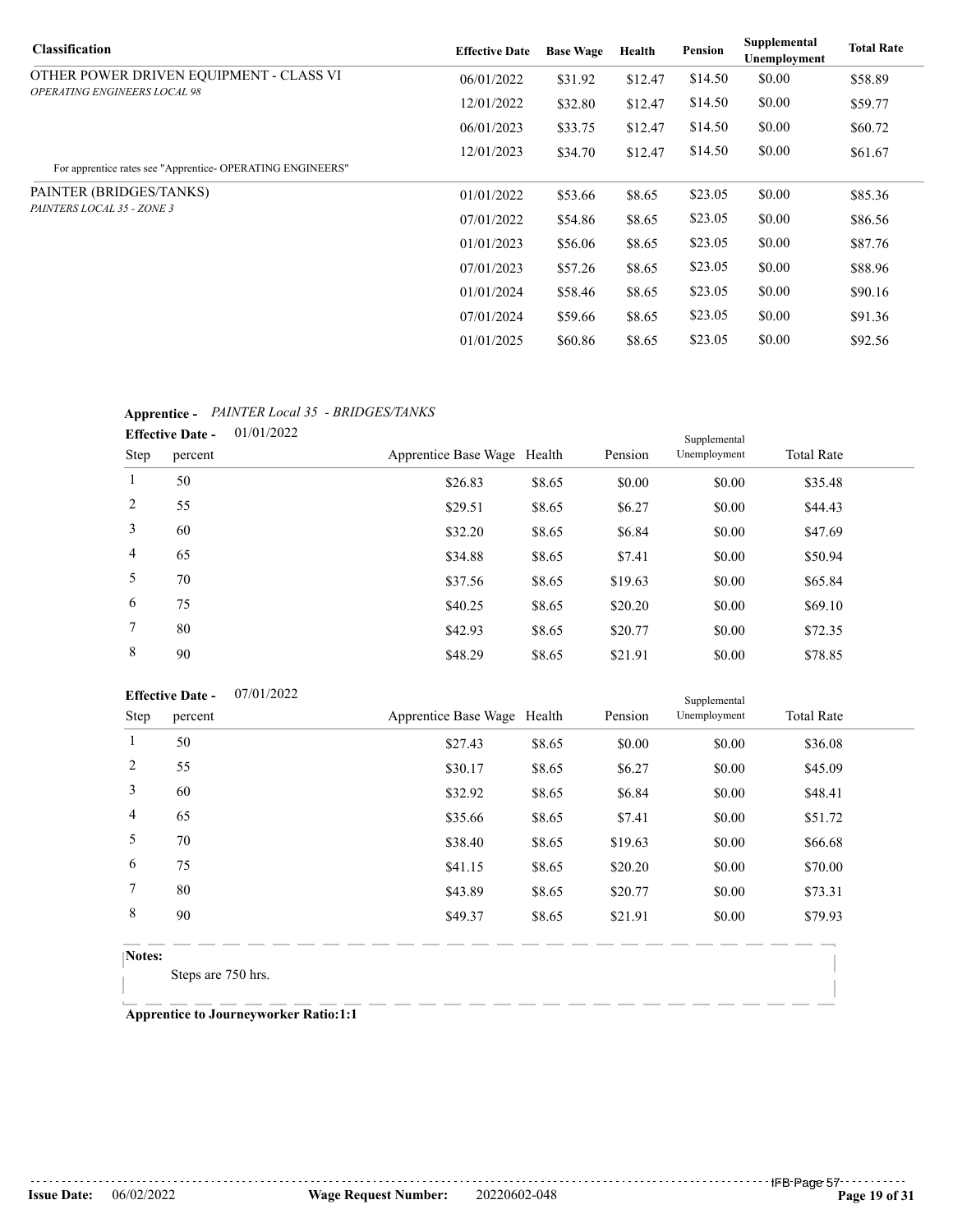| Classification | Effective Date | Base Wage | Health | Pension | Supplemental Unemployment | Total Rate |
|---|---|---|---|---|---|---|
| OTHER POWER DRIVEN EQUIPMENT - CLASS VI<br>*OPERATING ENGINEERS LOCAL 98* | 06/01/2022 | $31.92 | $12.47 | $14.50 | $0.00 | $58.89 |
| | 12/01/2022 | $32.80 | $12.47 | $14.50 | $0.00 | $59.77 |
| | 06/01/2023 | $33.75 | $12.47 | $14.50 | $0.00 | $60.72 |
| | 12/01/2023 | $34.70 | $12.47 | $14.50 | $0.00 | $61.67 |
| For apprentice rates see "Apprentice- OPERATING ENGINEERS" | | | | | | |
| PAINTER (BRIDGES/TANKS)<br>*PAINTERS LOCAL 35 - ZONE 3* | 01/01/2022 | $53.66 | $8.65 | $23.05 | $0.00 | $85.36 |
| | 07/01/2022 | $54.86 | $8.65 | $23.05 | $0.00 | $86.56 |
| | 01/01/2023 | $56.06 | $8.65 | $23.05 | $0.00 | $87.76 |
| | 07/01/2023 | $57.26 | $8.65 | $23.05 | $0.00 | $88.96 |
| | 01/01/2024 | $58.46 | $8.65 | $23.05 | $0.00 | $90.16 |
| | 07/01/2024 | $59.66 | $8.65 | $23.05 | $0.00 | $91.36 |
| | 01/01/2025 | $60.86 | $8.65 | $23.05 | $0.00 | $92.56 |

**Apprentice -** *PAINTER Local 35 - BRIDGES/TANKS*

**Effective Date -** 01/01/2022

| Step | percent | Apprentice Base Wage | Health | Pension | Supplemental Unemployment | Total Rate |
|---|---|---|---|---|---|---|
| 1 | 50 | $26.83 | $8.65 | $0.00 | $0.00 | $35.48 |
| 2 | 55 | $29.51 | $8.65 | $6.27 | $0.00 | $44.43 |
| 3 | 60 | $32.20 | $8.65 | $6.84 | $0.00 | $47.69 |
| 4 | 65 | $34.88 | $8.65 | $7.41 | $0.00 | $50.94 |
| 5 | 70 | $37.56 | $8.65 | $19.63 | $0.00 | $65.84 |
| 6 | 75 | $40.25 | $8.65 | $20.20 | $0.00 | $69.10 |
| 7 | 80 | $42.93 | $8.65 | $20.77 | $0.00 | $72.35 |
| 8 | 90 | $48.29 | $8.65 | $21.91 | $0.00 | $78.85 |

**Effective Date -** 07/01/2022

| Step | percent | Apprentice Base Wage | Health | Pension | Supplemental Unemployment | Total Rate |
|---|---|---|---|---|---|---|
| 1 | 50 | $27.43 | $8.65 | $0.00 | $0.00 | $36.08 |
| 2 | 55 | $30.17 | $8.65 | $6.27 | $0.00 | $45.09 |
| 3 | 60 | $32.92 | $8.65 | $6.84 | $0.00 | $48.41 |
| 4 | 65 | $35.66 | $8.65 | $7.41 | $0.00 | $51.72 |
| 5 | 70 | $38.40 | $8.65 | $19.63 | $0.00 | $66.68 |
| 6 | 75 | $41.15 | $8.65 | $20.20 | $0.00 | $70.00 |
| 7 | 80 | $43.89 | $8.65 | $20.77 | $0.00 | $73.31 |
| 8 | 90 | $49.37 | $8.65 | $21.91 | $0.00 | $79.93 |

**Notes:**

Steps are 750 hrs.

**Apprentice to Journeyworker Ratio:1:1**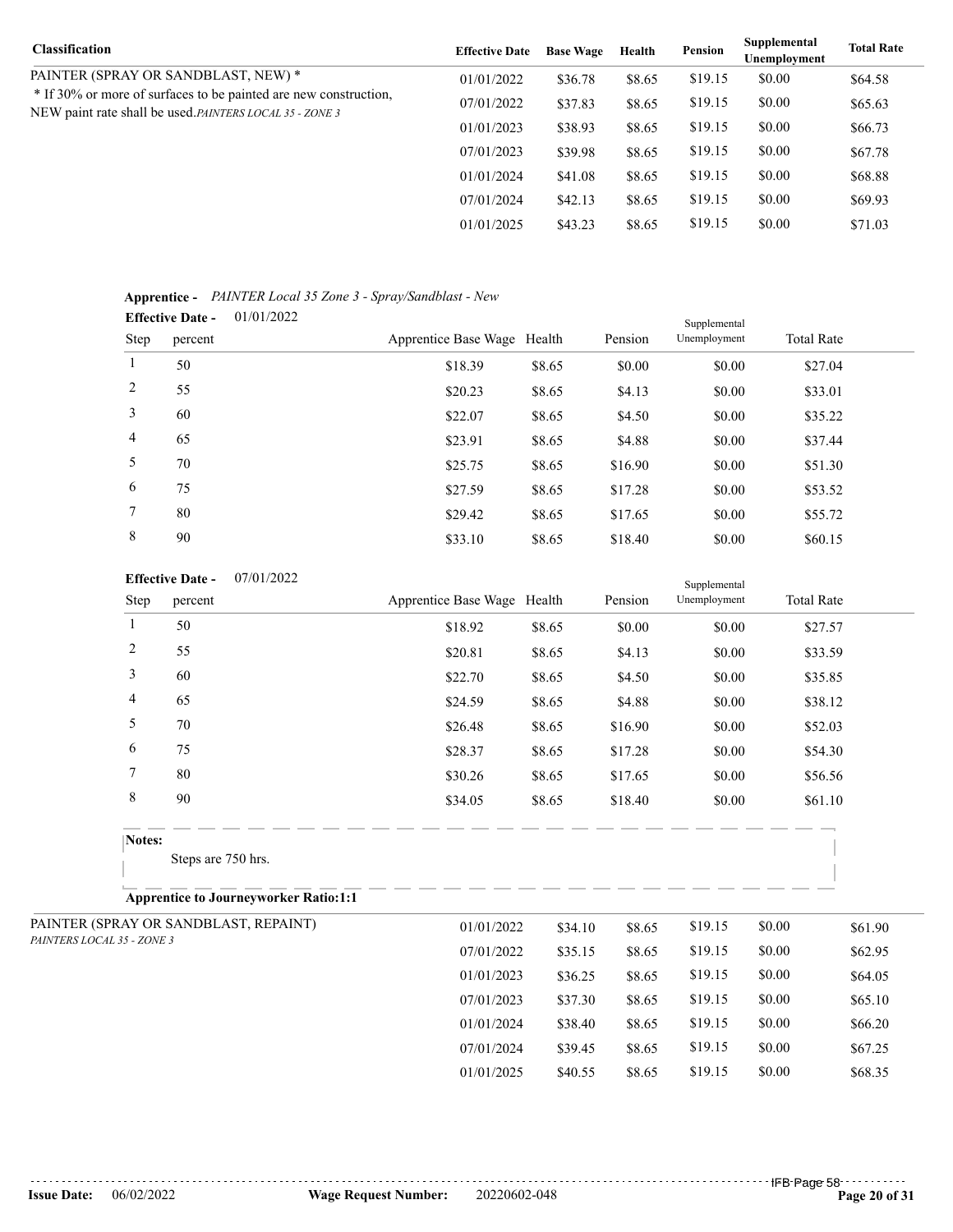| Classification | Effective Date | Base Wage | Health | Pension | Supplemental Unemployment | Total Rate |
|---|---|---|---|---|---|---|
| PAINTER (SPRAY OR SANDBLAST, NEW) * | 01/01/2022 | $36.78 | $8.65 | $19.15 | $0.00 | $64.58 |
| * If 30% or more of surfaces to be painted are new construction, NEW paint rate shall be used. *PAINTERS LOCAL 35 - ZONE 3* | 07/01/2022 | $37.83 | $8.65 | $19.15 | $0.00 | $65.63 |
| | 01/01/2023 | $38.93 | $8.65 | $19.15 | $0.00 | $66.73 |
| | 07/01/2023 | $39.98 | $8.65 | $19.15 | $0.00 | $67.78 |
| | 01/01/2024 | $41.08 | $8.65 | $19.15 | $0.00 | $68.88 |
| | 07/01/2024 | $42.13 | $8.65 | $19.15 | $0.00 | $69.93 |
| | 01/01/2025 | $43.23 | $8.65 | $19.15 | $0.00 | $71.03 |

**Apprentice -** *PAINTER Local 35 Zone 3 - Spray/Sandblast - New*

**Effective Date -** 01/01/2022

| Step | percent | Apprentice Base Wage | Health | Pension | Supplemental Unemployment | Total Rate |
|---|---|---|---|---|---|---|
| 1 | 50 | $18.39 | $8.65 | $0.00 | $0.00 | $27.04 |
| 2 | 55 | $20.23 | $8.65 | $4.13 | $0.00 | $33.01 |
| 3 | 60 | $22.07 | $8.65 | $4.50 | $0.00 | $35.22 |
| 4 | 65 | $23.91 | $8.65 | $4.88 | $0.00 | $37.44 |
| 5 | 70 | $25.75 | $8.65 | $16.90 | $0.00 | $51.30 |
| 6 | 75 | $27.59 | $8.65 | $17.28 | $0.00 | $53.52 |
| 7 | 80 | $29.42 | $8.65 | $17.65 | $0.00 | $55.72 |
| 8 | 90 | $33.10 | $8.65 | $18.40 | $0.00 | $60.15 |

**Effective Date -** 07/01/2022

| Step | percent | Apprentice Base Wage | Health | Pension | Supplemental Unemployment | Total Rate |
|---|---|---|---|---|---|---|
| 1 | 50 | $18.92 | $8.65 | $0.00 | $0.00 | $27.57 |
| 2 | 55 | $20.81 | $8.65 | $4.13 | $0.00 | $33.59 |
| 3 | 60 | $22.70 | $8.65 | $4.50 | $0.00 | $35.85 |
| 4 | 65 | $24.59 | $8.65 | $4.88 | $0.00 | $38.12 |
| 5 | 70 | $26.48 | $8.65 | $16.90 | $0.00 | $52.03 |
| 6 | 75 | $28.37 | $8.65 | $17.28 | $0.00 | $54.30 |
| 7 | 80 | $30.26 | $8.65 | $17.65 | $0.00 | $56.56 |
| 8 | 90 | $34.05 | $8.65 | $18.40 | $0.00 | $61.10 |

**Notes:**

Steps are 750 hrs.

**Apprentice to Journeyworker Ratio:1:1**

| Classification | Effective Date | Base Wage | Health | Pension | Supplemental Unemployment | Total Rate |
|---|---|---|---|---|---|---|
| PAINTER (SPRAY OR SANDBLAST, REPAINT) *PAINTERS LOCAL 35 - ZONE 3* | 01/01/2022 | $34.10 | $8.65 | $19.15 | $0.00 | $61.90 |
| | 07/01/2022 | $35.15 | $8.65 | $19.15 | $0.00 | $62.95 |
| | 01/01/2023 | $36.25 | $8.65 | $19.15 | $0.00 | $64.05 |
| | 07/01/2023 | $37.30 | $8.65 | $19.15 | $0.00 | $65.10 |
| | 01/01/2024 | $38.40 | $8.65 | $19.15 | $0.00 | $66.20 |
| | 07/01/2024 | $39.45 | $8.65 | $19.15 | $0.00 | $67.25 |
| | 01/01/2025 | $40.55 | $8.65 | $19.15 | $0.00 | $68.35 |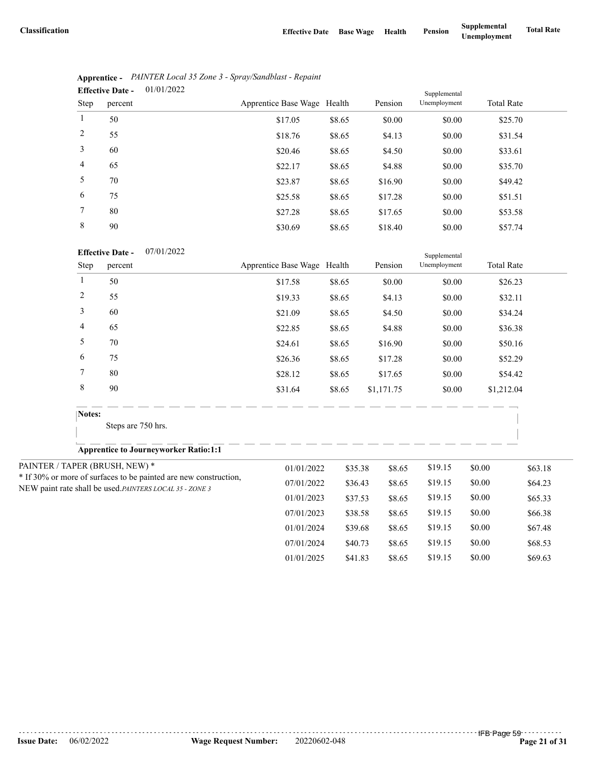| Classification | Effective Date | Base Wage | Health | Pension | Supplemental Unemployment | Total Rate |
|---|---|---|---|---|---|---|

**Apprentice -** *PAINTER Local 35 Zone 3 - Spray/Sandblast - Repaint*

**Effective Date -** 01/01/2022

| Step | percent | Apprentice Base Wage | Health | Pension | Supplemental Unemployment | Total Rate |
|---|---|---|---|---|---|---|
| 1 | 50 | $17.05 | $8.65 | $0.00 | $0.00 | $25.70 |
| 2 | 55 | $18.76 | $8.65 | $4.13 | $0.00 | $31.54 |
| 3 | 60 | $20.46 | $8.65 | $4.50 | $0.00 | $33.61 |
| 4 | 65 | $22.17 | $8.65 | $4.88 | $0.00 | $35.70 |
| 5 | 70 | $23.87 | $8.65 | $16.90 | $0.00 | $49.42 |
| 6 | 75 | $25.58 | $8.65 | $17.28 | $0.00 | $51.51 |
| 7 | 80 | $27.28 | $8.65 | $17.65 | $0.00 | $53.58 |
| 8 | 90 | $30.69 | $8.65 | $18.40 | $0.00 | $57.74 |

**Effective Date -** 07/01/2022

| Step | percent | Apprentice Base Wage | Health | Pension | Supplemental Unemployment | Total Rate |
|---|---|---|---|---|---|---|
| 1 | 50 | $17.58 | $8.65 | $0.00 | $0.00 | $26.23 |
| 2 | 55 | $19.33 | $8.65 | $4.13 | $0.00 | $32.11 |
| 3 | 60 | $21.09 | $8.65 | $4.50 | $0.00 | $34.24 |
| 4 | 65 | $22.85 | $8.65 | $4.88 | $0.00 | $36.38 |
| 5 | 70 | $24.61 | $8.65 | $16.90 | $0.00 | $50.16 |
| 6 | 75 | $26.36 | $8.65 | $17.28 | $0.00 | $52.29 |
| 7 | 80 | $28.12 | $8.65 | $17.65 | $0.00 | $54.42 |
| 8 | 90 | $31.64 | $8.65 | $1,171.75 | $0.00 | $1,212.04 |

**Notes:**

Steps are 750 hrs.

**Apprentice to Journeyworker Ratio:1:1**

| Classification | Effective Date | Base Wage | Health | Pension | Supplemental Unemployment | Total Rate |
|---|---|---|---|---|---|---|
| PAINTER / TAPER (BRUSH, NEW) * <br> * If 30% or more of surfaces to be painted are new construction, NEW paint rate shall be used. *PAINTERS LOCAL 35 - ZONE 3* | 01/01/2022 | $35.38 | $8.65 | $19.15 | $0.00 | $63.18 |
| | 07/01/2022 | $36.43 | $8.65 | $19.15 | $0.00 | $64.23 |
| | 01/01/2023 | $37.53 | $8.65 | $19.15 | $0.00 | $65.33 |
| | 07/01/2023 | $38.58 | $8.65 | $19.15 | $0.00 | $66.38 |
| | 01/01/2024 | $39.68 | $8.65 | $19.15 | $0.00 | $67.48 |
| | 07/01/2024 | $40.73 | $8.65 | $19.15 | $0.00 | $68.53 |
| | 01/01/2025 | $41.83 | $8.65 | $19.15 | $0.00 | $69.63 |

**Issue Date:** 06/02/2022 **Wage Request Number:** 20220602-048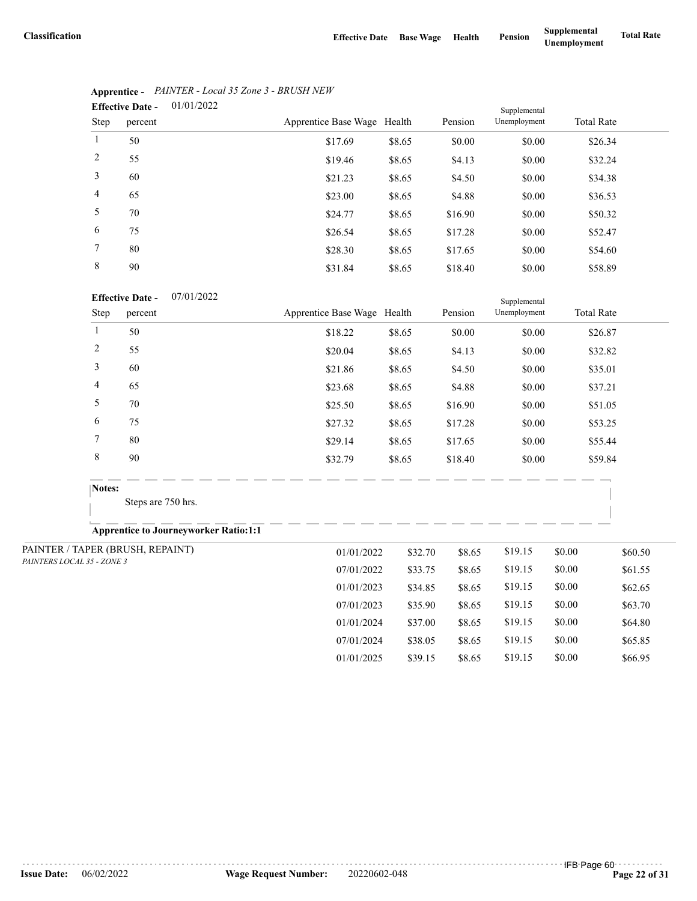| Classification | Effective Date | Base Wage | Health | Pension | Supplemental Unemployment | Total Rate |
|---|---|---|---|---|---|---|

**Apprentice -** *PAINTER - Local 35 Zone 3 - BRUSH NEW*

**Effective Date -** 01/01/2022

| Step | percent | Apprentice Base Wage | Health | Pension | Supplemental Unemployment | Total Rate |
|---|---|---|---|---|---|---|
| 1 | 50 | $17.69 | $8.65 | $0.00 | $0.00 | $26.34 |
| 2 | 55 | $19.46 | $8.65 | $4.13 | $0.00 | $32.24 |
| 3 | 60 | $21.23 | $8.65 | $4.50 | $0.00 | $34.38 |
| 4 | 65 | $23.00 | $8.65 | $4.88 | $0.00 | $36.53 |
| 5 | 70 | $24.77 | $8.65 | $16.90 | $0.00 | $50.32 |
| 6 | 75 | $26.54 | $8.65 | $17.28 | $0.00 | $52.47 |
| 7 | 80 | $28.30 | $8.65 | $17.65 | $0.00 | $54.60 |
| 8 | 90 | $31.84 | $8.65 | $18.40 | $0.00 | $58.89 |

**Effective Date -** 07/01/2022

| Step | percent | Apprentice Base Wage | Health | Pension | Supplemental Unemployment | Total Rate |
|---|---|---|---|---|---|---|
| 1 | 50 | $18.22 | $8.65 | $0.00 | $0.00 | $26.87 |
| 2 | 55 | $20.04 | $8.65 | $4.13 | $0.00 | $32.82 |
| 3 | 60 | $21.86 | $8.65 | $4.50 | $0.00 | $35.01 |
| 4 | 65 | $23.68 | $8.65 | $4.88 | $0.00 | $37.21 |
| 5 | 70 | $25.50 | $8.65 | $16.90 | $0.00 | $51.05 |
| 6 | 75 | $27.32 | $8.65 | $17.28 | $0.00 | $53.25 |
| 7 | 80 | $29.14 | $8.65 | $17.65 | $0.00 | $55.44 |
| 8 | 90 | $32.79 | $8.65 | $18.40 | $0.00 | $59.84 |

**Notes:**

Steps are 750 hrs.

**Apprentice to Journeyworker Ratio:1:1**

| Classification | Effective Date | Base Wage | Health | Pension | Supplemental Unemployment | Total Rate |
|---|---|---|---|---|---|---|
| PAINTER / TAPER (BRUSH, REPAINT)<br>*PAINTERS LOCAL 35 - ZONE 3* | 01/01/2022 | $32.70 | $8.65 | $19.15 | $0.00 | $60.50 |
| | 07/01/2022 | $33.75 | $8.65 | $19.15 | $0.00 | $61.55 |
| | 01/01/2023 | $34.85 | $8.65 | $19.15 | $0.00 | $62.65 |
| | 07/01/2023 | $35.90 | $8.65 | $19.15 | $0.00 | $63.70 |
| | 01/01/2024 | $37.00 | $8.65 | $19.15 | $0.00 | $64.80 |
| | 07/01/2024 | $38.05 | $8.65 | $19.15 | $0.00 | $65.85 |
| | 01/01/2025 | $39.15 | $8.65 | $19.15 | $0.00 | $66.95 |

**Issue Date:** 06/02/2022 **Wage Request Number:** 20220602-048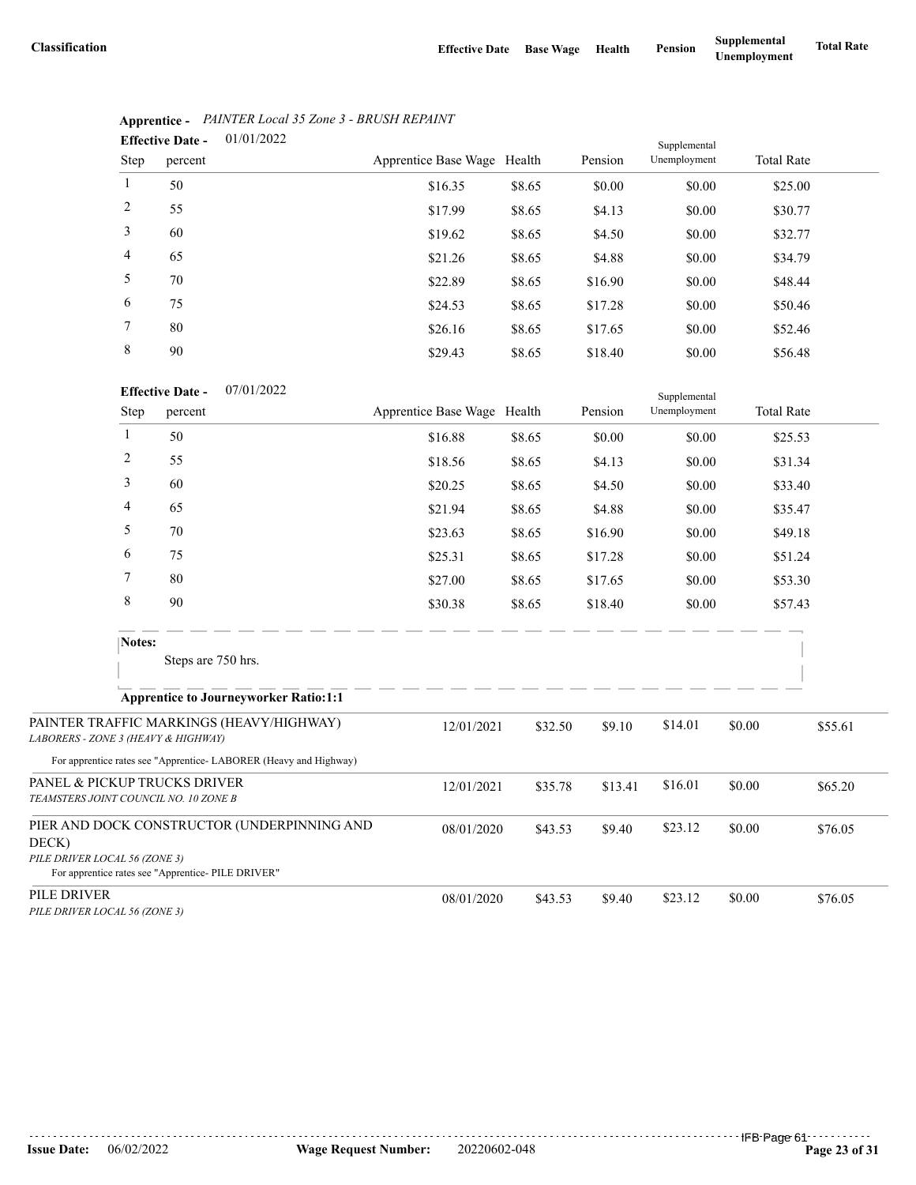| Classification | Effective Date | Base Wage | Health | Pension | Supplemental Unemployment | Total Rate |
|---|---|---|---|---|---|---|

**Apprentice -** *PAINTER Local 35 Zone 3 - BRUSH REPAINT*

**Effective Date -** 01/01/2022

| Step | percent | Apprentice Base Wage | Health | Pension | Supplemental Unemployment | Total Rate |
|---|---|---|---|---|---|---|
| 1 | 50 | $16.35 | $8.65 | $0.00 | $0.00 | $25.00 |
| 2 | 55 | $17.99 | $8.65 | $4.13 | $0.00 | $30.77 |
| 3 | 60 | $19.62 | $8.65 | $4.50 | $0.00 | $32.77 |
| 4 | 65 | $21.26 | $8.65 | $4.88 | $0.00 | $34.79 |
| 5 | 70 | $22.89 | $8.65 | $16.90 | $0.00 | $48.44 |
| 6 | 75 | $24.53 | $8.65 | $17.28 | $0.00 | $50.46 |
| 7 | 80 | $26.16 | $8.65 | $17.65 | $0.00 | $52.46 |
| 8 | 90 | $29.43 | $8.65 | $18.40 | $0.00 | $56.48 |

**Effective Date -** 07/01/2022

| Step | percent | Apprentice Base Wage | Health | Pension | Supplemental Unemployment | Total Rate |
|---|---|---|---|---|---|---|
| 1 | 50 | $16.88 | $8.65 | $0.00 | $0.00 | $25.53 |
| 2 | 55 | $18.56 | $8.65 | $4.13 | $0.00 | $31.34 |
| 3 | 60 | $20.25 | $8.65 | $4.50 | $0.00 | $33.40 |
| 4 | 65 | $21.94 | $8.65 | $4.88 | $0.00 | $35.47 |
| 5 | 70 | $23.63 | $8.65 | $16.90 | $0.00 | $49.18 |
| 6 | 75 | $25.31 | $8.65 | $17.28 | $0.00 | $51.24 |
| 7 | 80 | $27.00 | $8.65 | $17.65 | $0.00 | $53.30 |
| 8 | 90 | $30.38 | $8.65 | $18.40 | $0.00 | $57.43 |

**Notes:**

Steps are 750 hrs.

**Apprentice to Journeyworker Ratio:1:1**

| Classification | Effective Date | Base Wage | Health | Pension | Supplemental Unemployment | Total Rate |
|---|---|---|---|---|---|---|
| PAINTER TRAFFIC MARKINGS (HEAVY/HIGHWAY) *LABORERS - ZONE 3 (HEAVY & HIGHWAY)* For apprentice rates see "Apprentice- LABORER (Heavy and Highway) | 12/01/2021 | $32.50 | $9.10 | $14.01 | $0.00 | $55.61 |
| PANEL & PICKUP TRUCKS DRIVER *TEAMSTERS JOINT COUNCIL NO. 10 ZONE B* | 12/01/2021 | $35.78 | $13.41 | $16.01 | $0.00 | $65.20 |
| PIER AND DOCK CONSTRUCTOR (UNDERPINNING AND DECK) *PILE DRIVER LOCAL 56 (ZONE 3)* For apprentice rates see "Apprentice- PILE DRIVER" | 08/01/2020 | $43.53 | $9.40 | $23.12 | $0.00 | $76.05 |
| PILE DRIVER *PILE DRIVER LOCAL 56 (ZONE 3)* | 08/01/2020 | $43.53 | $9.40 | $23.12 | $0.00 | $76.05 |

**Issue Date:** 06/02/2022 **Wage Request Number:** 20220602-048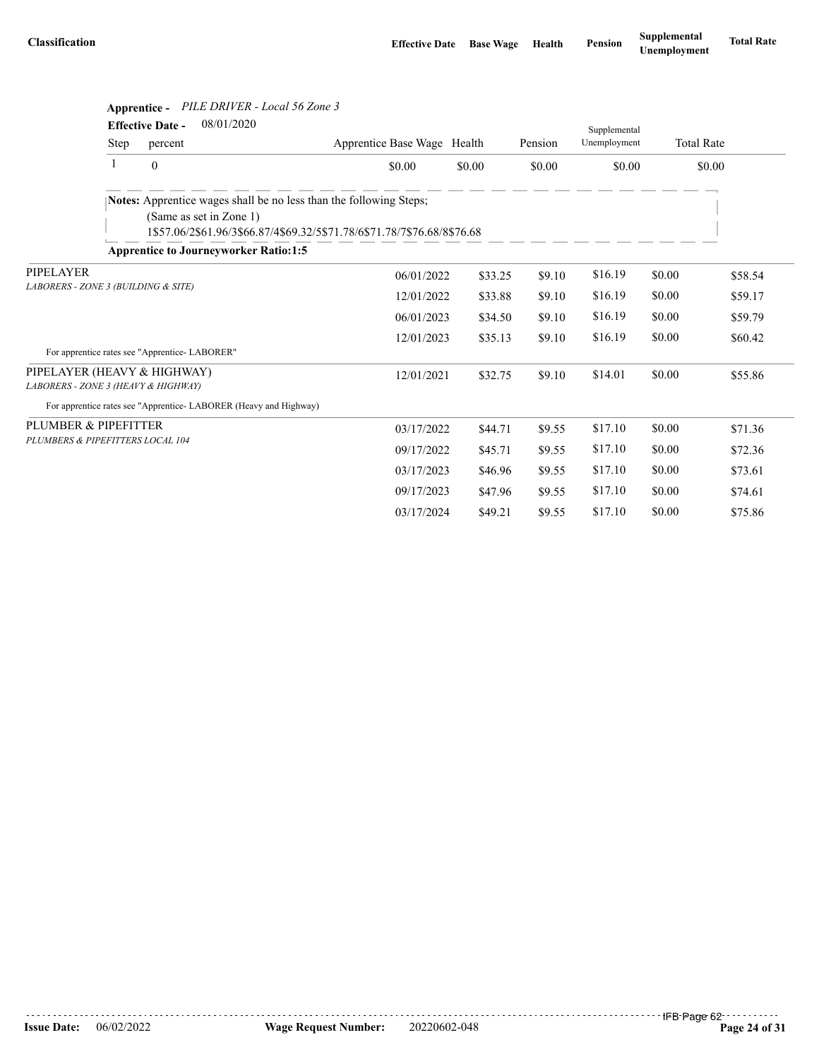| Classification | Effective Date | Base Wage | Health | Pension | Supplemental Unemployment | Total Rate |
|---|---|---|---|---|---|---|

**Apprentice -** *PILE DRIVER - Local 56 Zone 3*

**Effective Date -** 08/01/2020

| Step | percent | Apprentice Base Wage | Health | Pension | Supplemental Unemployment | Total Rate |
|---|---|---|---|---|---|---|
| 1 | 0 | $0.00 | $0.00 | $0.00 | $0.00 | $0.00 |

**Notes:** Apprentice wages shall be no less than the following Steps;
(Same as set in Zone 1)
1$57.06/2$61.96/3$66.87/4$69.32/5$71.78/6$71.78/7$76.68/8$76.68

**Apprentice to Journeyworker Ratio:1:5**

| Classification | Effective Date | Base Wage | Health | Pension | Supplemental Unemployment | Total Rate |
|---|---|---|---|---|---|---|
| PIPELAYER<br>*LABORERS - ZONE 3 (BUILDING & SITE)* | 06/01/2022 | $33.25 | $9.10 | $16.19 | $0.00 | $58.54 |
| | 12/01/2022 | $33.88 | $9.10 | $16.19 | $0.00 | $59.17 |
| | 06/01/2023 | $34.50 | $9.10 | $16.19 | $0.00 | $59.79 |
| | 12/01/2023 | $35.13 | $9.10 | $16.19 | $0.00 | $60.42 |
| For apprentice rates see "Apprentice- LABORER" | | | | | | |
| PIPELAYER (HEAVY & HIGHWAY)<br>*LABORERS - ZONE 3 (HEAVY & HIGHWAY)* | 12/01/2021 | $32.75 | $9.10 | $14.01 | $0.00 | $55.86 |
| For apprentice rates see "Apprentice- LABORER (Heavy and Highway) | | | | | | |
| PLUMBER & PIPEFITTER<br>*PLUMBERS & PIPEFITTERS LOCAL 104* | 03/17/2022 | $44.71 | $9.55 | $17.10 | $0.00 | $71.36 |
| | 09/17/2022 | $45.71 | $9.55 | $17.10 | $0.00 | $72.36 |
| | 03/17/2023 | $46.96 | $9.55 | $17.10 | $0.00 | $73.61 |
| | 09/17/2023 | $47.96 | $9.55 | $17.10 | $0.00 | $74.61 |
| | 03/17/2024 | $49.21 | $9.55 | $17.10 | $0.00 | $75.86 |

**Issue Date:** 06/02/2022 **Wage Request Number:** 20220602-048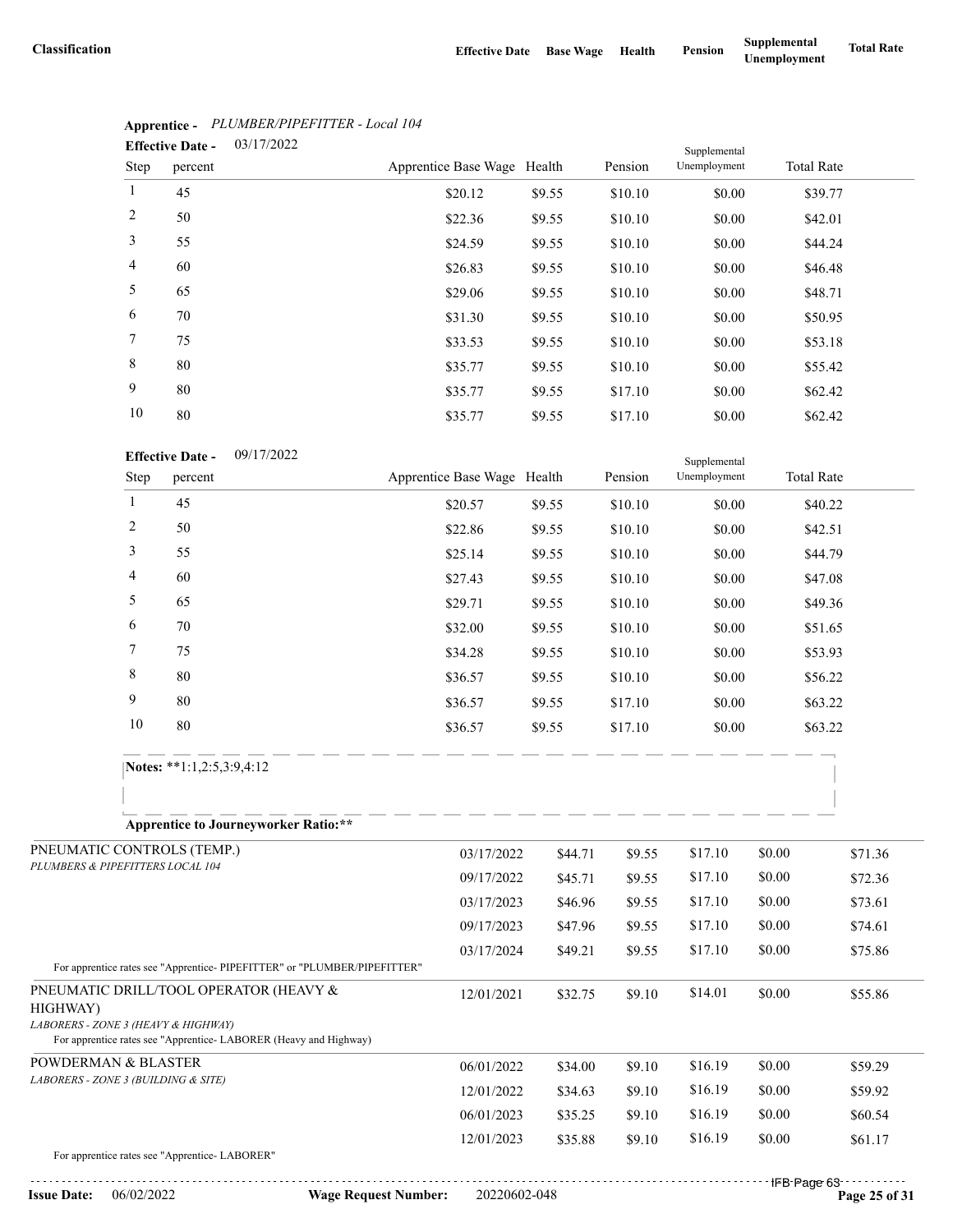| Classification | Effective Date | Base Wage | Health | Pension | Supplemental Unemployment | Total Rate |
|---|---|---|---|---|---|---|

**Apprentice -** *PLUMBER/PIPEFITTER - Local 104*

**Effective Date -** 03/17/2022

| Step | percent | Apprentice Base Wage | Health | Pension | Supplemental Unemployment | Total Rate |
|---|---|---|---|---|---|---|
| 1 | 45 | $20.12 | $9.55 | $10.10 | $0.00 | $39.77 |
| 2 | 50 | $22.36 | $9.55 | $10.10 | $0.00 | $42.01 |
| 3 | 55 | $24.59 | $9.55 | $10.10 | $0.00 | $44.24 |
| 4 | 60 | $26.83 | $9.55 | $10.10 | $0.00 | $46.48 |
| 5 | 65 | $29.06 | $9.55 | $10.10 | $0.00 | $48.71 |
| 6 | 70 | $31.30 | $9.55 | $10.10 | $0.00 | $50.95 |
| 7 | 75 | $33.53 | $9.55 | $10.10 | $0.00 | $53.18 |
| 8 | 80 | $35.77 | $9.55 | $10.10 | $0.00 | $55.42 |
| 9 | 80 | $35.77 | $9.55 | $17.10 | $0.00 | $62.42 |
| 10 | 80 | $35.77 | $9.55 | $17.10 | $0.00 | $62.42 |

**Effective Date -** 09/17/2022

| Step | percent | Apprentice Base Wage | Health | Pension | Supplemental Unemployment | Total Rate |
|---|---|---|---|---|---|---|
| 1 | 45 | $20.57 | $9.55 | $10.10 | $0.00 | $40.22 |
| 2 | 50 | $22.86 | $9.55 | $10.10 | $0.00 | $42.51 |
| 3 | 55 | $25.14 | $9.55 | $10.10 | $0.00 | $44.79 |
| 4 | 60 | $27.43 | $9.55 | $10.10 | $0.00 | $47.08 |
| 5 | 65 | $29.71 | $9.55 | $10.10 | $0.00 | $49.36 |
| 6 | 70 | $32.00 | $9.55 | $10.10 | $0.00 | $51.65 |
| 7 | 75 | $34.28 | $9.55 | $10.10 | $0.00 | $53.93 |
| 8 | 80 | $36.57 | $9.55 | $10.10 | $0.00 | $56.22 |
| 9 | 80 | $36.57 | $9.55 | $17.10 | $0.00 | $63.22 |
| 10 | 80 | $36.57 | $9.55 | $17.10 | $0.00 | $63.22 |

**Notes:** **1:1,2:5,3:9,4:12

**Apprentice to Journeyworker Ratio:****

| Classification | Effective Date | Base Wage | Health | Pension | Supplemental Unemployment | Total Rate |
|---|---|---|---|---|---|---|
| PNEUMATIC CONTROLS (TEMP.) *PLUMBERS & PIPEFITTERS LOCAL 104* | 03/17/2022 | $44.71 | $9.55 | $17.10 | $0.00 | $71.36 |
| | 09/17/2022 | $45.71 | $9.55 | $17.10 | $0.00 | $72.36 |
| | 03/17/2023 | $46.96 | $9.55 | $17.10 | $0.00 | $73.61 |
| | 09/17/2023 | $47.96 | $9.55 | $17.10 | $0.00 | $74.61 |
| | 03/17/2024 | $49.21 | $9.55 | $17.10 | $0.00 | $75.86 |
| For apprentice rates see "Apprentice- PIPEFITTER" or "PLUMBER/PIPEFITTER" | | | | | | |
| PNEUMATIC DRILL/TOOL OPERATOR (HEAVY & HIGHWAY) *LABORERS - ZONE 3 (HEAVY & HIGHWAY)* | 12/01/2021 | $32.75 | $9.10 | $14.01 | $0.00 | $55.86 |
| For apprentice rates see "Apprentice- LABORER (Heavy and Highway) | | | | | | |
| POWDERMAN & BLASTER *LABORERS - ZONE 3 (BUILDING & SITE)* | 06/01/2022 | $34.00 | $9.10 | $16.19 | $0.00 | $59.29 |
| | 12/01/2022 | $34.63 | $9.10 | $16.19 | $0.00 | $59.92 |
| | 06/01/2023 | $35.25 | $9.10 | $16.19 | $0.00 | $60.54 |
| | 12/01/2023 | $35.88 | $9.10 | $16.19 | $0.00 | $61.17 |
| For apprentice rates see "Apprentice- LABORER" | | | | | | |

**Issue Date:** 06/02/2022 **Wage Request Number:** 20220602-048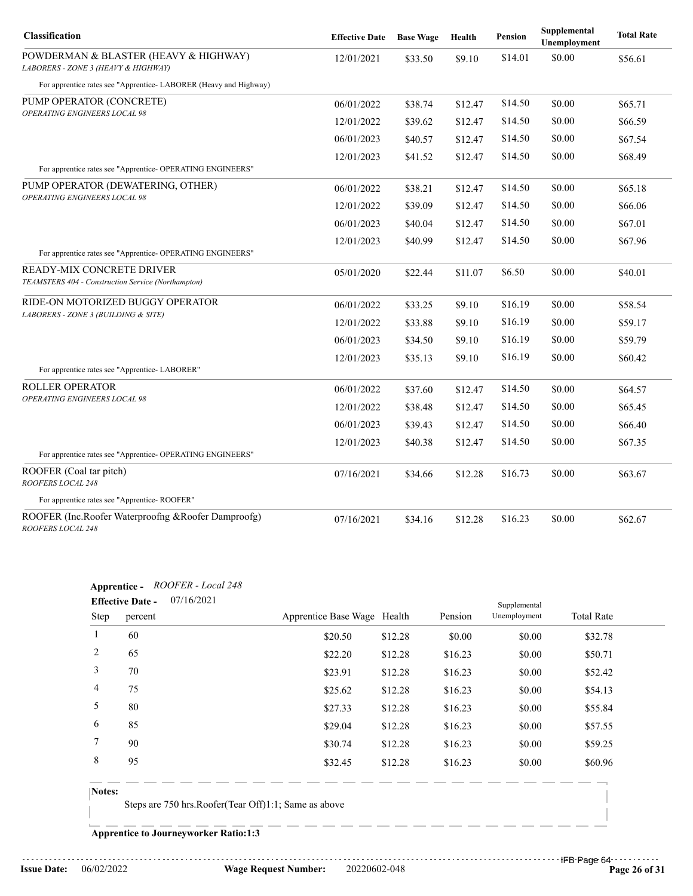| Classification | Effective Date | Base Wage | Health | Pension | Supplemental Unemployment | Total Rate |
|---|---|---|---|---|---|---|
| POWDERMAN & BLASTER (HEAVY & HIGHWAY)<br>*LABORERS - ZONE 3 (HEAVY & HIGHWAY)* | 12/01/2021 | $33.50 | $9.10 | $14.01 | $0.00 | $56.61 |
| For apprentice rates see "Apprentice- LABORER (Heavy and Highway) | | | | | | |
| PUMP OPERATOR (CONCRETE)<br>*OPERATING ENGINEERS LOCAL 98* | 06/01/2022 | $38.74 | $12.47 | $14.50 | $0.00 | $65.71 |
| | 12/01/2022 | $39.62 | $12.47 | $14.50 | $0.00 | $66.59 |
| | 06/01/2023 | $40.57 | $12.47 | $14.50 | $0.00 | $67.54 |
| | 12/01/2023 | $41.52 | $12.47 | $14.50 | $0.00 | $68.49 |
| For apprentice rates see "Apprentice- OPERATING ENGINEERS" | | | | | | |
| PUMP OPERATOR (DEWATERING, OTHER)<br>*OPERATING ENGINEERS LOCAL 98* | 06/01/2022 | $38.21 | $12.47 | $14.50 | $0.00 | $65.18 |
| | 12/01/2022 | $39.09 | $12.47 | $14.50 | $0.00 | $66.06 |
| | 06/01/2023 | $40.04 | $12.47 | $14.50 | $0.00 | $67.01 |
| | 12/01/2023 | $40.99 | $12.47 | $14.50 | $0.00 | $67.96 |
| For apprentice rates see "Apprentice- OPERATING ENGINEERS" | | | | | | |
| READY-MIX CONCRETE DRIVER<br>*TEAMSTERS 404 - Construction Service (Northampton)* | 05/01/2020 | $22.44 | $11.07 | $6.50 | $0.00 | $40.01 |
| RIDE-ON MOTORIZED BUGGY OPERATOR<br>*LABORERS - ZONE 3 (BUILDING & SITE)* | 06/01/2022 | $33.25 | $9.10 | $16.19 | $0.00 | $58.54 |
| | 12/01/2022 | $33.88 | $9.10 | $16.19 | $0.00 | $59.17 |
| | 06/01/2023 | $34.50 | $9.10 | $16.19 | $0.00 | $59.79 |
| | 12/01/2023 | $35.13 | $9.10 | $16.19 | $0.00 | $60.42 |
| For apprentice rates see "Apprentice- LABORER" | | | | | | |
| ROLLER OPERATOR<br>*OPERATING ENGINEERS LOCAL 98* | 06/01/2022 | $37.60 | $12.47 | $14.50 | $0.00 | $64.57 |
| | 12/01/2022 | $38.48 | $12.47 | $14.50 | $0.00 | $65.45 |
| | 06/01/2023 | $39.43 | $12.47 | $14.50 | $0.00 | $66.40 |
| | 12/01/2023 | $40.38 | $12.47 | $14.50 | $0.00 | $67.35 |
| For apprentice rates see "Apprentice- OPERATING ENGINEERS" | | | | | | |
| ROOFER (Coal tar pitch)<br>*ROOFERS LOCAL 248* | 07/16/2021 | $34.66 | $12.28 | $16.73 | $0.00 | $63.67 |
| For apprentice rates see "Apprentice- ROOFER" | | | | | | |
| ROOFER (Inc.Roofer Waterproofng &Roofer Damproofg)<br>*ROOFERS LOCAL 248* | 07/16/2021 | $34.16 | $12.28 | $16.23 | $0.00 | $62.67 |

**Apprentice -** *ROOFER - Local 248*

**Effective Date -** 07/16/2021

| Step | percent | Apprentice Base Wage | Health | Pension | Supplemental Unemployment | Total Rate |
|---|---|---|---|---|---|---|
| 1 | 60 | $20.50 | $12.28 | $0.00 | $0.00 | $32.78 |
| 2 | 65 | $22.20 | $12.28 | $16.23 | $0.00 | $50.71 |
| 3 | 70 | $23.91 | $12.28 | $16.23 | $0.00 | $52.42 |
| 4 | 75 | $25.62 | $12.28 | $16.23 | $0.00 | $54.13 |
| 5 | 80 | $27.33 | $12.28 | $16.23 | $0.00 | $55.84 |
| 6 | 85 | $29.04 | $12.28 | $16.23 | $0.00 | $57.55 |
| 7 | 90 | $30.74 | $12.28 | $16.23 | $0.00 | $59.25 |
| 8 | 95 | $32.45 | $12.28 | $16.23 | $0.00 | $60.96 |

**Notes:**

Steps are 750 hrs.Roofer(Tear Off)1:1; Same as above

**Apprentice to Journeyworker Ratio:1:3**

**Issue Date:** 06/02/2022 **Wage Request Number:** 20220602-048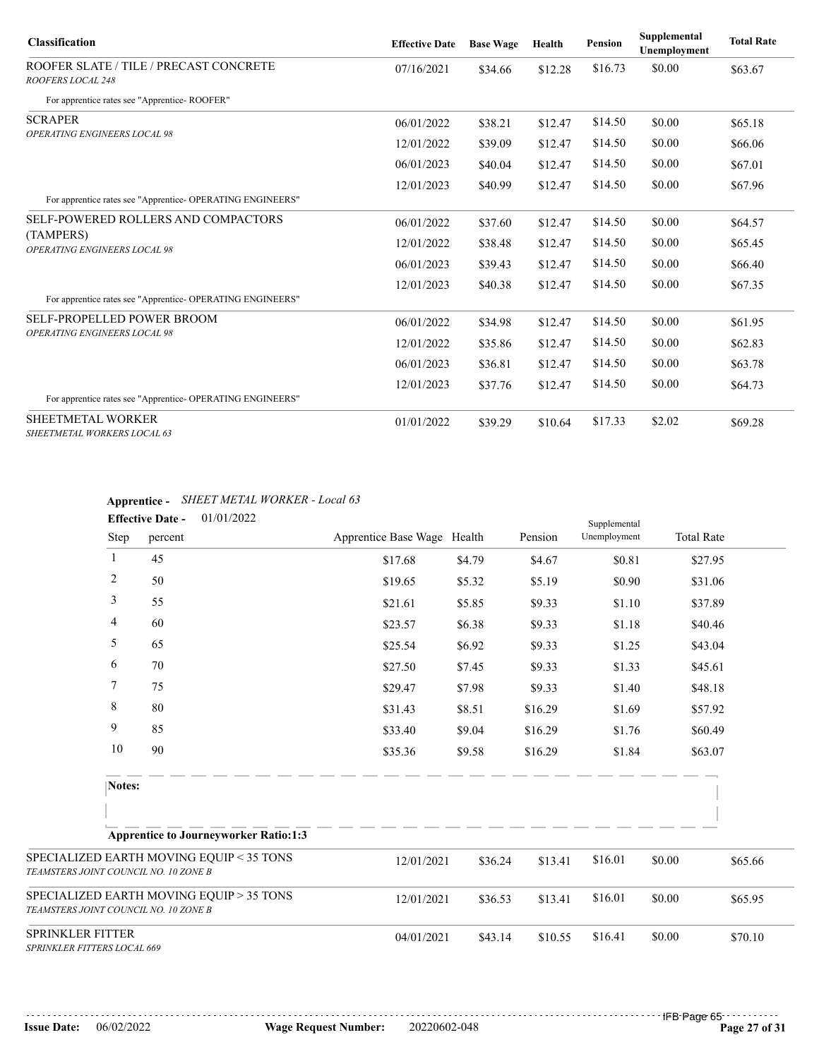| Classification | Effective Date | Base Wage | Health | Pension | Supplemental Unemployment | Total Rate |
|---|---|---|---|---|---|---|
| ROOFER SLATE / TILE / PRECAST CONCRETE *ROOFERS LOCAL 248* | 07/16/2021 | $34.66 | $12.28 | $16.73 | $0.00 | $63.67 |
| For apprentice rates see "Apprentice- ROOFER" | | | | | | |
| SCRAPER *OPERATING ENGINEERS LOCAL 98* | 06/01/2022 | $38.21 | $12.47 | $14.50 | $0.00 | $65.18 |
| | 12/01/2022 | $39.09 | $12.47 | $14.50 | $0.00 | $66.06 |
| | 06/01/2023 | $40.04 | $12.47 | $14.50 | $0.00 | $67.01 |
| | 12/01/2023 | $40.99 | $12.47 | $14.50 | $0.00 | $67.96 |
| For apprentice rates see "Apprentice- OPERATING ENGINEERS" | | | | | | |
| SELF-POWERED ROLLERS AND COMPACTORS (TAMPERS) *OPERATING ENGINEERS LOCAL 98* | 06/01/2022 | $37.60 | $12.47 | $14.50 | $0.00 | $64.57 |
| | 12/01/2022 | $38.48 | $12.47 | $14.50 | $0.00 | $65.45 |
| | 06/01/2023 | $39.43 | $12.47 | $14.50 | $0.00 | $66.40 |
| | 12/01/2023 | $40.38 | $12.47 | $14.50 | $0.00 | $67.35 |
| For apprentice rates see "Apprentice- OPERATING ENGINEERS" | | | | | | |
| SELF-PROPELLED POWER BROOM *OPERATING ENGINEERS LOCAL 98* | 06/01/2022 | $34.98 | $12.47 | $14.50 | $0.00 | $61.95 |
| | 12/01/2022 | $35.86 | $12.47 | $14.50 | $0.00 | $62.83 |
| | 06/01/2023 | $36.81 | $12.47 | $14.50 | $0.00 | $63.78 |
| | 12/01/2023 | $37.76 | $12.47 | $14.50 | $0.00 | $64.73 |
| For apprentice rates see "Apprentice- OPERATING ENGINEERS" | | | | | | |
| SHEETMETAL WORKER *SHEETMETAL WORKERS LOCAL 63* | 01/01/2022 | $39.29 | $10.64 | $17.33 | $2.02 | $69.28 |

**Apprentice -** *SHEET METAL WORKER - Local 63*

**Effective Date -** 01/01/2022

| Step | percent | Apprentice Base Wage | Health | Pension | Supplemental Unemployment | Total Rate |
|---|---|---|---|---|---|---|
| 1 | 45 | $17.68 | $4.79 | $4.67 | $0.81 | $27.95 |
| 2 | 50 | $19.65 | $5.32 | $5.19 | $0.90 | $31.06 |
| 3 | 55 | $21.61 | $5.85 | $9.33 | $1.10 | $37.89 |
| 4 | 60 | $23.57 | $6.38 | $9.33 | $1.18 | $40.46 |
| 5 | 65 | $25.54 | $6.92 | $9.33 | $1.25 | $43.04 |
| 6 | 70 | $27.50 | $7.45 | $9.33 | $1.33 | $45.61 |
| 7 | 75 | $29.47 | $7.98 | $9.33 | $1.40 | $48.18 |
| 8 | 80 | $31.43 | $8.51 | $16.29 | $1.69 | $57.92 |
| 9 | 85 | $33.40 | $9.04 | $16.29 | $1.76 | $60.49 |
| 10 | 90 | $35.36 | $9.58 | $16.29 | $1.84 | $63.07 |

**Notes:**

**Apprentice to Journeyworker Ratio:1:3**

| Classification | Effective Date | Base Wage | Health | Pension | Supplemental Unemployment | Total Rate |
|---|---|---|---|---|---|---|
| SPECIALIZED EARTH MOVING EQUIP < 35 TONS *TEAMSTERS JOINT COUNCIL NO. 10 ZONE B* | 12/01/2021 | $36.24 | $13.41 | $16.01 | $0.00 | $65.66 |
| SPECIALIZED EARTH MOVING EQUIP > 35 TONS *TEAMSTERS JOINT COUNCIL NO. 10 ZONE B* | 12/01/2021 | $36.53 | $13.41 | $16.01 | $0.00 | $65.95 |
| SPRINKLER FITTER *SPRINKLER FITTERS LOCAL 669* | 04/01/2021 | $43.14 | $10.55 | $16.41 | $0.00 | $70.10 |

**Issue Date:** 06/02/2022 **Wage Request Number:** 20220602-048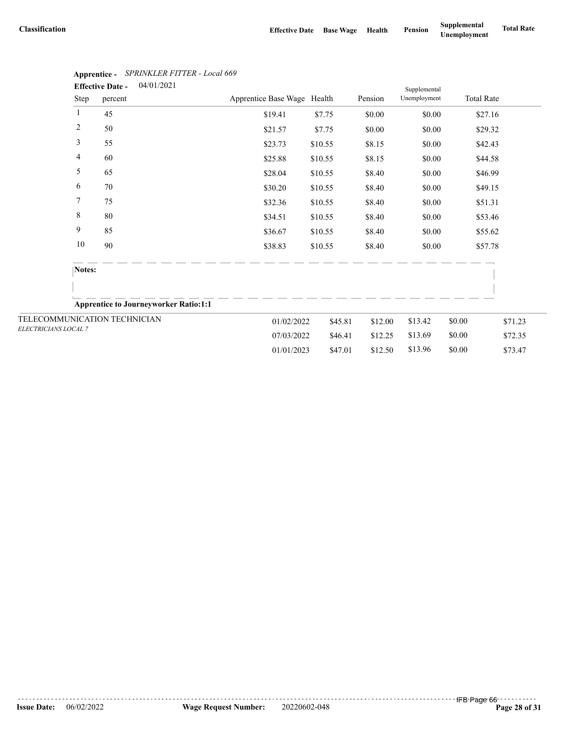| Classification | Effective Date | Base Wage | Health | Pension | Supplemental Unemployment | Total Rate |
|---|---|---|---|---|---|---|

**Apprentice -** *SPRINKLER FITTER - Local 669*

**Effective Date -** 04/01/2021

| Step | percent | Apprentice Base Wage | Health | Pension | Supplemental Unemployment | Total Rate |
|---|---|---|---|---|---|---|
| 1 | 45 | $19.41 | $7.75 | $0.00 | $0.00 | $27.16 |
| 2 | 50 | $21.57 | $7.75 | $0.00 | $0.00 | $29.32 |
| 3 | 55 | $23.73 | $10.55 | $8.15 | $0.00 | $42.43 |
| 4 | 60 | $25.88 | $10.55 | $8.15 | $0.00 | $44.58 |
| 5 | 65 | $28.04 | $10.55 | $8.40 | $0.00 | $46.99 |
| 6 | 70 | $30.20 | $10.55 | $8.40 | $0.00 | $49.15 |
| 7 | 75 | $32.36 | $10.55 | $8.40 | $0.00 | $51.31 |
| 8 | 80 | $34.51 | $10.55 | $8.40 | $0.00 | $53.46 |
| 9 | 85 | $36.67 | $10.55 | $8.40 | $0.00 | $55.62 |
| 10 | 90 | $38.83 | $10.55 | $8.40 | $0.00 | $57.78 |

**Notes:**

**Apprentice to Journeyworker Ratio:1:1**

| Classification | Effective Date | Base Wage | Health | Pension | Supplemental Unemployment | Total Rate |
|---|---|---|---|---|---|---|
| TELECOMMUNICATION TECHNICIAN *ELECTRICIANS LOCAL 7* | 01/02/2022 | $45.81 | $12.00 | $13.42 | $0.00 | $71.23 |
| | 07/03/2022 | $46.41 | $12.25 | $13.69 | $0.00 | $72.35 |
| | 01/01/2023 | $47.01 | $12.50 | $13.96 | $0.00 | $73.47 |

**Issue Date:** 06/02/2022 **Wage Request Number:** 20220602-048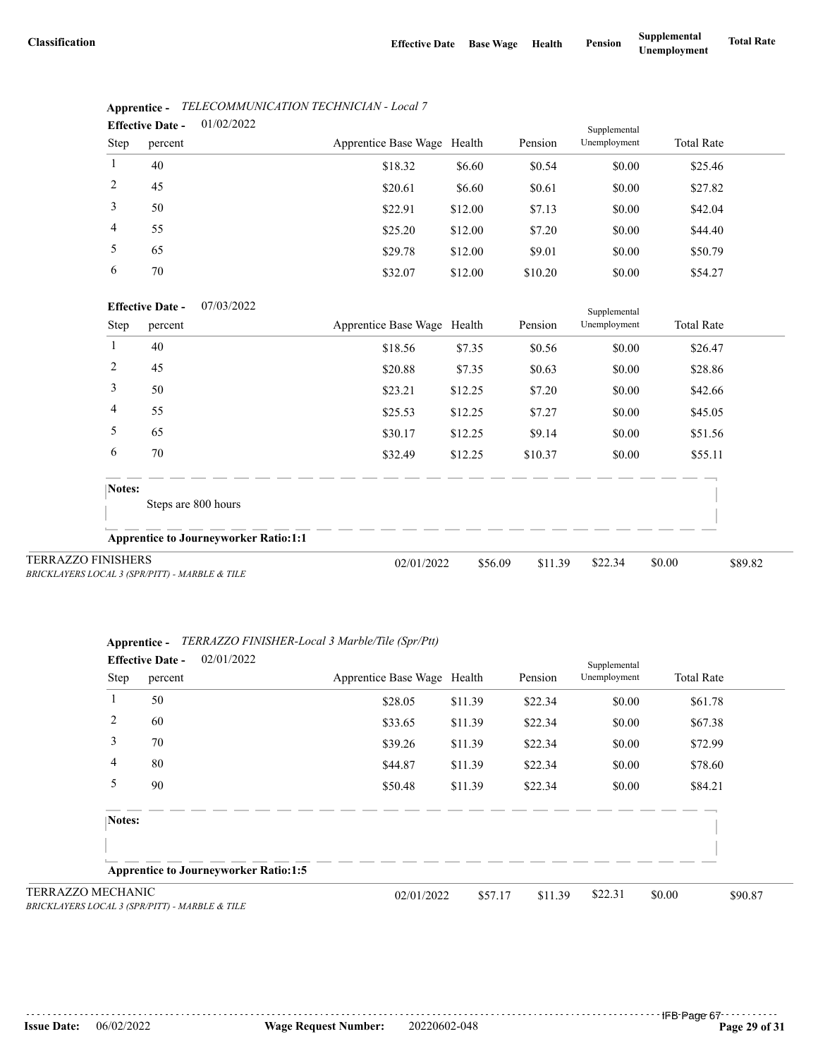| Classification | Effective Date | Base Wage | Health | Pension | Supplemental Unemployment | Total Rate |
|---|---|---|---|---|---|---|

**Apprentice -** *TELECOMMUNICATION TECHNICIAN - Local 7*

**Effective Date -** 01/02/2022

| Step | percent | Apprentice Base Wage | Health | Pension | Supplemental Unemployment | Total Rate |
|---|---|---|---|---|---|---|
| 1 | 40 | $18.32 | $6.60 | $0.54 | $0.00 | $25.46 |
| 2 | 45 | $20.61 | $6.60 | $0.61 | $0.00 | $27.82 |
| 3 | 50 | $22.91 | $12.00 | $7.13 | $0.00 | $42.04 |
| 4 | 55 | $25.20 | $12.00 | $7.20 | $0.00 | $44.40 |
| 5 | 65 | $29.78 | $12.00 | $9.01 | $0.00 | $50.79 |
| 6 | 70 | $32.07 | $12.00 | $10.20 | $0.00 | $54.27 |

**Effective Date -** 07/03/2022

| Step | percent | Apprentice Base Wage | Health | Pension | Supplemental Unemployment | Total Rate |
|---|---|---|---|---|---|---|
| 1 | 40 | $18.56 | $7.35 | $0.56 | $0.00 | $26.47 |
| 2 | 45 | $20.88 | $7.35 | $0.63 | $0.00 | $28.86 |
| 3 | 50 | $23.21 | $12.25 | $7.20 | $0.00 | $42.66 |
| 4 | 55 | $25.53 | $12.25 | $7.27 | $0.00 | $45.05 |
| 5 | 65 | $30.17 | $12.25 | $9.14 | $0.00 | $51.56 |
| 6 | 70 | $32.49 | $12.25 | $10.37 | $0.00 | $55.11 |

**Notes:**

Steps are 800 hours

**Apprentice to Journeyworker Ratio:1:1**

| Classification | Effective Date | Base Wage | Health | Pension | Supplemental Unemployment | Total Rate |
|---|---|---|---|---|---|---|
| TERRAZZO FINISHERS<br>*BRICKLAYERS LOCAL 3 (SPR/PITT) - MARBLE & TILE* | 02/01/2022 | $56.09 | $11.39 | $22.34 | $0.00 | $89.82 |

**Apprentice -** *TERRAZZO FINISHER-Local 3 Marble/Tile (Spr/Ptt)*

**Effective Date -** 02/01/2022

| Step | percent | Apprentice Base Wage | Health | Pension | Supplemental Unemployment | Total Rate |
|---|---|---|---|---|---|---|
| 1 | 50 | $28.05 | $11.39 | $22.34 | $0.00 | $61.78 |
| 2 | 60 | $33.65 | $11.39 | $22.34 | $0.00 | $67.38 |
| 3 | 70 | $39.26 | $11.39 | $22.34 | $0.00 | $72.99 |
| 4 | 80 | $44.87 | $11.39 | $22.34 | $0.00 | $78.60 |
| 5 | 90 | $50.48 | $11.39 | $22.34 | $0.00 | $84.21 |

**Notes:**

**Apprentice to Journeyworker Ratio:1:5**

| Classification | Effective Date | Base Wage | Health | Pension | Supplemental Unemployment | Total Rate |
|---|---|---|---|---|---|---|
| TERRAZZO MECHANIC<br>*BRICKLAYERS LOCAL 3 (SPR/PITT) - MARBLE & TILE* | 02/01/2022 | $57.17 | $11.39 | $22.31 | $0.00 | $90.87 |

**Issue Date:** 06/02/2022 **Wage Request Number:** 20220602-048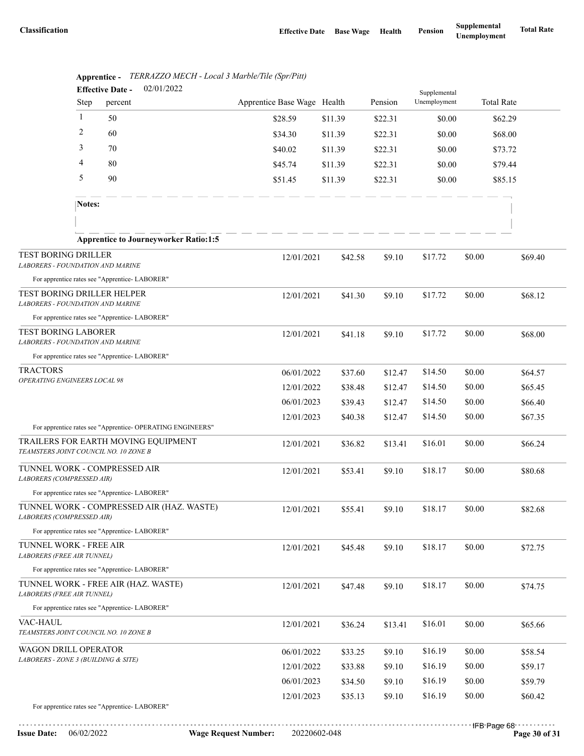| Classification | Effective Date | Base Wage | Health | Pension | Supplemental Unemployment | Total Rate |
|---|---|---|---|---|---|---|

**Apprentice -** *TERRAZZO MECH - Local 3 Marble/Tile (Spr/Pitt)*

**Effective Date -** 02/01/2022

| Step | percent | Apprentice Base Wage | Health | Pension | Supplemental Unemployment | Total Rate |
|---|---|---|---|---|---|---|
| 1 | 50 | $28.59 | $11.39 | $22.31 | $0.00 | $62.29 |
| 2 | 60 | $34.30 | $11.39 | $22.31 | $0.00 | $68.00 |
| 3 | 70 | $40.02 | $11.39 | $22.31 | $0.00 | $73.72 |
| 4 | 80 | $45.74 | $11.39 | $22.31 | $0.00 | $79.44 |
| 5 | 90 | $51.45 | $11.39 | $22.31 | $0.00 | $85.15 |

**Notes:**

**Apprentice to Journeyworker Ratio:1:5**

| Classification | Effective Date | Base Wage | Health | Pension | Supplemental Unemployment | Total Rate |
|---|---|---|---|---|---|---|
| TEST BORING DRILLER<br>*LABORERS - FOUNDATION AND MARINE*<br>For apprentice rates see "Apprentice- LABORER" | 12/01/2021 | $42.58 | $9.10 | $17.72 | $0.00 | $69.40 |
| TEST BORING DRILLER HELPER<br>*LABORERS - FOUNDATION AND MARINE*<br>For apprentice rates see "Apprentice- LABORER" | 12/01/2021 | $41.30 | $9.10 | $17.72 | $0.00 | $68.12 |
| TEST BORING LABORER<br>*LABORERS - FOUNDATION AND MARINE*<br>For apprentice rates see "Apprentice- LABORER" | 12/01/2021 | $41.18 | $9.10 | $17.72 | $0.00 | $68.00 |
| TRACTORS<br>*OPERATING ENGINEERS LOCAL 98* | 06/01/2022 | $37.60 | $12.47 | $14.50 | $0.00 | $64.57 |
| | 12/01/2022 | $38.48 | $12.47 | $14.50 | $0.00 | $65.45 |
| | 06/01/2023 | $39.43 | $12.47 | $14.50 | $0.00 | $66.40 |
| | 12/01/2023 | $40.38 | $12.47 | $14.50 | $0.00 | $67.35 |
| For apprentice rates see "Apprentice- OPERATING ENGINEERS" | | | | | | |
| TRAILERS FOR EARTH MOVING EQUIPMENT<br>*TEAMSTERS JOINT COUNCIL NO. 10 ZONE B* | 12/01/2021 | $36.82 | $13.41 | $16.01 | $0.00 | $66.24 |
| TUNNEL WORK - COMPRESSED AIR<br>*LABORERS (COMPRESSED AIR)*<br>For apprentice rates see "Apprentice- LABORER" | 12/01/2021 | $53.41 | $9.10 | $18.17 | $0.00 | $80.68 |
| TUNNEL WORK - COMPRESSED AIR (HAZ. WASTE)<br>*LABORERS (COMPRESSED AIR)*<br>For apprentice rates see "Apprentice- LABORER" | 12/01/2021 | $55.41 | $9.10 | $18.17 | $0.00 | $82.68 |
| TUNNEL WORK - FREE AIR<br>*LABORERS (FREE AIR TUNNEL)*<br>For apprentice rates see "Apprentice- LABORER" | 12/01/2021 | $45.48 | $9.10 | $18.17 | $0.00 | $72.75 |
| TUNNEL WORK - FREE AIR (HAZ. WASTE)<br>*LABORERS (FREE AIR TUNNEL)*<br>For apprentice rates see "Apprentice- LABORER" | 12/01/2021 | $47.48 | $9.10 | $18.17 | $0.00 | $74.75 |
| VAC-HAUL<br>*TEAMSTERS JOINT COUNCIL NO. 10 ZONE B* | 12/01/2021 | $36.24 | $13.41 | $16.01 | $0.00 | $65.66 |
| WAGON DRILL OPERATOR<br>*LABORERS - ZONE 3 (BUILDING & SITE)* | 06/01/2022 | $33.25 | $9.10 | $16.19 | $0.00 | $58.54 |
| | 12/01/2022 | $33.88 | $9.10 | $16.19 | $0.00 | $59.17 |
| | 06/01/2023 | $34.50 | $9.10 | $16.19 | $0.00 | $59.79 |
| | 12/01/2023 | $35.13 | $9.10 | $16.19 | $0.00 | $60.42 |
| For apprentice rates see "Apprentice- LABORER" | | | | | | |

**Issue Date:** 06/02/2022 **Wage Request Number:** 20220602-048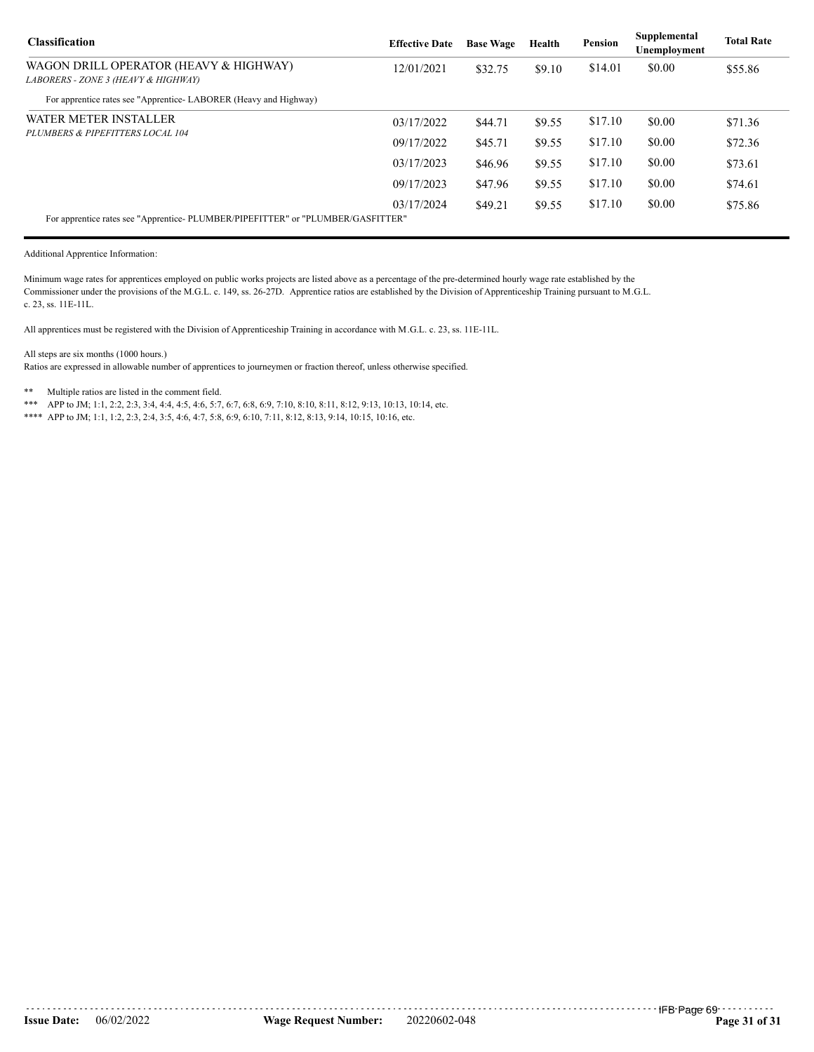| Classification | Effective Date | Base Wage | Health | Pension | Supplemental Unemployment | Total Rate |
|---|---|---|---|---|---|---|
| WAGON DRILL OPERATOR (HEAVY & HIGHWAY)<br>*LABORERS - ZONE 3 (HEAVY & HIGHWAY)* | 12/01/2021 | $32.75 | $9.10 | $14.01 | $0.00 | $55.86 |
| For apprentice rates see "Apprentice- LABORER (Heavy and Highway) | | | | | | |
| WATER METER INSTALLER<br>*PLUMBERS & PIPEFITTERS LOCAL 104* | 03/17/2022 | $44.71 | $9.55 | $17.10 | $0.00 | $71.36 |
| | 09/17/2022 | $45.71 | $9.55 | $17.10 | $0.00 | $72.36 |
| | 03/17/2023 | $46.96 | $9.55 | $17.10 | $0.00 | $73.61 |
| | 09/17/2023 | $47.96 | $9.55 | $17.10 | $0.00 | $74.61 |
| | 03/17/2024 | $49.21 | $9.55 | $17.10 | $0.00 | $75.86 |
| For apprentice rates see "Apprentice- PLUMBER/PIPEFITTER" or "PLUMBER/GASFITTER" | | | | | | |

Additional Apprentice Information:

Minimum wage rates for apprentices employed on public works projects are listed above as a percentage of the pre-determined hourly wage rate established by the Commissioner under the provisions of the M.G.L. c. 149, ss. 26-27D. Apprentice ratios are established by the Division of Apprenticeship Training pursuant to M.G.L. c. 23, ss. 11E-11L.

All apprentices must be registered with the Division of Apprenticeship Training in accordance with M.G.L. c. 23, ss. 11E-11L.

All steps are six months (1000 hours.)
Ratios are expressed in allowable number of apprentices to journeymen or fraction thereof, unless otherwise specified.

** Multiple ratios are listed in the comment field.
*** APP to JM; 1:1, 2:2, 2:3, 3:4, 4:4, 4:5, 4:6, 5:7, 6:7, 6:8, 6:9, 7:10, 8:10, 8:11, 8:12, 9:13, 10:13, 10:14, etc.
**** APP to JM; 1:1, 1:2, 2:3, 2:4, 3:5, 4:6, 4:7, 5:8, 6:9, 6:10, 7:11, 8:12, 8:13, 9:14, 10:15, 10:16, etc.

**Issue Date:** 06/02/2022 **Wage Request Number:** 20220602-048